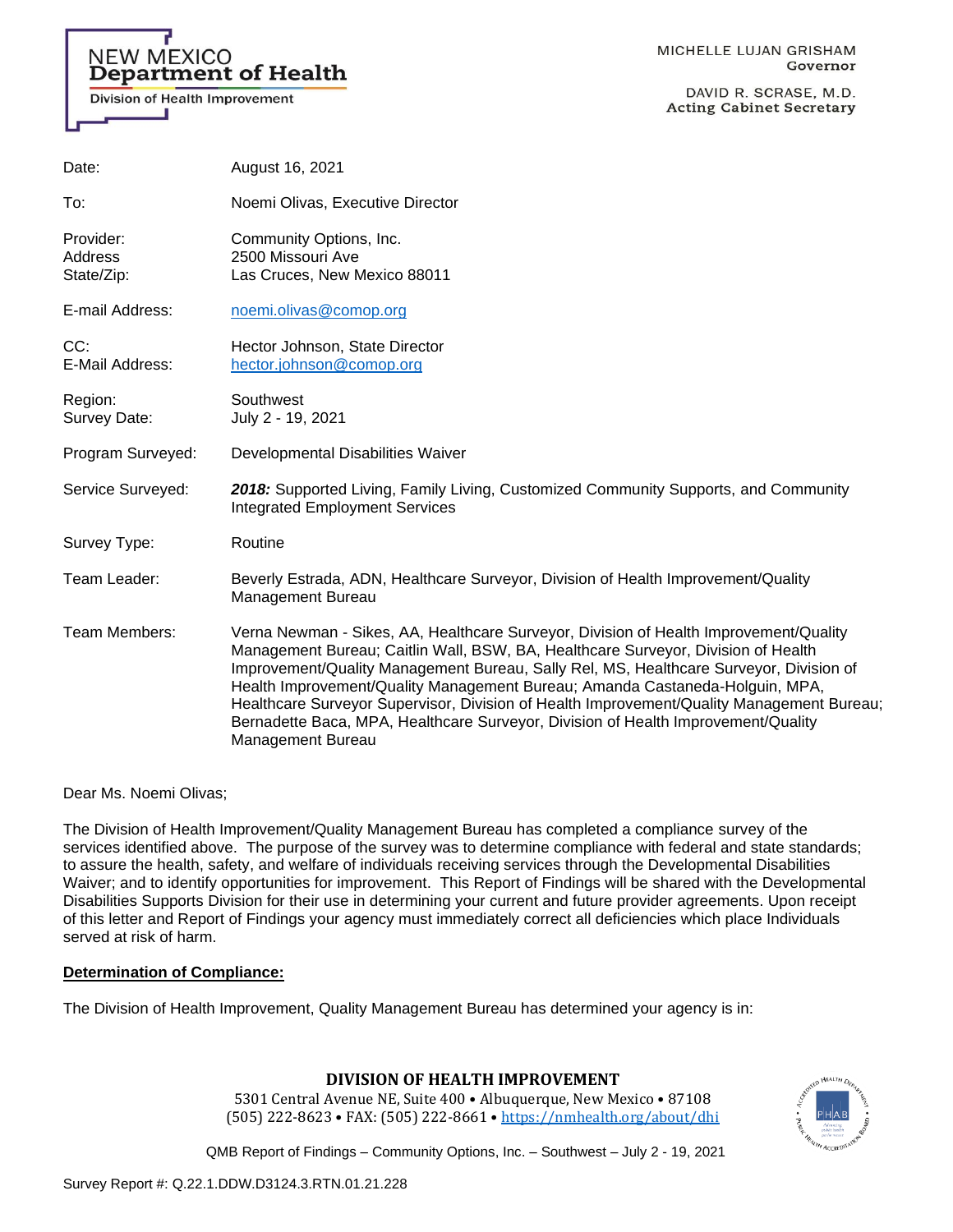NEW MEXICO
**Department of Health**
Division of Health Improvement

MICHELLE LUJAN GRISHAM
**Governor**

DAVID R. SCRASE, M.D.
**Acting Cabinet Secretary**

| | |
|---|---|
| Date: | August 16, 2021 |
| To: | Noemi Olivas, Executive Director |
| Provider:<br>Address<br>State/Zip: | Community Options, Inc.<br>2500 Missouri Ave<br>Las Cruces, New Mexico 88011 |
| E-mail Address: | noemi.olivas@comop.org |
| CC:<br>E-Mail Address: | Hector Johnson, State Director<br>hector.johnson@comop.org |
| Region:<br>Survey Date: | Southwest<br>July 2 - 19, 2021 |
| Program Surveyed: | Developmental Disabilities Waiver |
| Service Surveyed: | ***2018:*** Supported Living, Family Living, Customized Community Supports, and Community Integrated Employment Services |
| Survey Type: | Routine |
| Team Leader: | Beverly Estrada, ADN, Healthcare Surveyor, Division of Health Improvement/Quality Management Bureau |
| Team Members: | Verna Newman - Sikes, AA, Healthcare Surveyor, Division of Health Improvement/Quality Management Bureau; Caitlin Wall, BSW, BA, Healthcare Surveyor, Division of Health Improvement/Quality Management Bureau, Sally Rel, MS, Healthcare Surveyor, Division of Health Improvement/Quality Management Bureau; Amanda Castaneda-Holguin, MPA, Healthcare Surveyor Supervisor, Division of Health Improvement/Quality Management Bureau; Bernadette Baca, MPA, Healthcare Surveyor, Division of Health Improvement/Quality Management Bureau |

Dear Ms. Noemi Olivas;

The Division of Health Improvement/Quality Management Bureau has completed a compliance survey of the services identified above. The purpose of the survey was to determine compliance with federal and state standards; to assure the health, safety, and welfare of individuals receiving services through the Developmental Disabilities Waiver; and to identify opportunities for improvement. This Report of Findings will be shared with the Developmental Disabilities Supports Division for their use in determining your current and future provider agreements. Upon receipt of this letter and Report of Findings your agency must immediately correct all deficiencies which place Individuals served at risk of harm.

**<u>Determination of Compliance:</u>**

The Division of Health Improvement, Quality Management Bureau has determined your agency is in:

**DIVISION OF HEALTH IMPROVEMENT**
5301 Central Avenue NE, Suite 400 • Albuquerque, New Mexico • 87108
(505) 222-8623 • FAX: (505) 222-8661 • https://nmhealth.org/about/dhi

QMB Report of Findings – Community Options, Inc. – Southwest – July 2 - 19, 2021

Survey Report #: Q.22.1.DDW.D3124.3.RTN.01.21.228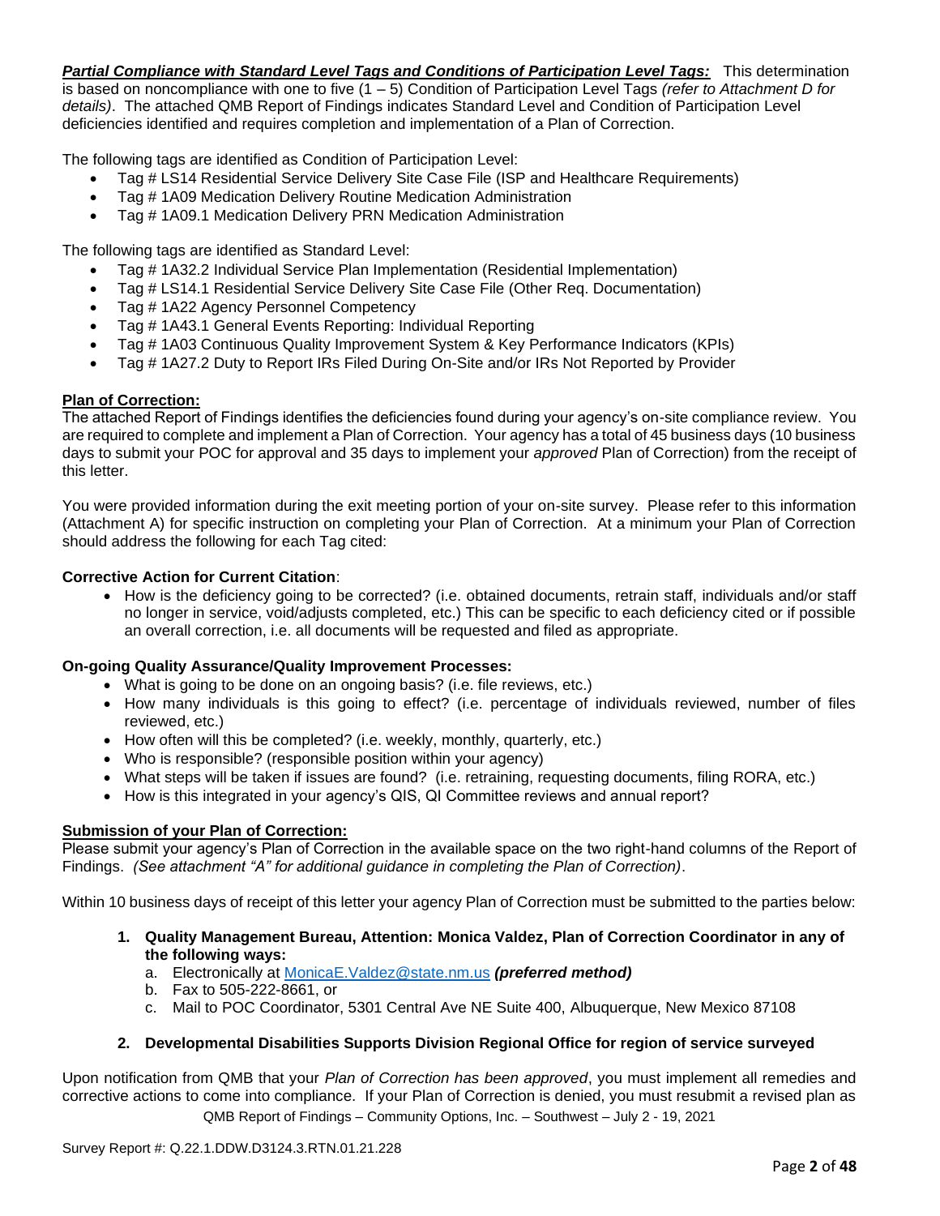***Partial Compliance with Standard Level Tags and Conditions of Participation Level Tags:*** This determination is based on noncompliance with one to five (1 – 5) Condition of Participation Level Tags *(refer to Attachment D for details)*. The attached QMB Report of Findings indicates Standard Level and Condition of Participation Level deficiencies identified and requires completion and implementation of a Plan of Correction.

The following tags are identified as Condition of Participation Level:

- Tag # LS14 Residential Service Delivery Site Case File (ISP and Healthcare Requirements)
- Tag # 1A09 Medication Delivery Routine Medication Administration
- Tag # 1A09.1 Medication Delivery PRN Medication Administration

The following tags are identified as Standard Level:

- Tag # 1A32.2 Individual Service Plan Implementation (Residential Implementation)
- Tag # LS14.1 Residential Service Delivery Site Case File (Other Req. Documentation)
- Tag # 1A22 Agency Personnel Competency
- Tag # 1A43.1 General Events Reporting: Individual Reporting
- Tag # 1A03 Continuous Quality Improvement System & Key Performance Indicators (KPIs)
- Tag # 1A27.2 Duty to Report IRs Filed During On-Site and/or IRs Not Reported by Provider

**Plan of Correction:**

The attached Report of Findings identifies the deficiencies found during your agency's on-site compliance review. You are required to complete and implement a Plan of Correction. Your agency has a total of 45 business days (10 business days to submit your POC for approval and 35 days to implement your *approved* Plan of Correction) from the receipt of this letter.

You were provided information during the exit meeting portion of your on-site survey. Please refer to this information (Attachment A) for specific instruction on completing your Plan of Correction. At a minimum your Plan of Correction should address the following for each Tag cited:

**Corrective Action for Current Citation**:

- How is the deficiency going to be corrected? (i.e. obtained documents, retrain staff, individuals and/or staff no longer in service, void/adjusts completed, etc.) This can be specific to each deficiency cited or if possible an overall correction, i.e. all documents will be requested and filed as appropriate.

**On-going Quality Assurance/Quality Improvement Processes:**

- What is going to be done on an ongoing basis? (i.e. file reviews, etc.)
- How many individuals is this going to effect? (i.e. percentage of individuals reviewed, number of files reviewed, etc.)
- How often will this be completed? (i.e. weekly, monthly, quarterly, etc.)
- Who is responsible? (responsible position within your agency)
- What steps will be taken if issues are found? (i.e. retraining, requesting documents, filing RORA, etc.)
- How is this integrated in your agency's QIS, QI Committee reviews and annual report?

**Submission of your Plan of Correction:**

Please submit your agency's Plan of Correction in the available space on the two right-hand columns of the Report of Findings. *(See attachment "A" for additional guidance in completing the Plan of Correction)*.

Within 10 business days of receipt of this letter your agency Plan of Correction must be submitted to the parties below:

1. **Quality Management Bureau, Attention: Monica Valdez, Plan of Correction Coordinator in any of the following ways:**
   a. Electronically at MonicaE.Valdez@state.nm.us ***(preferred method)***
   b. Fax to 505-222-8661, or
   c. Mail to POC Coordinator, 5301 Central Ave NE Suite 400, Albuquerque, New Mexico 87108

2. **Developmental Disabilities Supports Division Regional Office for region of service surveyed**

Upon notification from QMB that your *Plan of Correction has been approved*, you must implement all remedies and corrective actions to come into compliance. If your Plan of Correction is denied, you must resubmit a revised plan as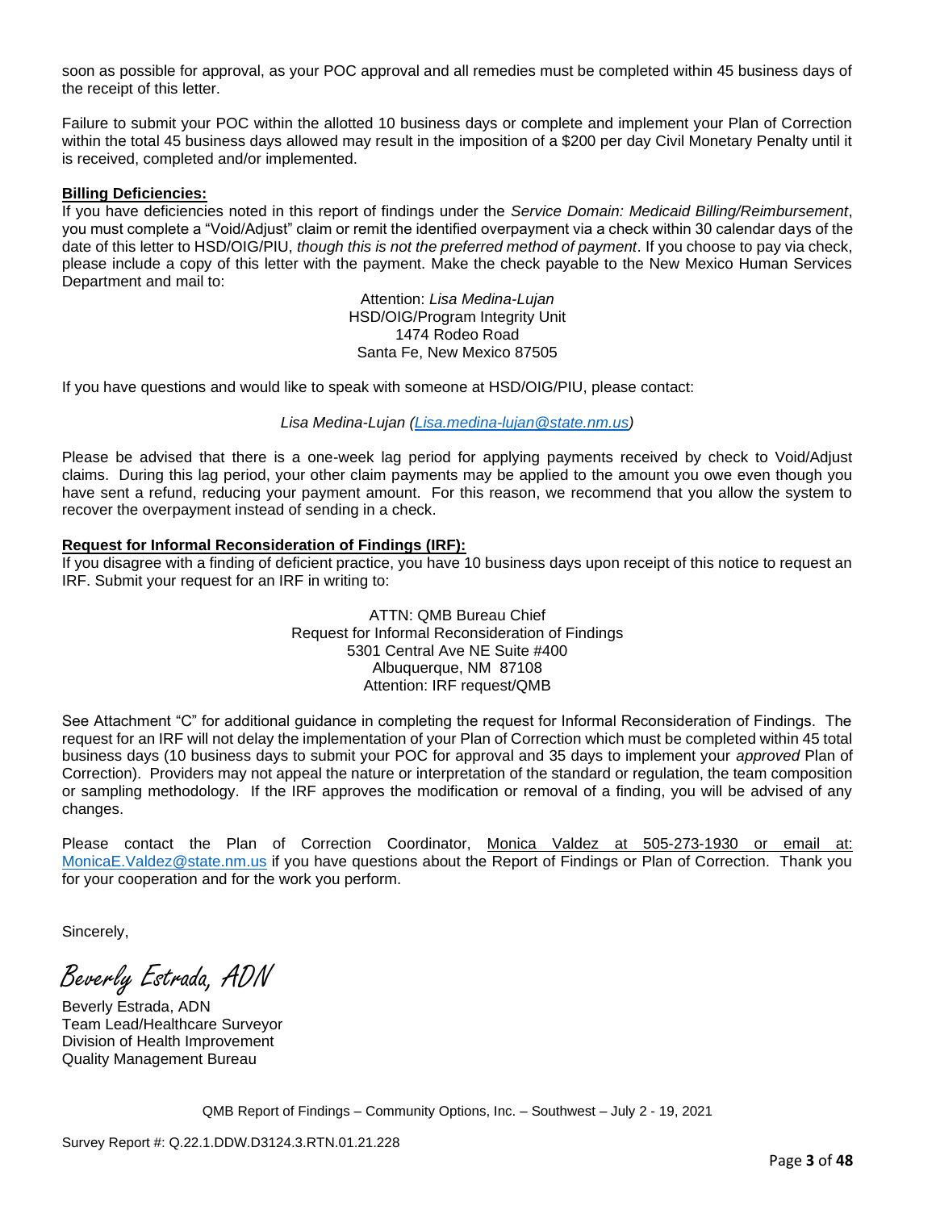soon as possible for approval, as your POC approval and all remedies must be completed within 45 business days of the receipt of this letter.

Failure to submit your POC within the allotted 10 business days or complete and implement your Plan of Correction within the total 45 business days allowed may result in the imposition of a $200 per day Civil Monetary Penalty until it is received, completed and/or implemented.

**Billing Deficiencies:**

If you have deficiencies noted in this report of findings under the *Service Domain: Medicaid Billing/Reimbursement*, you must complete a "Void/Adjust" claim or remit the identified overpayment via a check within 30 calendar days of the date of this letter to HSD/OIG/PIU, *though this is not the preferred method of payment*. If you choose to pay via check, please include a copy of this letter with the payment. Make the check payable to the New Mexico Human Services Department and mail to:

Attention: *Lisa Medina-Lujan*
HSD/OIG/Program Integrity Unit
1474 Rodeo Road
Santa Fe, New Mexico 87505

If you have questions and would like to speak with someone at HSD/OIG/PIU, please contact:

*Lisa Medina-Lujan (Lisa.medina-lujan@state.nm.us)*

Please be advised that there is a one-week lag period for applying payments received by check to Void/Adjust claims. During this lag period, your other claim payments may be applied to the amount you owe even though you have sent a refund, reducing your payment amount. For this reason, we recommend that you allow the system to recover the overpayment instead of sending in a check.

**Request for Informal Reconsideration of Findings (IRF):**

If you disagree with a finding of deficient practice, you have 10 business days upon receipt of this notice to request an IRF. Submit your request for an IRF in writing to:

ATTN: QMB Bureau Chief
Request for Informal Reconsideration of Findings
5301 Central Ave NE Suite #400
Albuquerque, NM 87108
Attention: IRF request/QMB

See Attachment "C" for additional guidance in completing the request for Informal Reconsideration of Findings. The request for an IRF will not delay the implementation of your Plan of Correction which must be completed within 45 total business days (10 business days to submit your POC for approval and 35 days to implement your *approved* Plan of Correction). Providers may not appeal the nature or interpretation of the standard or regulation, the team composition or sampling methodology. If the IRF approves the modification or removal of a finding, you will be advised of any changes.

Please contact the Plan of Correction Coordinator, Monica Valdez at 505-273-1930 or email at: MonicaE.Valdez@state.nm.us if you have questions about the Report of Findings or Plan of Correction. Thank you for your cooperation and for the work you perform.

Sincerely,

*Beverly Estrada, ADN*

Beverly Estrada, ADN
Team Lead/Healthcare Surveyor
Division of Health Improvement
Quality Management Bureau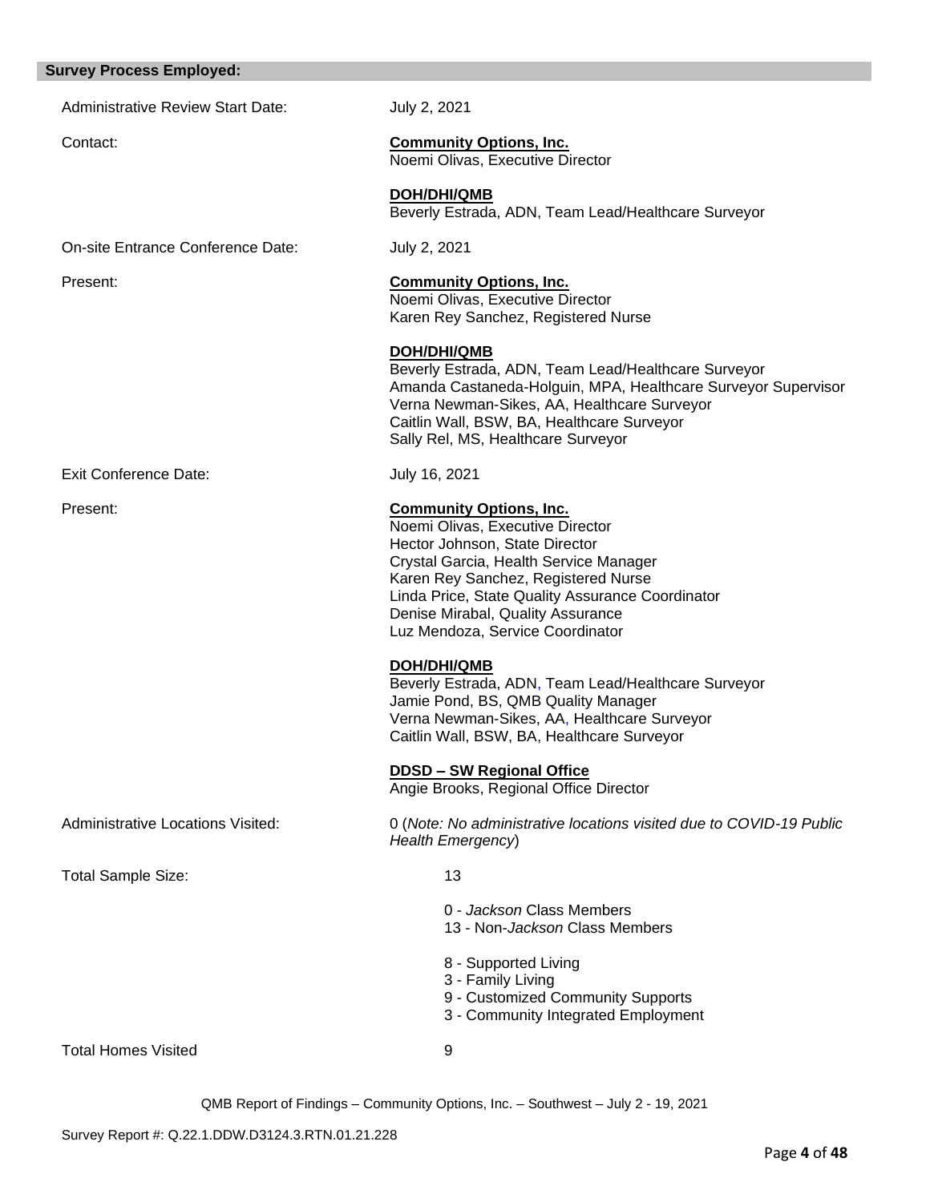## Survey Process Employed:

| | |
|---|---|
| Administrative Review Start Date: | July 2, 2021 |
| Contact: | **Community Options, Inc.**<br>Noemi Olivas, Executive Director<br><br>**DOH/DHI/QMB**<br>Beverly Estrada, ADN, Team Lead/Healthcare Surveyor |
| On-site Entrance Conference Date: | July 2, 2021 |
| Present: | **Community Options, Inc.**<br>Noemi Olivas, Executive Director<br>Karen Rey Sanchez, Registered Nurse<br><br>**DOH/DHI/QMB**<br>Beverly Estrada, ADN, Team Lead/Healthcare Surveyor<br>Amanda Castaneda-Holguin, MPA, Healthcare Surveyor Supervisor<br>Verna Newman-Sikes, AA, Healthcare Surveyor<br>Caitlin Wall, BSW, BA, Healthcare Surveyor<br>Sally Rel, MS, Healthcare Surveyor |
| Exit Conference Date: | July 16, 2021 |
| Present: | **Community Options, Inc.**<br>Noemi Olivas, Executive Director<br>Hector Johnson, State Director<br>Crystal Garcia, Health Service Manager<br>Karen Rey Sanchez, Registered Nurse<br>Linda Price, State Quality Assurance Coordinator<br>Denise Mirabal, Quality Assurance<br>Luz Mendoza, Service Coordinator<br><br>**DOH/DHI/QMB**<br>Beverly Estrada, ADN, Team Lead/Healthcare Surveyor<br>Jamie Pond, BS, QMB Quality Manager<br>Verna Newman-Sikes, AA, Healthcare Surveyor<br>Caitlin Wall, BSW, BA, Healthcare Surveyor<br><br>**DDSD – SW Regional Office**<br>Angie Brooks, Regional Office Director |
| Administrative Locations Visited: | 0 (*Note: No administrative locations visited due to COVID-19 Public Health Emergency*) |
| Total Sample Size: | 13<br><br>0 - *Jackson* Class Members<br>13 - Non-*Jackson* Class Members<br><br>8 - Supported Living<br>3 - Family Living<br>9 - Customized Community Supports<br>3 - Community Integrated Employment |
| Total Homes Visited | 9 |

QMB Report of Findings – Community Options, Inc. – Southwest – July 2 - 19, 2021

Survey Report #: Q.22.1.DDW.D3124.3.RTN.01.21.228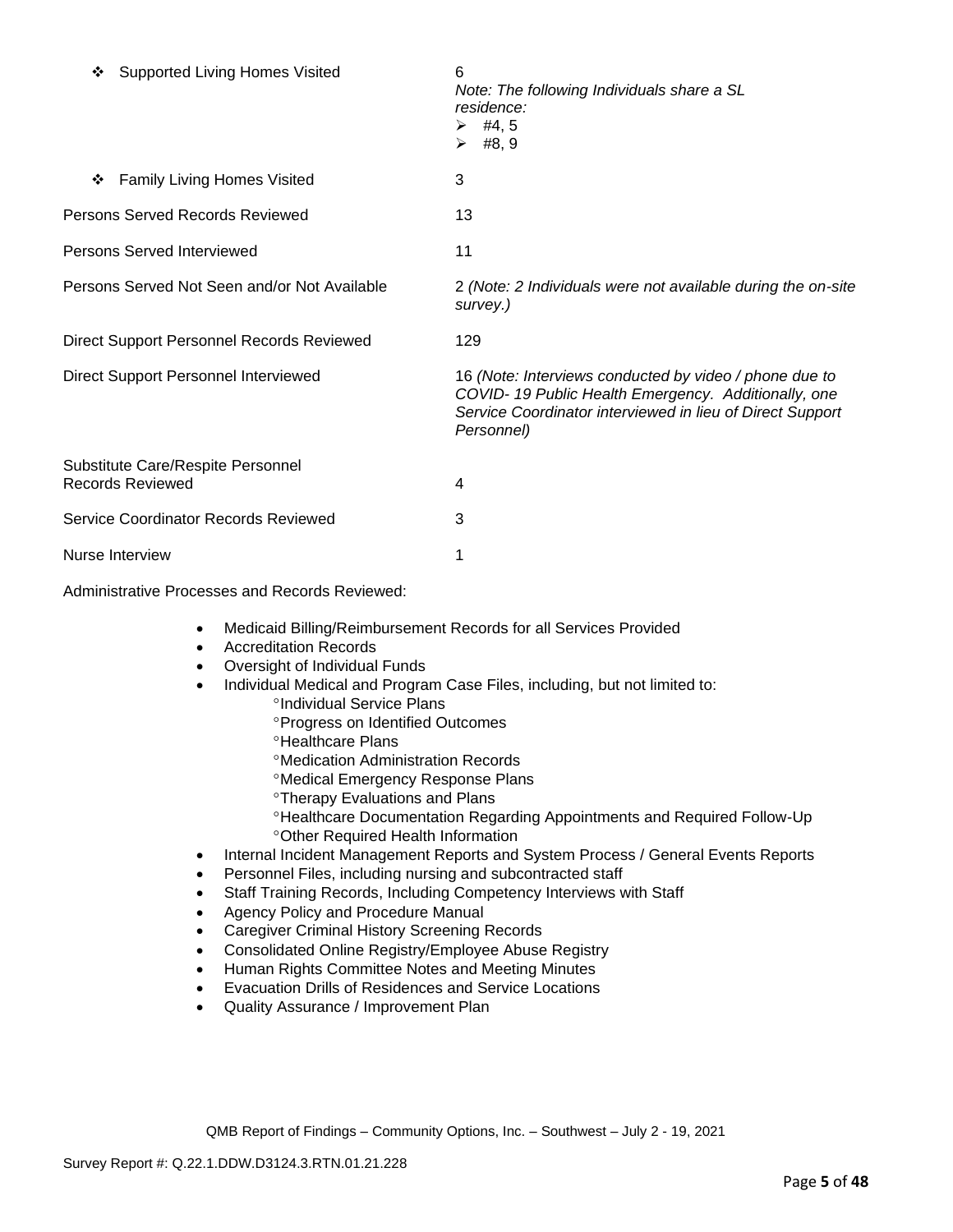- ❖ Supported Living Homes Visited — 6
  *Note: The following Individuals share a SL residence:*
  - ➢ #4, 5
  - ➢ #8, 9
- ❖ Family Living Homes Visited — 3

| | |
|---|---|
| Persons Served Records Reviewed | 13 |
| Persons Served Interviewed | 11 |
| Persons Served Not Seen and/or Not Available | 2 *(Note: 2 Individuals were not available during the on-site survey.)* |
| Direct Support Personnel Records Reviewed | 129 |
| Direct Support Personnel Interviewed | 16 *(Note: Interviews conducted by video / phone due to COVID- 19 Public Health Emergency. Additionally, one Service Coordinator interviewed in lieu of Direct Support Personnel)* |
| Substitute Care/Respite Personnel Records Reviewed | 4 |
| Service Coordinator Records Reviewed | 3 |
| Nurse Interview | 1 |

Administrative Processes and Records Reviewed:

- Medicaid Billing/Reimbursement Records for all Services Provided
- Accreditation Records
- Oversight of Individual Funds
- Individual Medical and Program Case Files, including, but not limited to:
  - °Individual Service Plans
  - °Progress on Identified Outcomes
  - °Healthcare Plans
  - °Medication Administration Records
  - °Medical Emergency Response Plans
  - °Therapy Evaluations and Plans
  - °Healthcare Documentation Regarding Appointments and Required Follow-Up
  - °Other Required Health Information
- Internal Incident Management Reports and System Process / General Events Reports
- Personnel Files, including nursing and subcontracted staff
- Staff Training Records, Including Competency Interviews with Staff
- Agency Policy and Procedure Manual
- Caregiver Criminal History Screening Records
- Consolidated Online Registry/Employee Abuse Registry
- Human Rights Committee Notes and Meeting Minutes
- Evacuation Drills of Residences and Service Locations
- Quality Assurance / Improvement Plan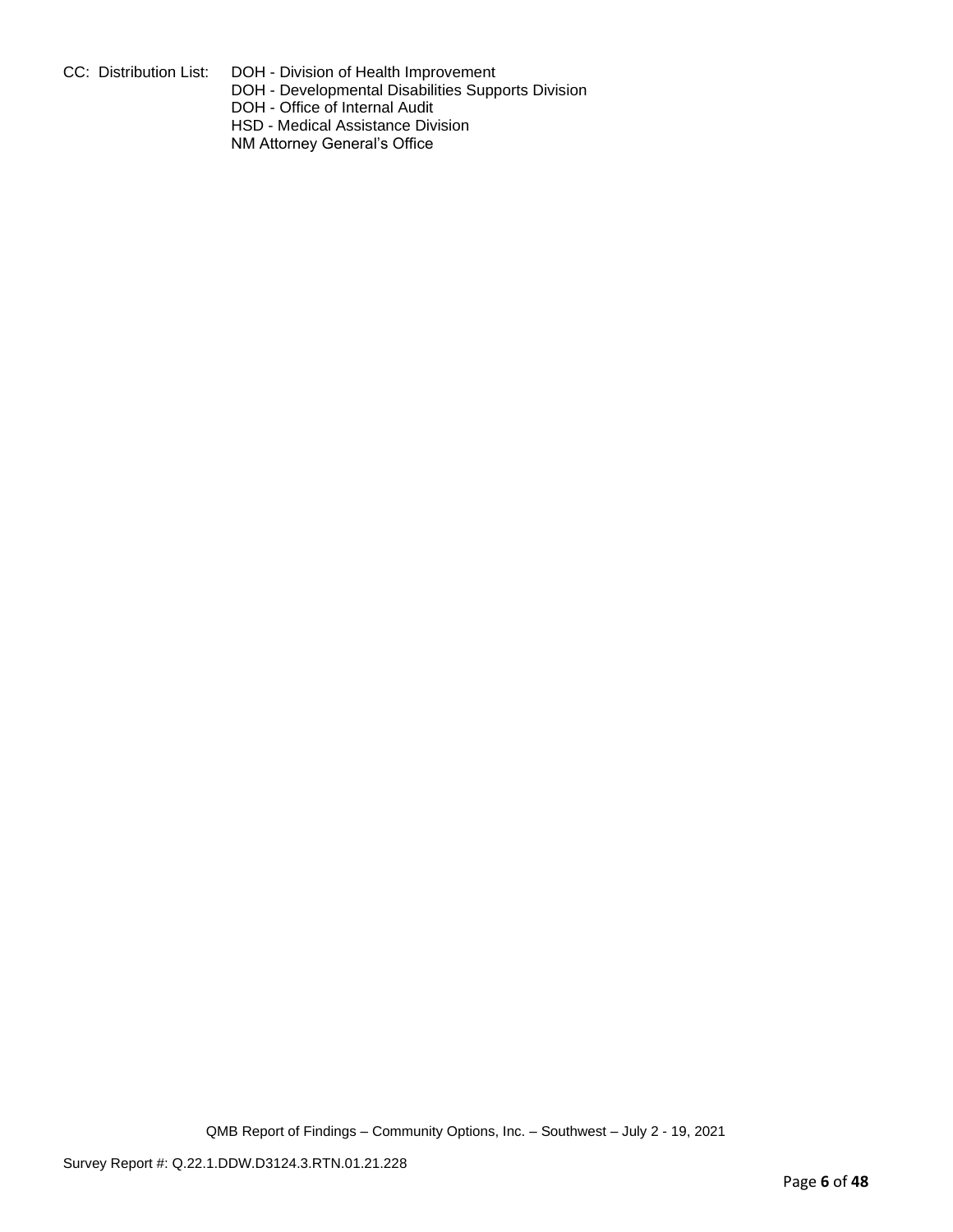CC: Distribution List: DOH - Division of Health Improvement
DOH - Developmental Disabilities Supports Division
DOH - Office of Internal Audit
HSD - Medical Assistance Division
NM Attorney General's Office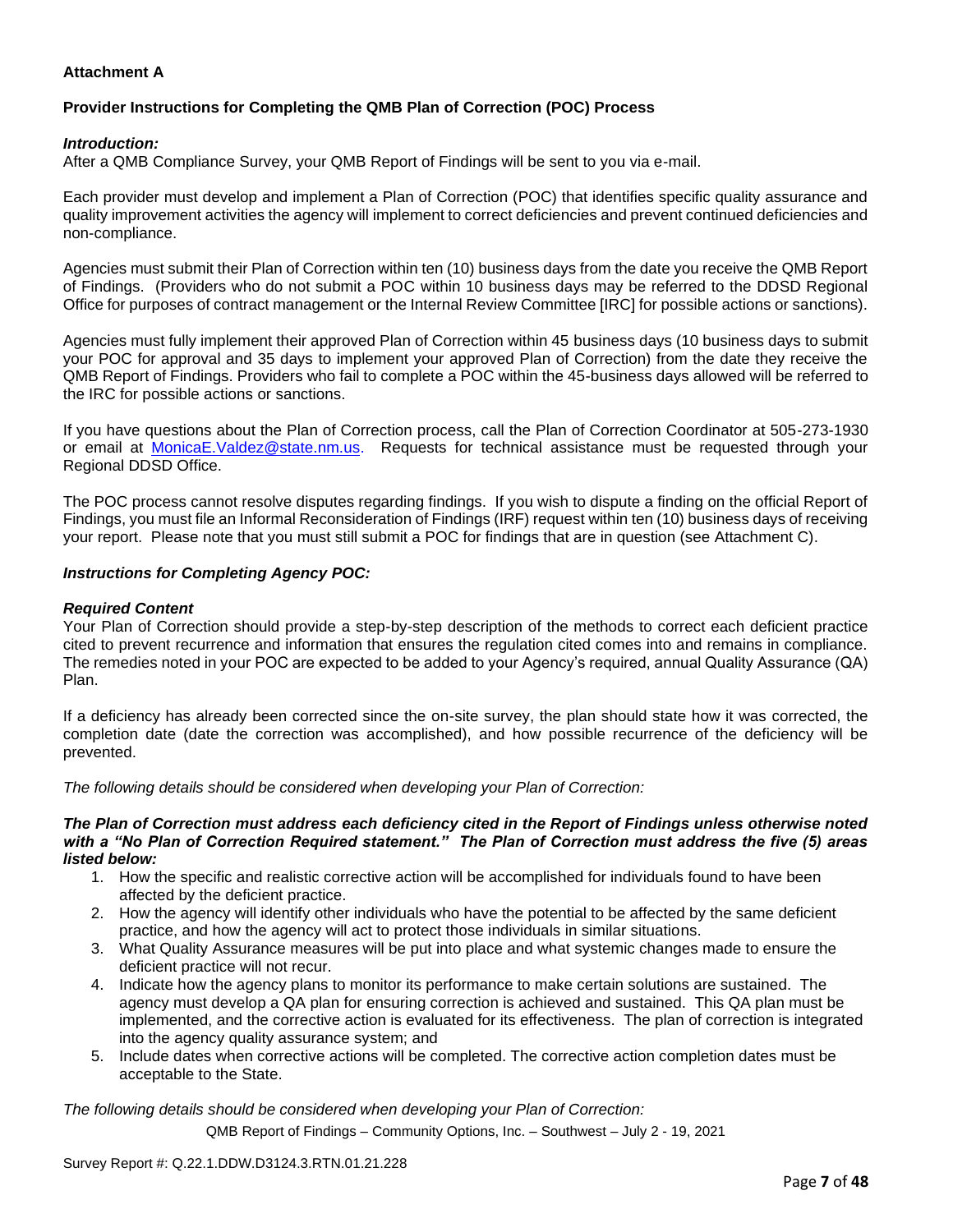**Attachment A**

**Provider Instructions for Completing the QMB Plan of Correction (POC) Process**

***Introduction:***

After a QMB Compliance Survey, your QMB Report of Findings will be sent to you via e-mail.

Each provider must develop and implement a Plan of Correction (POC) that identifies specific quality assurance and quality improvement activities the agency will implement to correct deficiencies and prevent continued deficiencies and non-compliance.

Agencies must submit their Plan of Correction within ten (10) business days from the date you receive the QMB Report of Findings. (Providers who do not submit a POC within 10 business days may be referred to the DDSD Regional Office for purposes of contract management or the Internal Review Committee [IRC] for possible actions or sanctions).

Agencies must fully implement their approved Plan of Correction within 45 business days (10 business days to submit your POC for approval and 35 days to implement your approved Plan of Correction) from the date they receive the QMB Report of Findings. Providers who fail to complete a POC within the 45-business days allowed will be referred to the IRC for possible actions or sanctions.

If you have questions about the Plan of Correction process, call the Plan of Correction Coordinator at 505-273-1930 or email at MonicaE.Valdez@state.nm.us. Requests for technical assistance must be requested through your Regional DDSD Office.

The POC process cannot resolve disputes regarding findings. If you wish to dispute a finding on the official Report of Findings, you must file an Informal Reconsideration of Findings (IRF) request within ten (10) business days of receiving your report. Please note that you must still submit a POC for findings that are in question (see Attachment C).

***Instructions for Completing Agency POC:***

***Required Content***

Your Plan of Correction should provide a step-by-step description of the methods to correct each deficient practice cited to prevent recurrence and information that ensures the regulation cited comes into and remains in compliance. The remedies noted in your POC are expected to be added to your Agency's required, annual Quality Assurance (QA) Plan.

If a deficiency has already been corrected since the on-site survey, the plan should state how it was corrected, the completion date (date the correction was accomplished), and how possible recurrence of the deficiency will be prevented.

*The following details should be considered when developing your Plan of Correction:*

***The Plan of Correction must address each deficiency cited in the Report of Findings unless otherwise noted with a "No Plan of Correction Required statement." The Plan of Correction must address the five (5) areas listed below:***

1. How the specific and realistic corrective action will be accomplished for individuals found to have been affected by the deficient practice.
2. How the agency will identify other individuals who have the potential to be affected by the same deficient practice, and how the agency will act to protect those individuals in similar situations.
3. What Quality Assurance measures will be put into place and what systemic changes made to ensure the deficient practice will not recur.
4. Indicate how the agency plans to monitor its performance to make certain solutions are sustained. The agency must develop a QA plan for ensuring correction is achieved and sustained. This QA plan must be implemented, and the corrective action is evaluated for its effectiveness. The plan of correction is integrated into the agency quality assurance system; and
5. Include dates when corrective actions will be completed. The corrective action completion dates must be acceptable to the State.

*The following details should be considered when developing your Plan of Correction:*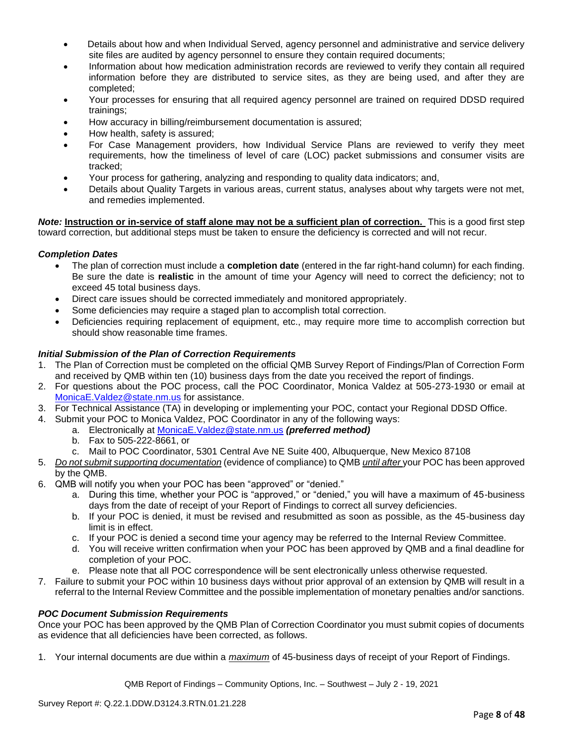- Details about how and when Individual Served, agency personnel and administrative and service delivery site files are audited by agency personnel to ensure they contain required documents;
- Information about how medication administration records are reviewed to verify they contain all required information before they are distributed to service sites, as they are being used, and after they are completed;
- Your processes for ensuring that all required agency personnel are trained on required DDSD required trainings;
- How accuracy in billing/reimbursement documentation is assured;
- How health, safety is assured;
- For Case Management providers, how Individual Service Plans are reviewed to verify they meet requirements, how the timeliness of level of care (LOC) packet submissions and consumer visits are tracked;
- Your process for gathering, analyzing and responding to quality data indicators; and,
- Details about Quality Targets in various areas, current status, analyses about why targets were not met, and remedies implemented.

***Note:*** **Instruction or in-service of staff alone may not be a sufficient plan of correction.** This is a good first step toward correction, but additional steps must be taken to ensure the deficiency is corrected and will not recur.

***Completion Dates***

- The plan of correction must include a **completion date** (entered in the far right-hand column) for each finding. Be sure the date is **realistic** in the amount of time your Agency will need to correct the deficiency; not to exceed 45 total business days.
- Direct care issues should be corrected immediately and monitored appropriately.
- Some deficiencies may require a staged plan to accomplish total correction.
- Deficiencies requiring replacement of equipment, etc., may require more time to accomplish correction but should show reasonable time frames.

***Initial Submission of the Plan of Correction Requirements***

1. The Plan of Correction must be completed on the official QMB Survey Report of Findings/Plan of Correction Form and received by QMB within ten (10) business days from the date you received the report of findings.
2. For questions about the POC process, call the POC Coordinator, Monica Valdez at 505-273-1930 or email at MonicaE.Valdez@state.nm.us for assistance.
3. For Technical Assistance (TA) in developing or implementing your POC, contact your Regional DDSD Office.
4. Submit your POC to Monica Valdez, POC Coordinator in any of the following ways:
   a. Electronically at MonicaE.Valdez@state.nm.us ***(preferred method)***
   b. Fax to 505-222-8661, or
   c. Mail to POC Coordinator, 5301 Central Ave NE Suite 400, Albuquerque, New Mexico 87108
5. *Do not submit supporting documentation* (evidence of compliance) to QMB *until after* your POC has been approved by the QMB.
6. QMB will notify you when your POC has been "approved" or "denied."
   a. During this time, whether your POC is "approved," or "denied," you will have a maximum of 45-business days from the date of receipt of your Report of Findings to correct all survey deficiencies.
   b. If your POC is denied, it must be revised and resubmitted as soon as possible, as the 45-business day limit is in effect.
   c. If your POC is denied a second time your agency may be referred to the Internal Review Committee.
   d. You will receive written confirmation when your POC has been approved by QMB and a final deadline for completion of your POC.
   e. Please note that all POC correspondence will be sent electronically unless otherwise requested.
7. Failure to submit your POC within 10 business days without prior approval of an extension by QMB will result in a referral to the Internal Review Committee and the possible implementation of monetary penalties and/or sanctions.

***POC Document Submission Requirements***

Once your POC has been approved by the QMB Plan of Correction Coordinator you must submit copies of documents as evidence that all deficiencies have been corrected, as follows.

1. Your internal documents are due within a ***maximum*** of 45-business days of receipt of your Report of Findings.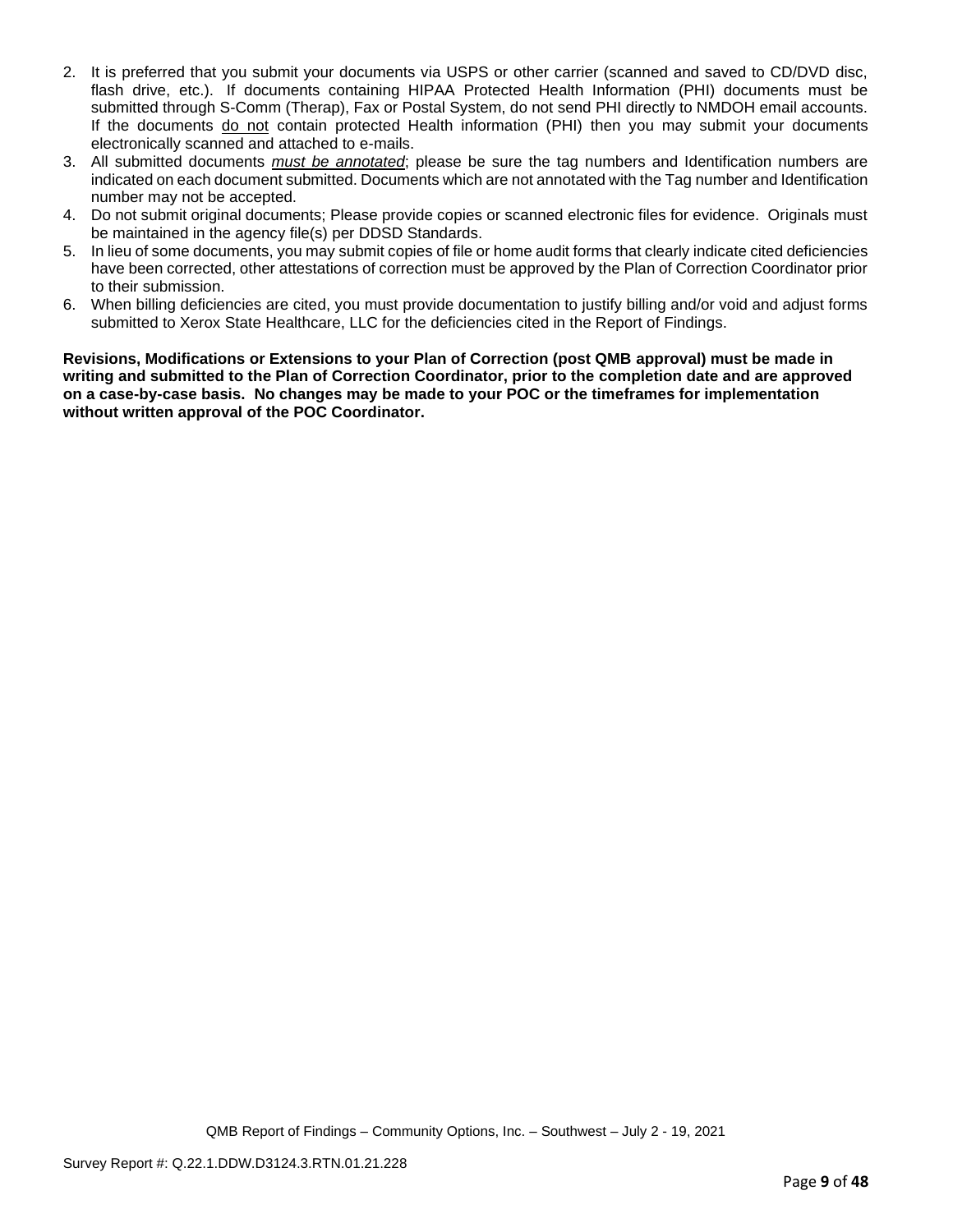2. It is preferred that you submit your documents via USPS or other carrier (scanned and saved to CD/DVD disc, flash drive, etc.). If documents containing HIPAA Protected Health Information (PHI) documents must be submitted through S-Comm (Therap), Fax or Postal System, do not send PHI directly to NMDOH email accounts. If the documents do not contain protected Health information (PHI) then you may submit your documents electronically scanned and attached to e-mails.
3. All submitted documents ***must be annotated***; please be sure the tag numbers and Identification numbers are indicated on each document submitted. Documents which are not annotated with the Tag number and Identification number may not be accepted.
4. Do not submit original documents; Please provide copies or scanned electronic files for evidence. Originals must be maintained in the agency file(s) per DDSD Standards.
5. In lieu of some documents, you may submit copies of file or home audit forms that clearly indicate cited deficiencies have been corrected, other attestations of correction must be approved by the Plan of Correction Coordinator prior to their submission.
6. When billing deficiencies are cited, you must provide documentation to justify billing and/or void and adjust forms submitted to Xerox State Healthcare, LLC for the deficiencies cited in the Report of Findings.

**Revisions, Modifications or Extensions to your Plan of Correction (post QMB approval) must be made in writing and submitted to the Plan of Correction Coordinator, prior to the completion date and are approved on a case-by-case basis. No changes may be made to your POC or the timeframes for implementation without written approval of the POC Coordinator.**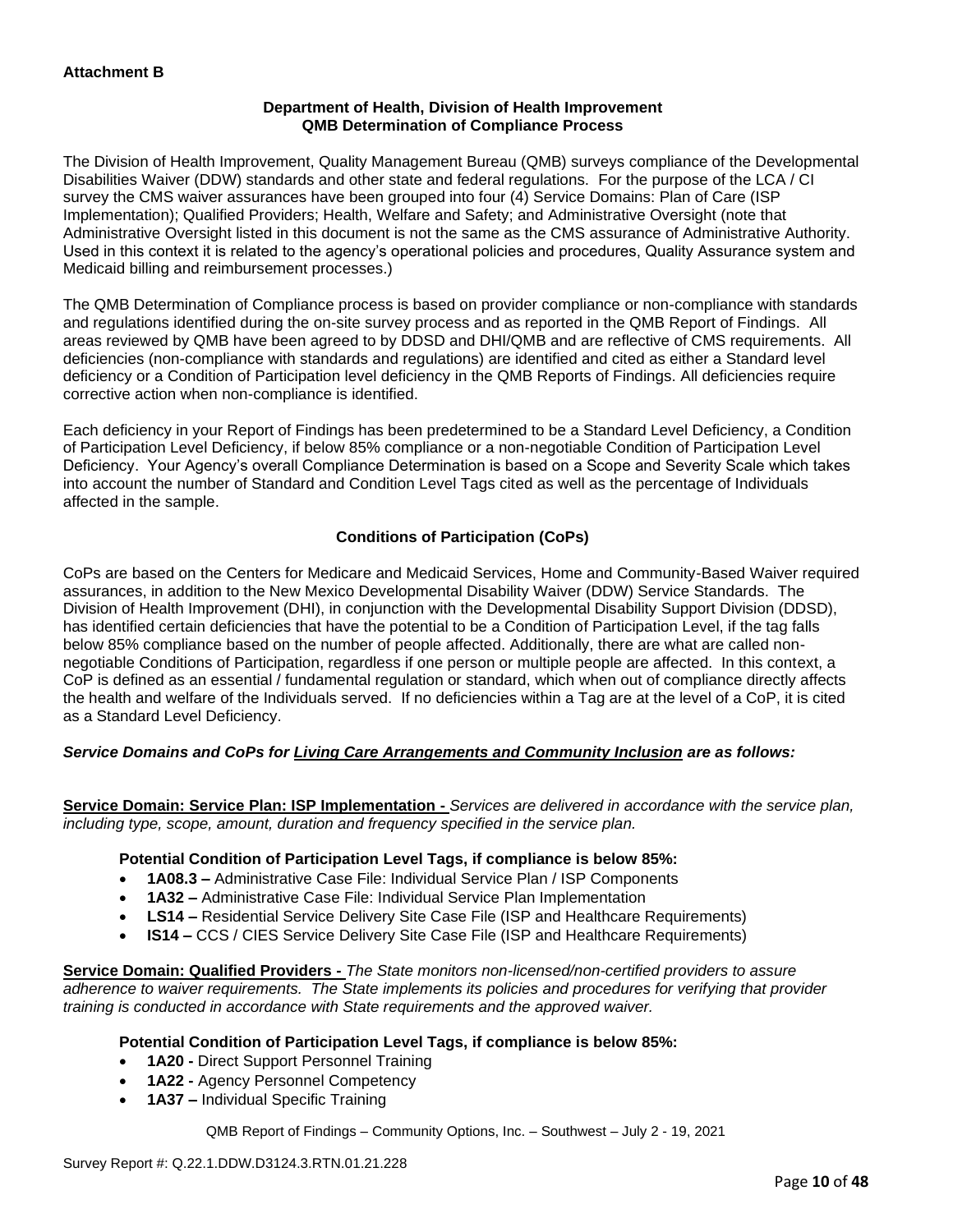**Attachment B**

**Department of Health, Division of Health Improvement**
**QMB Determination of Compliance Process**

The Division of Health Improvement, Quality Management Bureau (QMB) surveys compliance of the Developmental Disabilities Waiver (DDW) standards and other state and federal regulations. For the purpose of the LCA / CI survey the CMS waiver assurances have been grouped into four (4) Service Domains: Plan of Care (ISP Implementation); Qualified Providers; Health, Welfare and Safety; and Administrative Oversight (note that Administrative Oversight listed in this document is not the same as the CMS assurance of Administrative Authority. Used in this context it is related to the agency's operational policies and procedures, Quality Assurance system and Medicaid billing and reimbursement processes.)

The QMB Determination of Compliance process is based on provider compliance or non-compliance with standards and regulations identified during the on-site survey process and as reported in the QMB Report of Findings. All areas reviewed by QMB have been agreed to by DDSD and DHI/QMB and are reflective of CMS requirements. All deficiencies (non-compliance with standards and regulations) are identified and cited as either a Standard level deficiency or a Condition of Participation level deficiency in the QMB Reports of Findings. All deficiencies require corrective action when non-compliance is identified.

Each deficiency in your Report of Findings has been predetermined to be a Standard Level Deficiency, a Condition of Participation Level Deficiency, if below 85% compliance or a non-negotiable Condition of Participation Level Deficiency. Your Agency's overall Compliance Determination is based on a Scope and Severity Scale which takes into account the number of Standard and Condition Level Tags cited as well as the percentage of Individuals affected in the sample.

**Conditions of Participation (CoPs)**

CoPs are based on the Centers for Medicare and Medicaid Services, Home and Community-Based Waiver required assurances, in addition to the New Mexico Developmental Disability Waiver (DDW) Service Standards. The Division of Health Improvement (DHI), in conjunction with the Developmental Disability Support Division (DDSD), has identified certain deficiencies that have the potential to be a Condition of Participation Level, if the tag falls below 85% compliance based on the number of people affected. Additionally, there are what are called non-negotiable Conditions of Participation, regardless if one person or multiple people are affected. In this context, a CoP is defined as an essential / fundamental regulation or standard, which when out of compliance directly affects the health and welfare of the Individuals served. If no deficiencies within a Tag are at the level of a CoP, it is cited as a Standard Level Deficiency.

***Service Domains and CoPs for Living Care Arrangements and Community Inclusion are as follows:***

**Service Domain: Service Plan: ISP Implementation -** *Services are delivered in accordance with the service plan, including type, scope, amount, duration and frequency specified in the service plan.*

**Potential Condition of Participation Level Tags, if compliance is below 85%:**

- **1A08.3 –** Administrative Case File: Individual Service Plan / ISP Components
- **1A32 –** Administrative Case File: Individual Service Plan Implementation
- **LS14 –** Residential Service Delivery Site Case File (ISP and Healthcare Requirements)
- **IS14 –** CCS / CIES Service Delivery Site Case File (ISP and Healthcare Requirements)

**Service Domain: Qualified Providers -** *The State monitors non-licensed/non-certified providers to assure adherence to waiver requirements. The State implements its policies and procedures for verifying that provider training is conducted in accordance with State requirements and the approved waiver.*

**Potential Condition of Participation Level Tags, if compliance is below 85%:**

- **1A20 -** Direct Support Personnel Training
- **1A22 -** Agency Personnel Competency
- **1A37 –** Individual Specific Training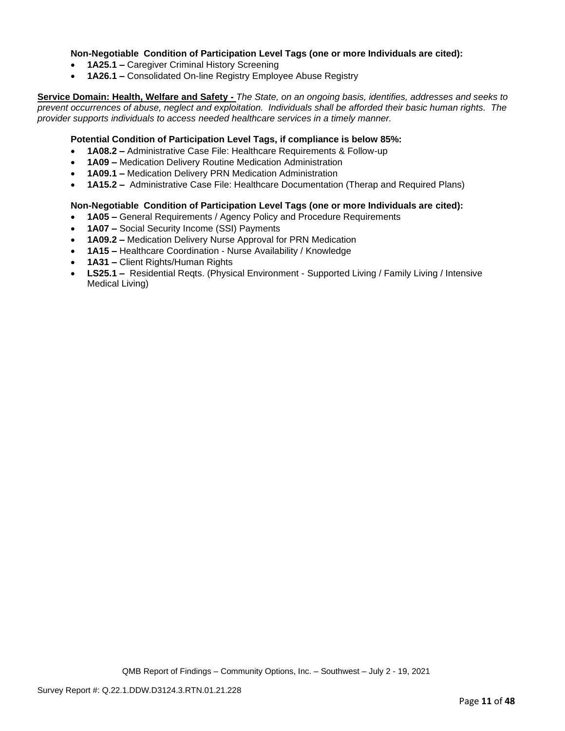**Non-Negotiable Condition of Participation Level Tags (one or more Individuals are cited):**

- **1A25.1 –** Caregiver Criminal History Screening
- **1A26.1 –** Consolidated On-line Registry Employee Abuse Registry

**Service Domain: Health, Welfare and Safety -** *The State, on an ongoing basis, identifies, addresses and seeks to prevent occurrences of abuse, neglect and exploitation. Individuals shall be afforded their basic human rights. The provider supports individuals to access needed healthcare services in a timely manner.*

**Potential Condition of Participation Level Tags, if compliance is below 85%:**

- **1A08.2 –** Administrative Case File: Healthcare Requirements & Follow-up
- **1A09 –** Medication Delivery Routine Medication Administration
- **1A09.1 –** Medication Delivery PRN Medication Administration
- **1A15.2 –** Administrative Case File: Healthcare Documentation (Therap and Required Plans)

**Non-Negotiable Condition of Participation Level Tags (one or more Individuals are cited):**

- **1A05 –** General Requirements / Agency Policy and Procedure Requirements
- **1A07 –** Social Security Income (SSI) Payments
- **1A09.2 –** Medication Delivery Nurse Approval for PRN Medication
- **1A15 –** Healthcare Coordination - Nurse Availability / Knowledge
- **1A31 –** Client Rights/Human Rights
- **LS25.1 –** Residential Reqts. (Physical Environment - Supported Living / Family Living / Intensive Medical Living)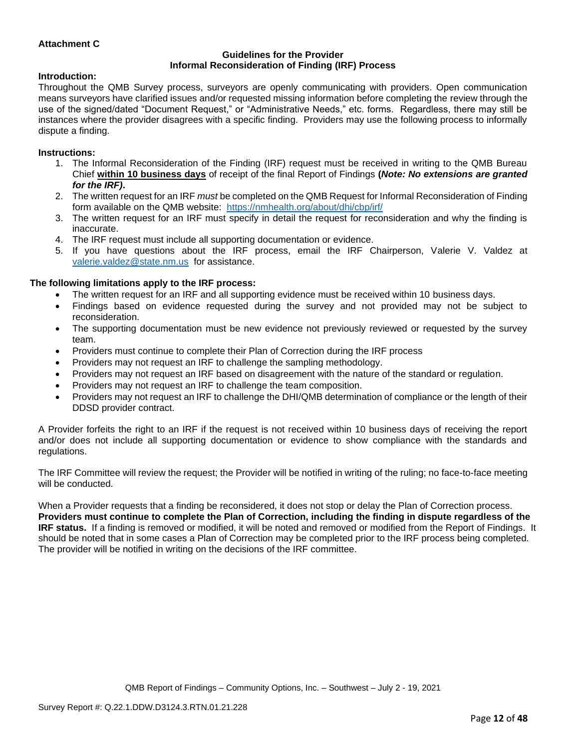**Attachment C**

**Guidelines for the Provider**
**Informal Reconsideration of Finding (IRF) Process**

**Introduction:**

Throughout the QMB Survey process, surveyors are openly communicating with providers. Open communication means surveyors have clarified issues and/or requested missing information before completing the review through the use of the signed/dated "Document Request," or "Administrative Needs," etc. forms. Regardless, there may still be instances where the provider disagrees with a specific finding. Providers may use the following process to informally dispute a finding.

**Instructions:**

1. The Informal Reconsideration of the Finding (IRF) request must be received in writing to the QMB Bureau Chief **within 10 business days** of receipt of the final Report of Findings **(*Note: No extensions are granted for the IRF)*.**
2. The written request for an IRF *must* be completed on the QMB Request for Informal Reconsideration of Finding form available on the QMB website: https://nmhealth.org/about/dhi/cbp/irf/
3. The written request for an IRF must specify in detail the request for reconsideration and why the finding is inaccurate.
4. The IRF request must include all supporting documentation or evidence.
5. If you have questions about the IRF process, email the IRF Chairperson, Valerie V. Valdez at valerie.valdez@state.nm.us for assistance.

**The following limitations apply to the IRF process:**

- The written request for an IRF and all supporting evidence must be received within 10 business days.
- Findings based on evidence requested during the survey and not provided may not be subject to reconsideration.
- The supporting documentation must be new evidence not previously reviewed or requested by the survey team.
- Providers must continue to complete their Plan of Correction during the IRF process
- Providers may not request an IRF to challenge the sampling methodology.
- Providers may not request an IRF based on disagreement with the nature of the standard or regulation.
- Providers may not request an IRF to challenge the team composition.
- Providers may not request an IRF to challenge the DHI/QMB determination of compliance or the length of their DDSD provider contract.

A Provider forfeits the right to an IRF if the request is not received within 10 business days of receiving the report and/or does not include all supporting documentation or evidence to show compliance with the standards and regulations.

The IRF Committee will review the request; the Provider will be notified in writing of the ruling; no face-to-face meeting will be conducted.

When a Provider requests that a finding be reconsidered, it does not stop or delay the Plan of Correction process. **Providers must continue to complete the Plan of Correction, including the finding in dispute regardless of the IRF status.** If a finding is removed or modified, it will be noted and removed or modified from the Report of Findings. It should be noted that in some cases a Plan of Correction may be completed prior to the IRF process being completed. The provider will be notified in writing on the decisions of the IRF committee.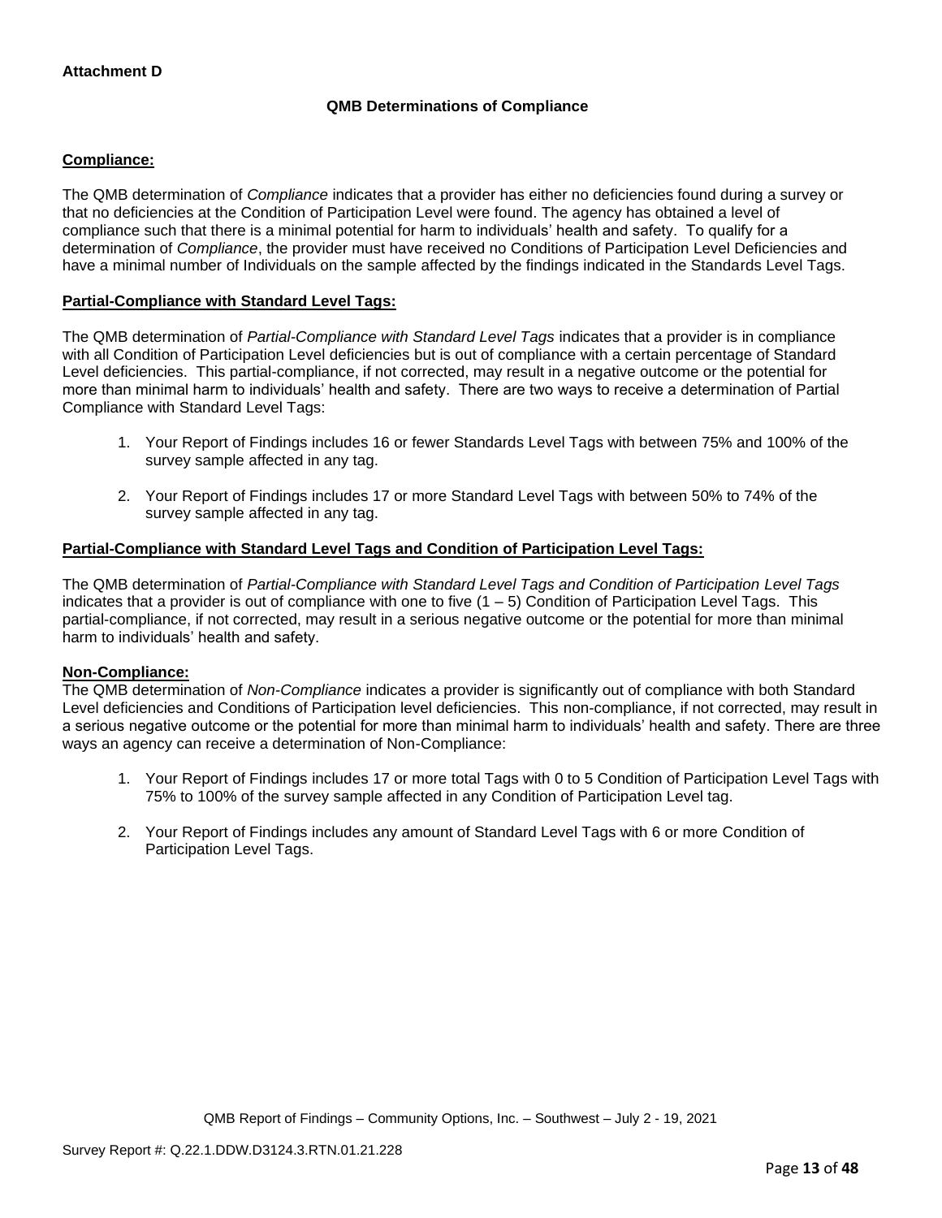**Attachment D**

## QMB Determinations of Compliance

**Compliance:**

The QMB determination of *Compliance* indicates that a provider has either no deficiencies found during a survey or that no deficiencies at the Condition of Participation Level were found. The agency has obtained a level of compliance such that there is a minimal potential for harm to individuals' health and safety. To qualify for a determination of *Compliance*, the provider must have received no Conditions of Participation Level Deficiencies and have a minimal number of Individuals on the sample affected by the findings indicated in the Standards Level Tags.

**Partial-Compliance with Standard Level Tags:**

The QMB determination of *Partial-Compliance with Standard Level Tags* indicates that a provider is in compliance with all Condition of Participation Level deficiencies but is out of compliance with a certain percentage of Standard Level deficiencies. This partial-compliance, if not corrected, may result in a negative outcome or the potential for more than minimal harm to individuals' health and safety. There are two ways to receive a determination of Partial Compliance with Standard Level Tags:

1. Your Report of Findings includes 16 or fewer Standards Level Tags with between 75% and 100% of the survey sample affected in any tag.

2. Your Report of Findings includes 17 or more Standard Level Tags with between 50% to 74% of the survey sample affected in any tag.

**Partial-Compliance with Standard Level Tags and Condition of Participation Level Tags:**

The QMB determination of *Partial-Compliance with Standard Level Tags and Condition of Participation Level Tags* indicates that a provider is out of compliance with one to five (1 – 5) Condition of Participation Level Tags. This partial-compliance, if not corrected, may result in a serious negative outcome or the potential for more than minimal harm to individuals' health and safety.

**Non-Compliance:**

The QMB determination of *Non-Compliance* indicates a provider is significantly out of compliance with both Standard Level deficiencies and Conditions of Participation level deficiencies. This non-compliance, if not corrected, may result in a serious negative outcome or the potential for more than minimal harm to individuals' health and safety. There are three ways an agency can receive a determination of Non-Compliance:

1. Your Report of Findings includes 17 or more total Tags with 0 to 5 Condition of Participation Level Tags with 75% to 100% of the survey sample affected in any Condition of Participation Level tag.

2. Your Report of Findings includes any amount of Standard Level Tags with 6 or more Condition of Participation Level Tags.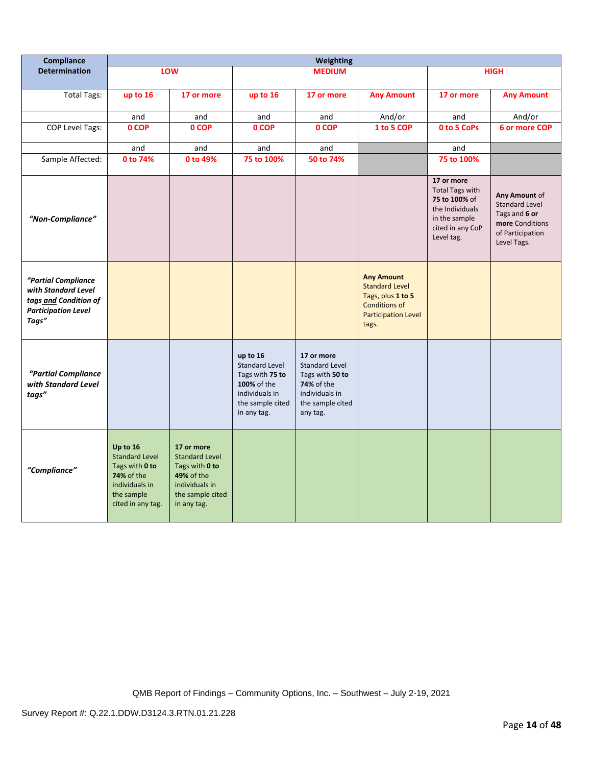| Compliance Determination | Weighting | | | | | | |
|---|---|---|---|---|---|---|---|
| | LOW | | MEDIUM | | | HIGH | |
| Total Tags: | up to 16 | 17 or more | up to 16 | 17 or more | Any Amount | 17 or more | Any Amount |
| | and | and | and | and | And/or | and | And/or |
| COP Level Tags: | 0 COP | 0 COP | 0 COP | 0 COP | 1 to 5 COP | 0 to 5 CoPs | 6 or more COP |
| | and | and | and | and | | and | |
| Sample Affected: | 0 to 74% | 0 to 49% | 75 to 100% | 50 to 74% | | 75 to 100% | |
| *"Non-Compliance"* | | | | | | **17 or more** Total Tags with **75 to 100%** of the Individuals in the sample cited in any CoP Level tag. | **Any Amount** of Standard Level Tags and **6 or more** Conditions of Participation Level Tags. |
| ***"Partial Compliance with Standard Level tags and Condition of Participation Level Tags"*** | | | | | **Any Amount** Standard Level Tags, plus **1 to 5** Conditions of Participation Level tags. | | |
| ***"Partial Compliance with Standard Level tags"*** | | | **up to 16** Standard Level Tags with **75 to 100%** of the individuals in the sample cited in any tag. | **17 or more** Standard Level Tags with **50 to 74%** of the individuals in the sample cited any tag. | | | |
| ***"Compliance"*** | **Up to 16** Standard Level Tags with **0 to 74%** of the individuals in the sample cited in any tag. | **17 or more** Standard Level Tags with **0 to 49%** of the individuals in the sample cited in any tag. | | | | | |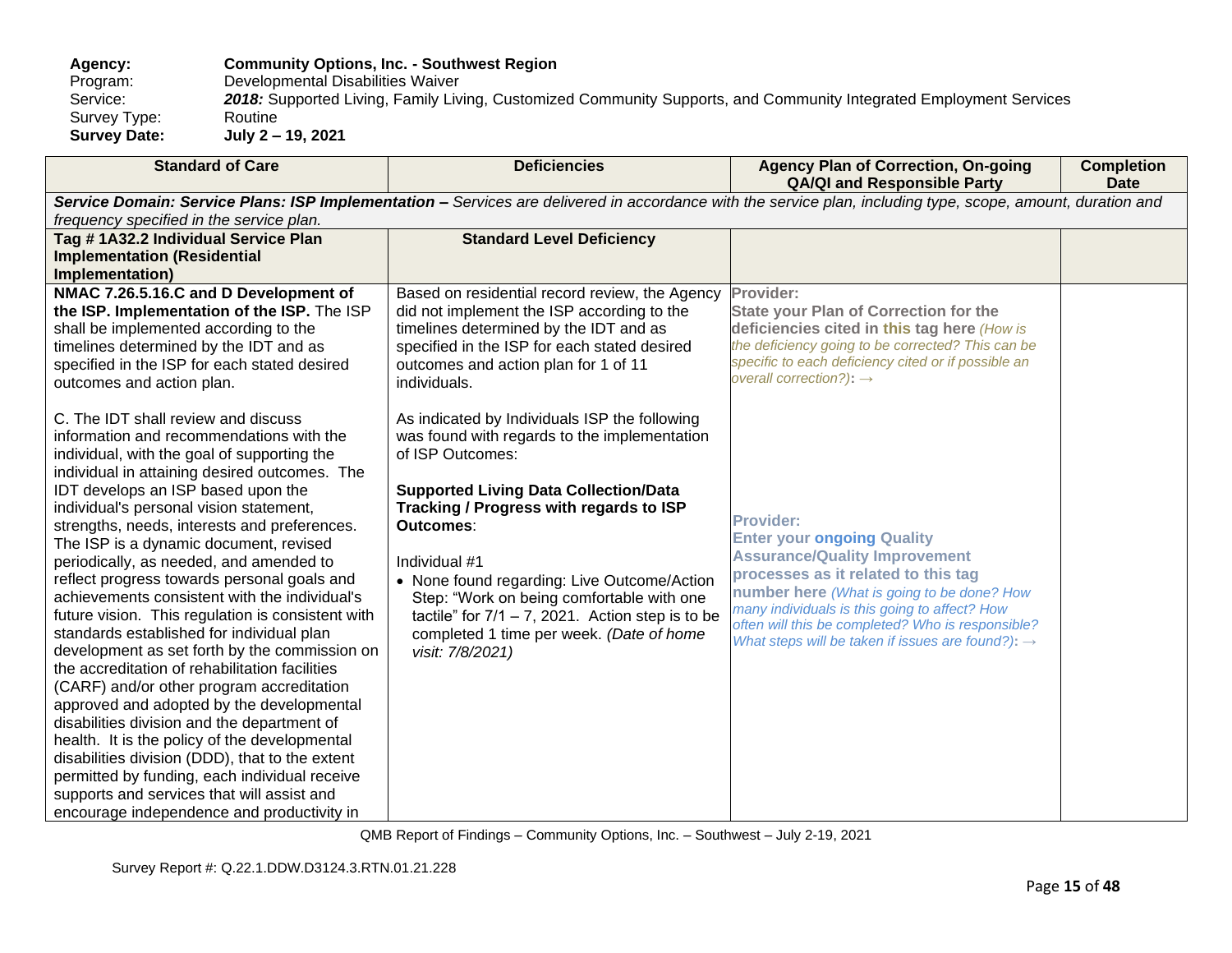**Agency:** **Community Options, Inc. - Southwest Region**
Program: Developmental Disabilities Waiver
Service: ***2018:*** Supported Living, Family Living, Customized Community Supports, and Community Integrated Employment Services
Survey Type: Routine
**Survey Date:** **July 2 – 19, 2021**

| Standard of Care | Deficiencies | Agency Plan of Correction, On-going QA/QI and Responsible Party | Completion Date |
|---|---|---|---|
| ***Service Domain: Service Plans: ISP Implementation –*** *Services are delivered in accordance with the service plan, including type, scope, amount, duration and frequency specified in the service plan.* | | | |
| **Tag # 1A32.2 Individual Service Plan Implementation (Residential Implementation)** | **Standard Level Deficiency** | | |
| **NMAC 7.26.5.16.C and D Development of the ISP. Implementation of the ISP.** The ISP shall be implemented according to the timelines determined by the IDT and as specified in the ISP for each stated desired outcomes and action plan.<br><br>C. The IDT shall review and discuss information and recommendations with the individual, with the goal of supporting the individual in attaining desired outcomes. The IDT develops an ISP based upon the individual's personal vision statement, strengths, needs, interests and preferences. The ISP is a dynamic document, revised periodically, as needed, and amended to reflect progress towards personal goals and achievements consistent with the individual's future vision. This regulation is consistent with standards established for individual plan development as set forth by the commission on the accreditation of rehabilitation facilities (CARF) and/or other program accreditation approved and adopted by the developmental disabilities division and the department of health. It is the policy of the developmental disabilities division (DDD), that to the extent permitted by funding, each individual receive supports and services that will assist and encourage independence and productivity in | Based on residential record review, the Agency did not implement the ISP according to the timelines determined by the IDT and as specified in the ISP for each stated desired outcomes and action plan for 1 of 11 individuals.<br><br>As indicated by Individuals ISP the following was found with regards to the implementation of ISP Outcomes:<br><br>**Supported Living Data Collection/Data Tracking / Progress with regards to ISP Outcomes**:<br><br>Individual #1<br>• None found regarding: Live Outcome/Action Step: "Work on being comfortable with one tactile" for 7/1 – 7, 2021. Action step is to be completed 1 time per week. *(Date of home visit: 7/8/2021)* | **Provider:**<br>**State your Plan of Correction for the deficiencies cited in this tag here** *(How is the deficiency going to be corrected? This can be specific to each deficiency cited or if possible an overall correction?)*: →<br><br>**Provider:**<br>**Enter your ongoing Quality Assurance/Quality Improvement processes as it related to this tag number here** *(What is going to be done? How many individuals is this going to affect? How often will this be completed? Who is responsible? What steps will be taken if issues are found?)*: → | |

QMB Report of Findings – Community Options, Inc. – Southwest – July 2-19, 2021

Survey Report #: Q.22.1.DDW.D3124.3.RTN.01.21.228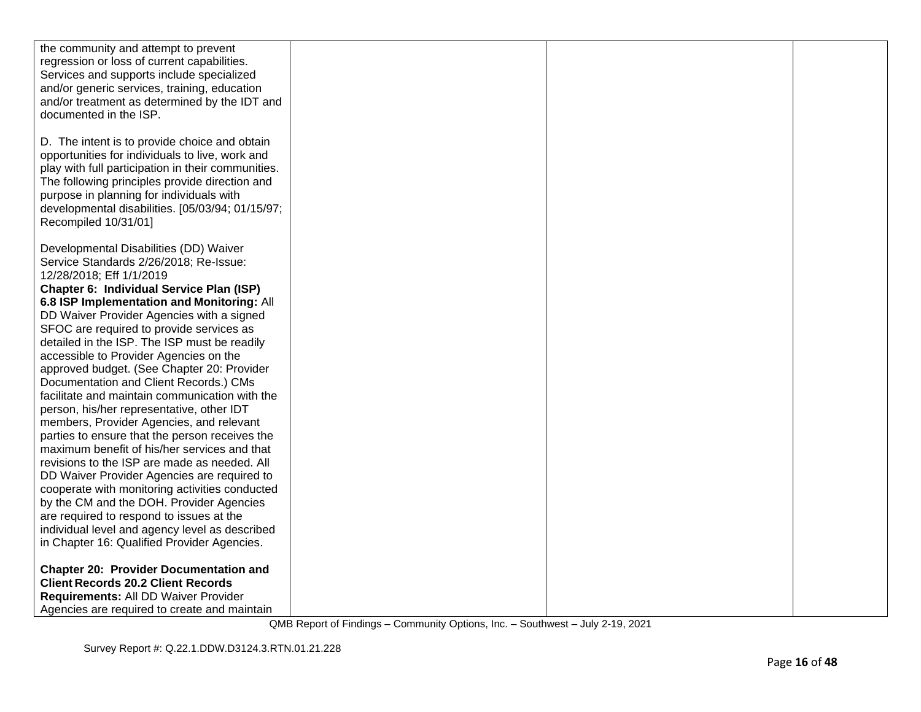| | | | |
|---|---|---|---|
| the community and attempt to prevent regression or loss of current capabilities. Services and supports include specialized and/or generic services, training, education and/or treatment as determined by the IDT and documented in the ISP.<br><br>D. The intent is to provide choice and obtain opportunities for individuals to live, work and play with full participation in their communities. The following principles provide direction and purpose in planning for individuals with developmental disabilities. [05/03/94; 01/15/97; Recompiled 10/31/01]<br><br>Developmental Disabilities (DD) Waiver Service Standards 2/26/2018; Re-Issue: 12/28/2018; Eff 1/1/2019<br>**Chapter 6: Individual Service Plan (ISP) 6.8 ISP Implementation and Monitoring:** All DD Waiver Provider Agencies with a signed SFOC are required to provide services as detailed in the ISP. The ISP must be readily accessible to Provider Agencies on the approved budget. (See Chapter 20: Provider Documentation and Client Records.) CMs facilitate and maintain communication with the person, his/her representative, other IDT members, Provider Agencies, and relevant parties to ensure that the person receives the maximum benefit of his/her services and that revisions to the ISP are made as needed. All DD Waiver Provider Agencies are required to cooperate with monitoring activities conducted by the CM and the DOH. Provider Agencies are required to respond to issues at the individual level and agency level as described in Chapter 16: Qualified Provider Agencies.<br><br>**Chapter 20: Provider Documentation and Client Records 20.2 Client Records Requirements:** All DD Waiver Provider Agencies are required to create and maintain | | | |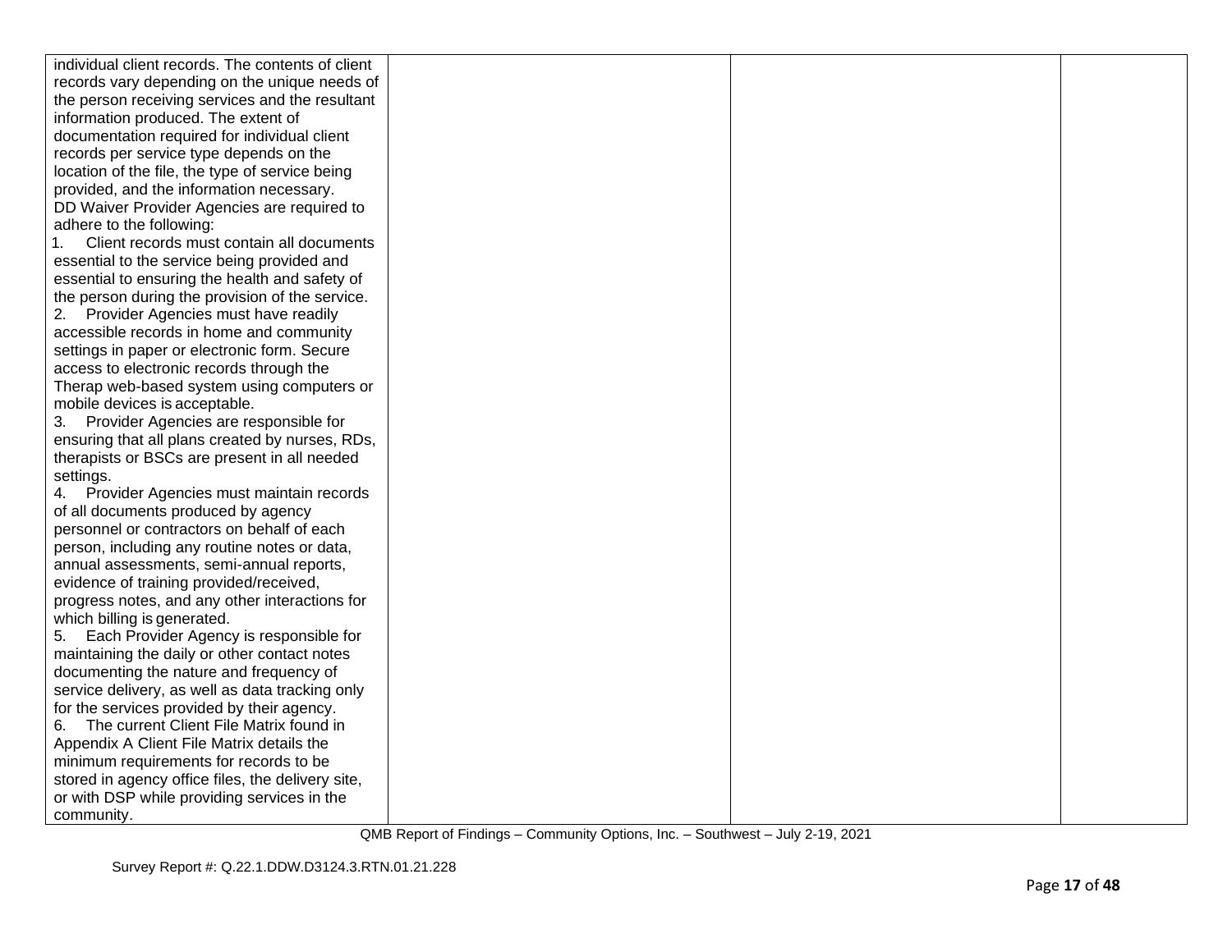| | | | |
|---|---|---|---|
| individual client records. The contents of client records vary depending on the unique needs of the person receiving services and the resultant information produced. The extent of documentation required for individual client records per service type depends on the location of the file, the type of service being provided, and the information necessary.<br>DD Waiver Provider Agencies are required to adhere to the following:<br>1. Client records must contain all documents essential to the service being provided and essential to ensuring the health and safety of the person during the provision of the service.<br>2. Provider Agencies must have readily accessible records in home and community settings in paper or electronic form. Secure access to electronic records through the Therap web-based system using computers or mobile devices is acceptable.<br>3. Provider Agencies are responsible for ensuring that all plans created by nurses, RDs, therapists or BSCs are present in all needed settings.<br>4. Provider Agencies must maintain records of all documents produced by agency personnel or contractors on behalf of each person, including any routine notes or data, annual assessments, semi-annual reports, evidence of training provided/received, progress notes, and any other interactions for which billing is generated.<br>5. Each Provider Agency is responsible for maintaining the daily or other contact notes documenting the nature and frequency of service delivery, as well as data tracking only for the services provided by their agency.<br>6. The current Client File Matrix found in Appendix A Client File Matrix details the minimum requirements for records to be stored in agency office files, the delivery site, or with DSP while providing services in the community. | | | |

QMB Report of Findings – Community Options, Inc. – Southwest – July 2-19, 2021

Survey Report #: Q.22.1.DDW.D3124.3.RTN.01.21.228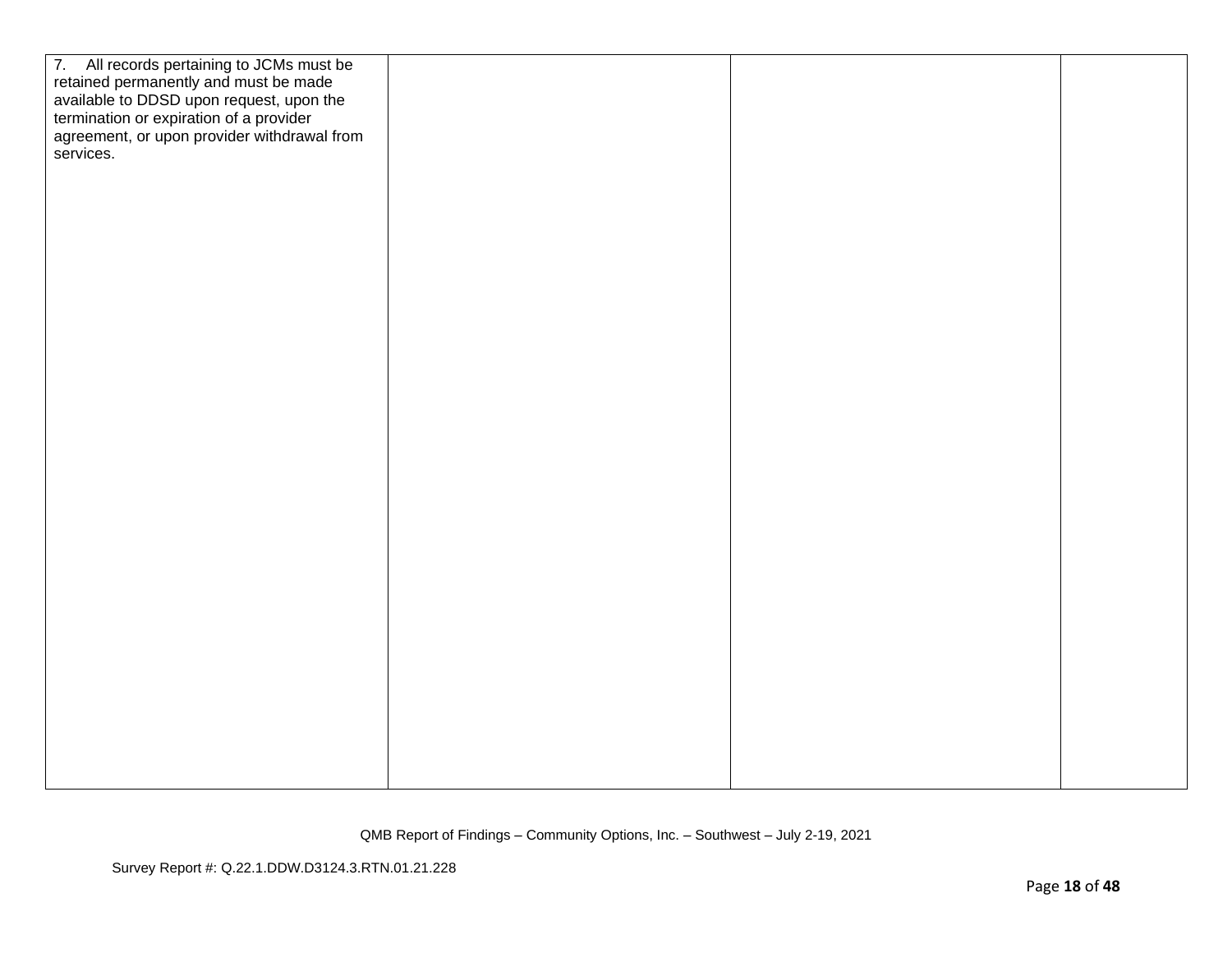| | | | |
|---|---|---|---|
| 7. All records pertaining to JCMs must be retained permanently and must be made available to DDSD upon request, upon the termination or expiration of a provider agreement, or upon provider withdrawal from services. | | | |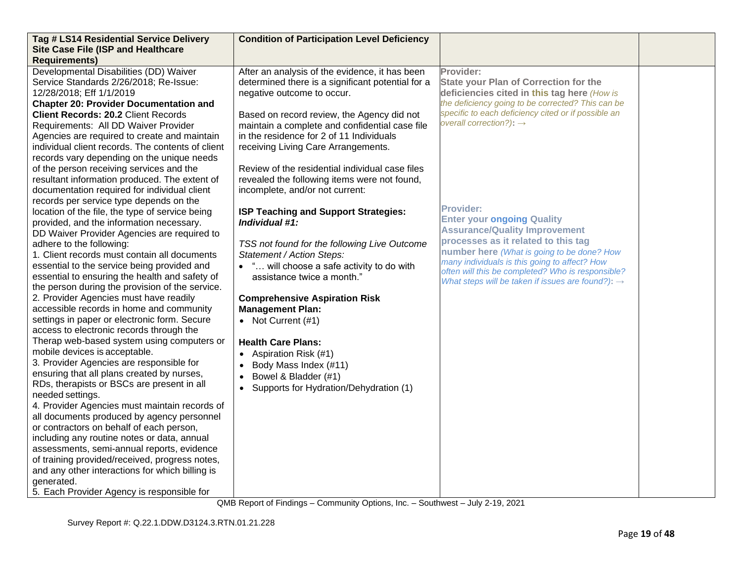| **Tag # LS14 Residential Service Delivery Site Case File (ISP and Healthcare Requirements)** | **Condition of Participation Level Deficiency** | | |
|---|---|---|---|
| Developmental Disabilities (DD) Waiver Service Standards 2/26/2018; Re-Issue: 12/28/2018; Eff 1/1/2019<br>**Chapter 20: Provider Documentation and Client Records: 20.2** Client Records Requirements: All DD Waiver Provider Agencies are required to create and maintain individual client records. The contents of client records vary depending on the unique needs of the person receiving services and the resultant information produced. The extent of documentation required for individual client records per service type depends on the location of the file, the type of service being provided, and the information necessary.<br>DD Waiver Provider Agencies are required to adhere to the following:<br>1. Client records must contain all documents essential to the service being provided and essential to ensuring the health and safety of the person during the provision of the service.<br>2. Provider Agencies must have readily accessible records in home and community settings in paper or electronic form. Secure access to electronic records through the Therap web-based system using computers or mobile devices is acceptable.<br>3. Provider Agencies are responsible for ensuring that all plans created by nurses, RDs, therapists or BSCs are present in all needed settings.<br>4. Provider Agencies must maintain records of all documents produced by agency personnel or contractors on behalf of each person, including any routine notes or data, annual assessments, semi-annual reports, evidence of training provided/received, progress notes, and any other interactions for which billing is generated.<br>5. Each Provider Agency is responsible for | After an analysis of the evidence, it has been determined there is a significant potential for a negative outcome to occur.<br><br>Based on record review, the Agency did not maintain a complete and confidential case file in the residence for 2 of 11 Individuals receiving Living Care Arrangements.<br><br>Review of the residential individual case files revealed the following items were not found, incomplete, and/or not current:<br><br>**ISP Teaching and Support Strategies:**<br>***Individual #1:***<br><br>*TSS not found for the following Live Outcome Statement / Action Steps:*<br>• "… will choose a safe activity to do with assistance twice a month."<br><br>**Comprehensive Aspiration Risk Management Plan:**<br>• Not Current (#1)<br><br>**Health Care Plans:**<br>• Aspiration Risk (#1)<br>• Body Mass Index (#11)<br>• Bowel & Bladder (#1)<br>• Supports for Hydration/Dehydration (1) | **Provider:**<br>**State your Plan of Correction for the deficiencies cited in this tag here** *(How is the deficiency going to be corrected? This can be specific to each deficiency cited or if possible an overall correction?)*: →<br><br><br><br>**Provider:**<br>**Enter your ongoing Quality Assurance/Quality Improvement processes as it related to this tag number here** *(What is going to be done? How many individuals is this going to affect? How often will this be completed? Who is responsible? What steps will be taken if issues are found?)*: → | |

QMB Report of Findings – Community Options, Inc. – Southwest – July 2-19, 2021

Survey Report #: Q.22.1.DDW.D3124.3.RTN.01.21.228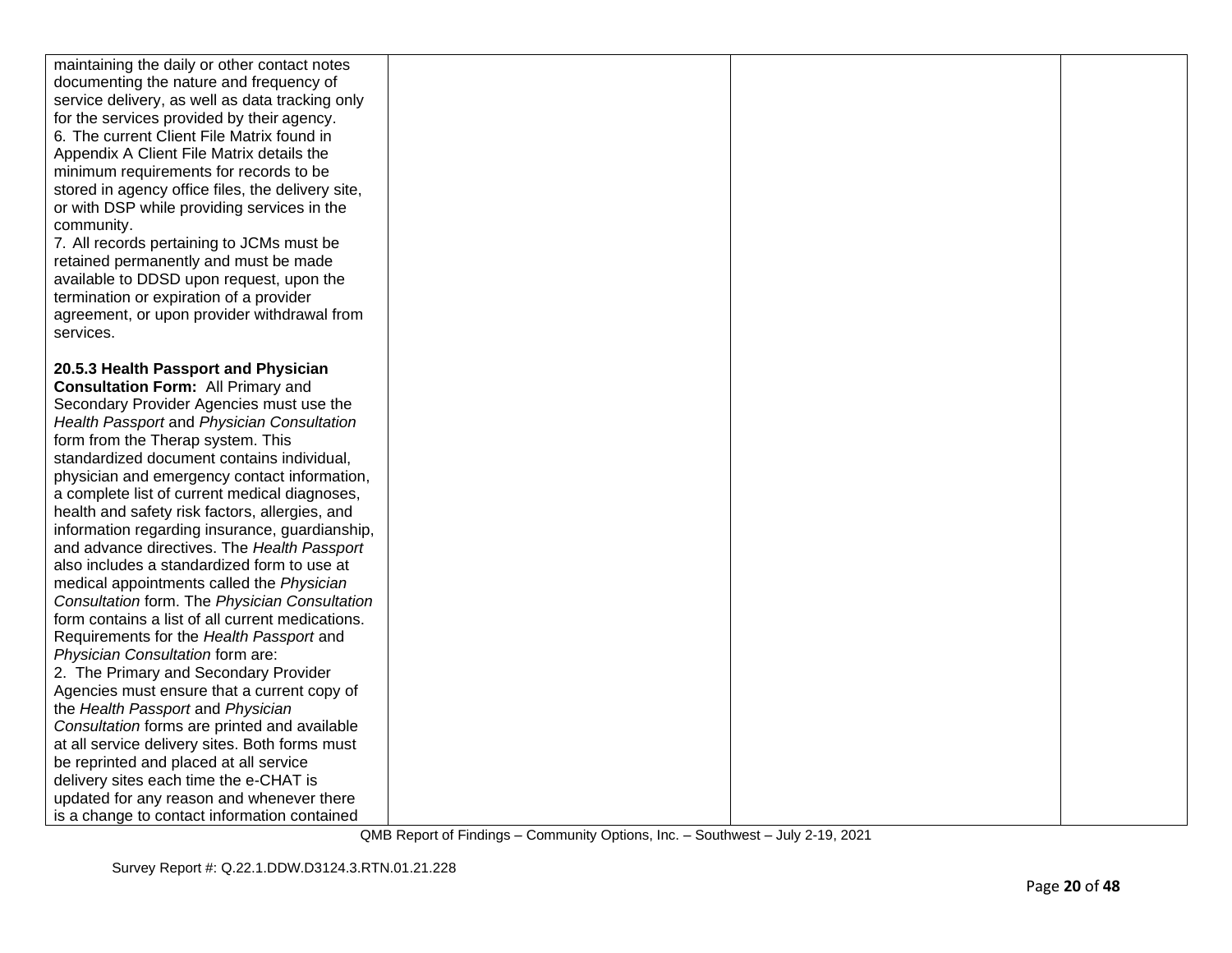| | | | |
|---|---|---|---|
| maintaining the daily or other contact notes documenting the nature and frequency of service delivery, as well as data tracking only for the services provided by their agency.<br>6. The current Client File Matrix found in Appendix A Client File Matrix details the minimum requirements for records to be stored in agency office files, the delivery site, or with DSP while providing services in the community.<br>7. All records pertaining to JCMs must be retained permanently and must be made available to DDSD upon request, upon the termination or expiration of a provider agreement, or upon provider withdrawal from services.<br><br>**20.5.3 Health Passport and Physician Consultation Form:** All Primary and Secondary Provider Agencies must use the *Health Passport* and *Physician Consultation* form from the Therap system. This standardized document contains individual, physician and emergency contact information, a complete list of current medical diagnoses, health and safety risk factors, allergies, and information regarding insurance, guardianship, and advance directives. The *Health Passport* also includes a standardized form to use at medical appointments called the *Physician Consultation* form. The *Physician Consultation* form contains a list of all current medications. Requirements for the *Health Passport* and *Physician Consultation* form are:<br>2. The Primary and Secondary Provider Agencies must ensure that a current copy of the *Health Passport* and *Physician Consultation* forms are printed and available at all service delivery sites. Both forms must be reprinted and placed at all service delivery sites each time the e-CHAT is updated for any reason and whenever there is a change to contact information contained | | | |

QMB Report of Findings – Community Options, Inc. – Southwest – July 2-19, 2021

Survey Report #: Q.22.1.DDW.D3124.3.RTN.01.21.228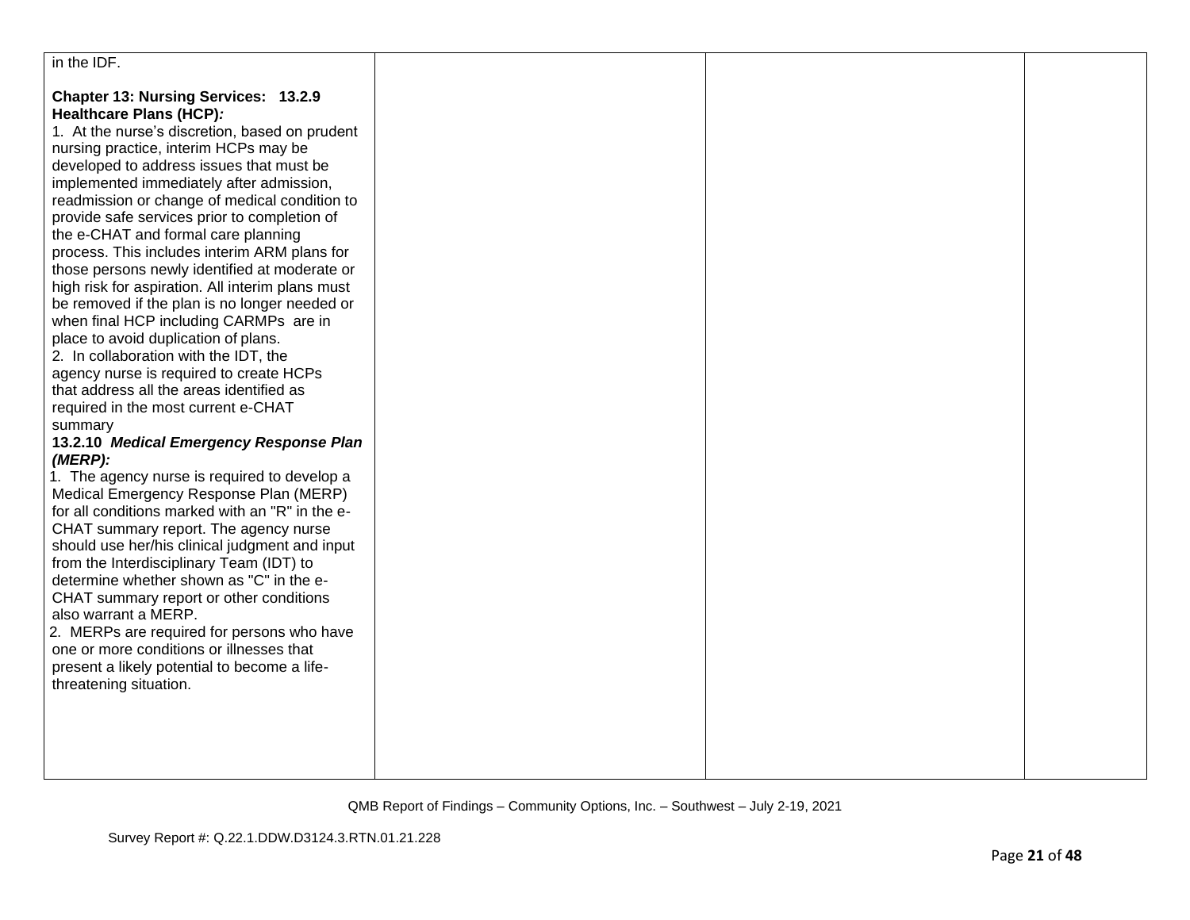| | | | |
|---|---|---|---|
| in the IDF.<br><br>**Chapter 13: Nursing Services: 13.2.9 Healthcare Plans (HCP)*:***<br>1. At the nurse's discretion, based on prudent nursing practice, interim HCPs may be developed to address issues that must be implemented immediately after admission, readmission or change of medical condition to provide safe services prior to completion of the e-CHAT and formal care planning process. This includes interim ARM plans for those persons newly identified at moderate or high risk for aspiration. All interim plans must be removed if the plan is no longer needed or when final HCP including CARMPs are in place to avoid duplication of plans.<br>2. In collaboration with the IDT, the agency nurse is required to create HCPs that address all the areas identified as required in the most current e-CHAT summary<br>**13.2.10 *Medical Emergency Response Plan (MERP):***<br>1. The agency nurse is required to develop a Medical Emergency Response Plan (MERP) for all conditions marked with an "R" in the e-CHAT summary report. The agency nurse should use her/his clinical judgment and input from the Interdisciplinary Team (IDT) to determine whether shown as "C" in the e-CHAT summary report or other conditions also warrant a MERP.<br>2. MERPs are required for persons who have one or more conditions or illnesses that present a likely potential to become a life-threatening situation. | | | |

QMB Report of Findings – Community Options, Inc. – Southwest – July 2-19, 2021

Survey Report #: Q.22.1.DDW.D3124.3.RTN.01.21.228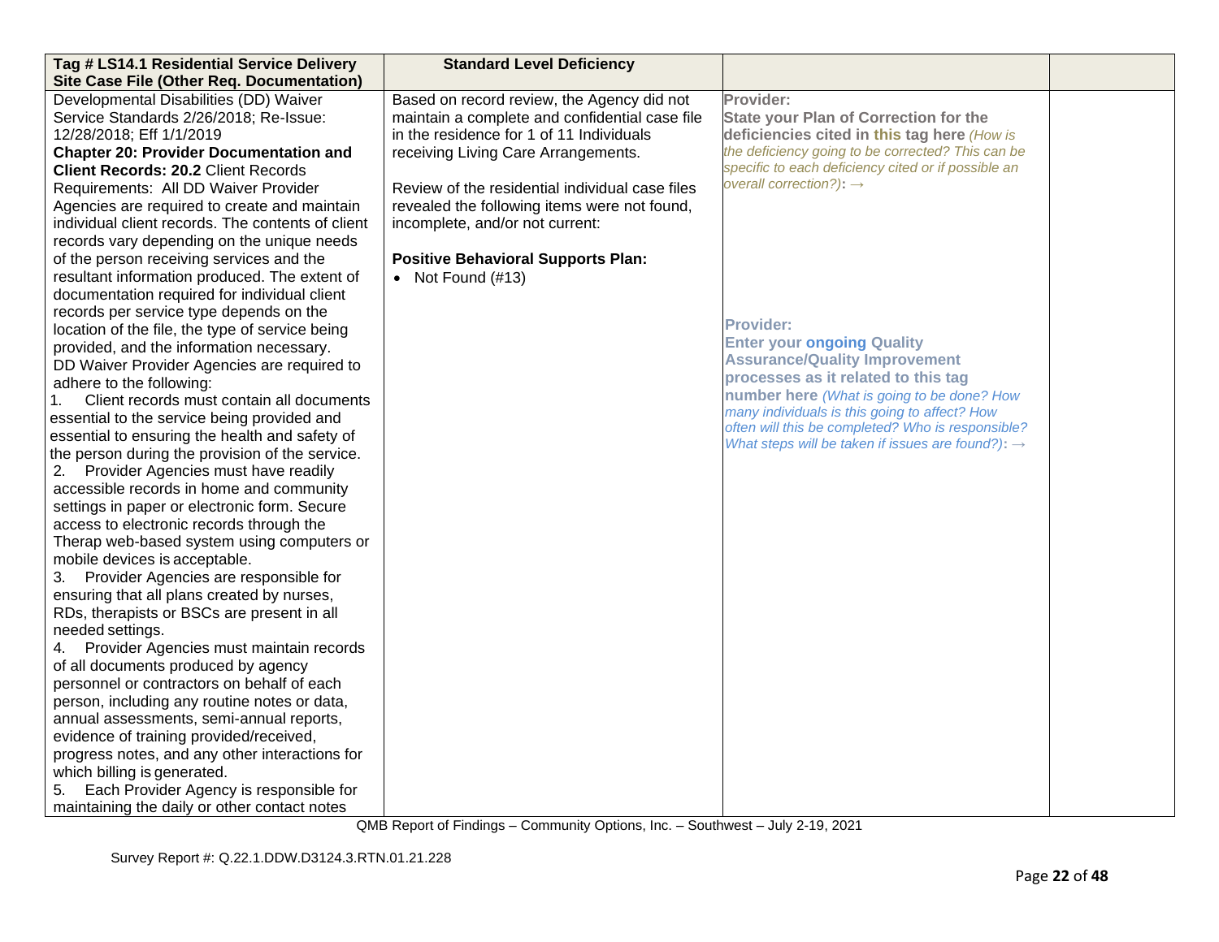| Tag # LS14.1 Residential Service Delivery Site Case File (Other Req. Documentation) | Standard Level Deficiency | | |
|---|---|---|---|
| Developmental Disabilities (DD) Waiver Service Standards 2/26/2018; Re-Issue: 12/28/2018; Eff 1/1/2019<br>**Chapter 20: Provider Documentation and Client Records: 20.2** Client Records Requirements: All DD Waiver Provider Agencies are required to create and maintain individual client records. The contents of client records vary depending on the unique needs of the person receiving services and the resultant information produced. The extent of documentation required for individual client records per service type depends on the location of the file, the type of service being provided, and the information necessary.<br>DD Waiver Provider Agencies are required to adhere to the following:<br>1. Client records must contain all documents essential to the service being provided and essential to ensuring the health and safety of the person during the provision of the service.<br>2. Provider Agencies must have readily accessible records in home and community settings in paper or electronic form. Secure access to electronic records through the Therap web-based system using computers or mobile devices is acceptable.<br>3. Provider Agencies are responsible for ensuring that all plans created by nurses, RDs, therapists or BSCs are present in all needed settings.<br>4. Provider Agencies must maintain records of all documents produced by agency personnel or contractors on behalf of each person, including any routine notes or data, annual assessments, semi-annual reports, evidence of training provided/received, progress notes, and any other interactions for which billing is generated.<br>5. Each Provider Agency is responsible for maintaining the daily or other contact notes | Based on record review, the Agency did not maintain a complete and confidential case file in the residence for 1 of 11 Individuals receiving Living Care Arrangements.<br><br>Review of the residential individual case files revealed the following items were not found, incomplete, and/or not current:<br><br>**Positive Behavioral Supports Plan:**<br>• Not Found (#13) | **Provider:**<br>**State your Plan of Correction for the deficiencies cited in this tag here** *(How is the deficiency going to be corrected? This can be specific to each deficiency cited or if possible an overall correction?)*: →<br><br>**Provider:**<br>**Enter your ongoing Quality Assurance/Quality Improvement processes as it related to this tag number here** *(What is going to be done? How many individuals is this going to affect? How often will this be completed? Who is responsible? What steps will be taken if issues are found?)*: → | |

QMB Report of Findings – Community Options, Inc. – Southwest – July 2-19, 2021

Survey Report #: Q.22.1.DDW.D3124.3.RTN.01.21.228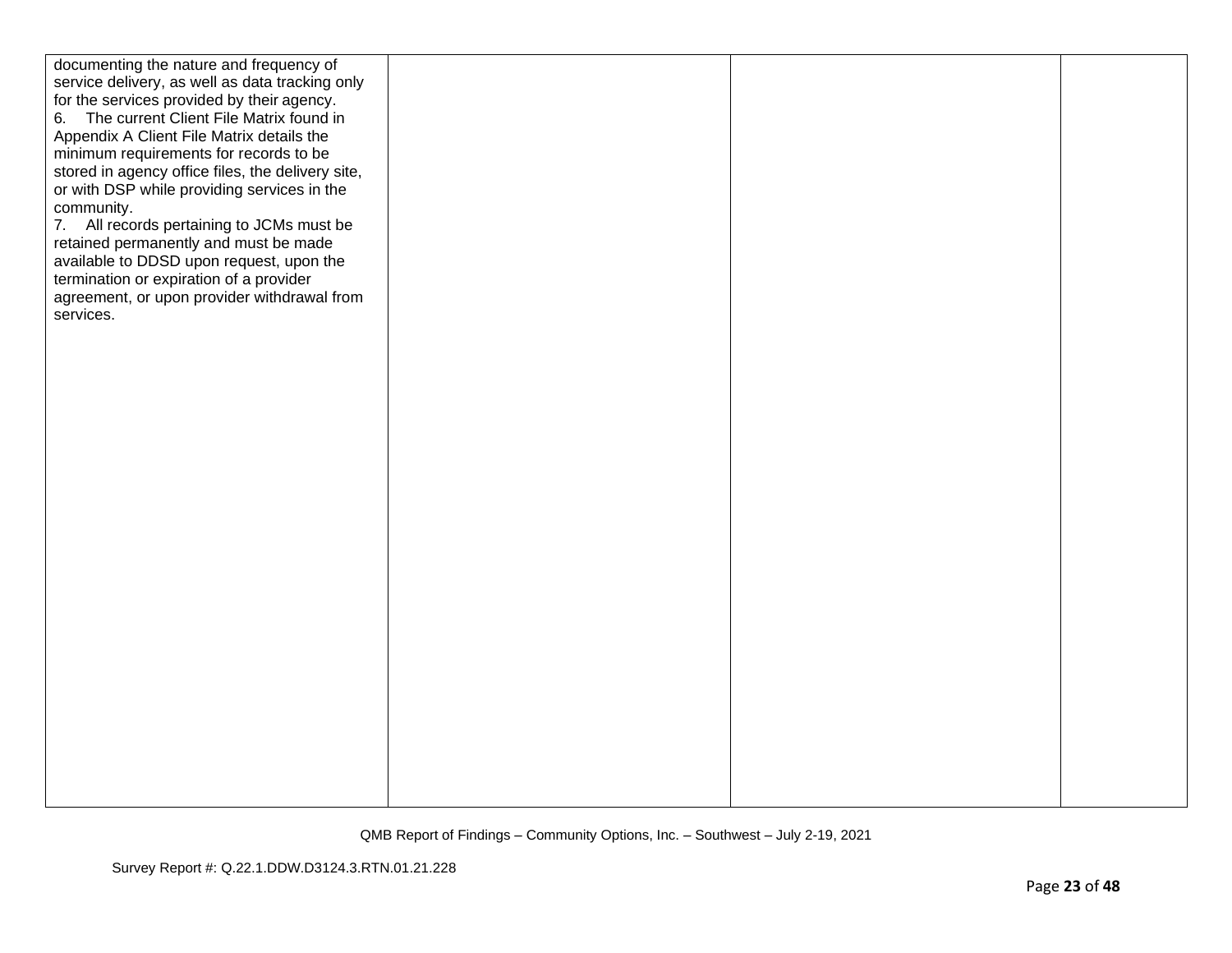| | | | |
|---|---|---|---|
| documenting the nature and frequency of service delivery, as well as data tracking only for the services provided by their agency.<br>6. The current Client File Matrix found in Appendix A Client File Matrix details the minimum requirements for records to be stored in agency office files, the delivery site, or with DSP while providing services in the community.<br>7. All records pertaining to JCMs must be retained permanently and must be made available to DDSD upon request, upon the termination or expiration of a provider agreement, or upon provider withdrawal from services. | | | |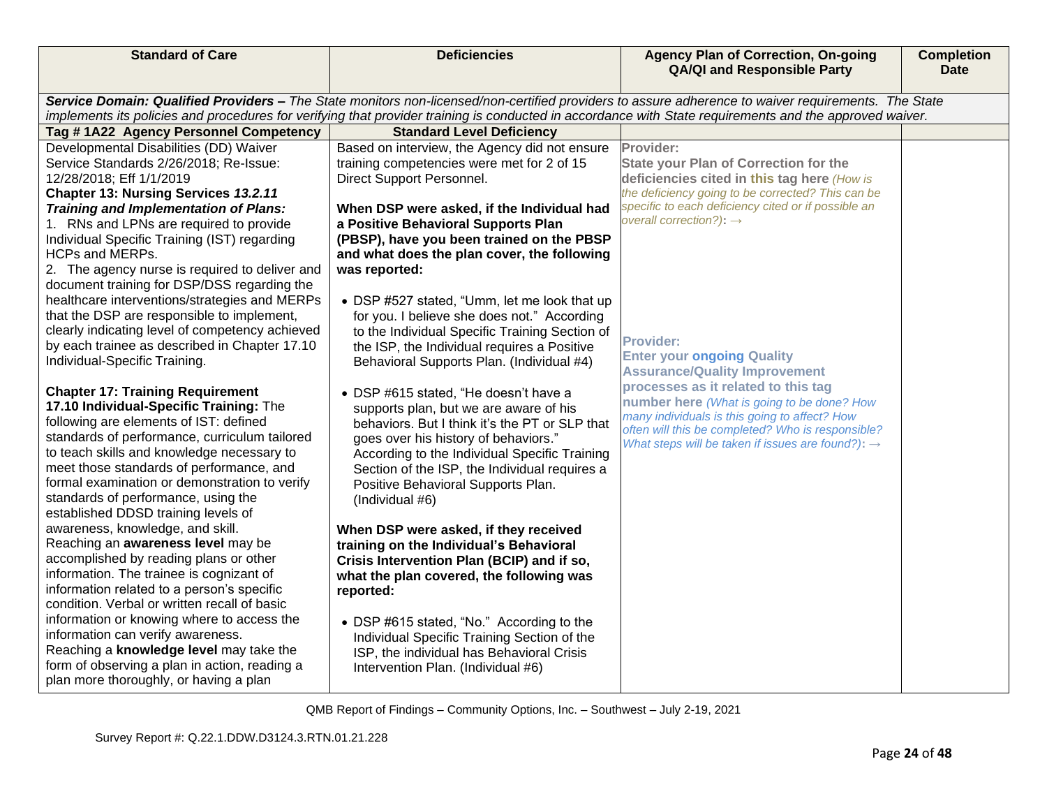| Standard of Care | Deficiencies | Agency Plan of Correction, On-going QA/QI and Responsible Party | Completion Date |
|---|---|---|---|
| ***Service Domain: Qualified Providers –** The State monitors non-licensed/non-certified providers to assure adherence to waiver requirements. The State implements its policies and procedures for verifying that provider training is conducted in accordance with State requirements and the approved waiver.* | | | |
| **Tag # 1A22 Agency Personnel Competency** | **Standard Level Deficiency** | | |
| Developmental Disabilities (DD) Waiver Service Standards 2/26/2018; Re-Issue: 12/28/2018; Eff 1/1/2019<br>**Chapter 13: Nursing Services *13.2.11 Training and Implementation of Plans:***<br>1. RNs and LPNs are required to provide Individual Specific Training (IST) regarding HCPs and MERPs.<br>2. The agency nurse is required to deliver and document training for DSP/DSS regarding the healthcare interventions/strategies and MERPs that the DSP are responsible to implement, clearly indicating level of competency achieved by each trainee as described in Chapter 17.10 Individual-Specific Training.<br><br>**Chapter 17: Training Requirement**<br>**17.10 Individual-Specific Training:** The following are elements of IST: defined standards of performance, curriculum tailored to teach skills and knowledge necessary to meet those standards of performance, and formal examination or demonstration to verify standards of performance, using the established DDSD training levels of awareness, knowledge, and skill.<br>Reaching an **awareness level** may be accomplished by reading plans or other information. The trainee is cognizant of information related to a person's specific condition. Verbal or written recall of basic information or knowing where to access the information can verify awareness.<br>Reaching a **knowledge level** may take the form of observing a plan in action, reading a plan more thoroughly, or having a plan | Based on interview, the Agency did not ensure training competencies were met for 2 of 15 Direct Support Personnel.<br><br>**When DSP were asked, if the Individual had a Positive Behavioral Supports Plan (PBSP), have you been trained on the PBSP and what does the plan cover, the following was reported:**<br><br>• DSP #527 stated, "Umm, let me look that up for you. I believe she does not." According to the Individual Specific Training Section of the ISP, the Individual requires a Positive Behavioral Supports Plan. (Individual #4)<br><br>• DSP #615 stated, "He doesn't have a supports plan, but we are aware of his behaviors. But I think it's the PT or SLP that goes over his history of behaviors." According to the Individual Specific Training Section of the ISP, the Individual requires a Positive Behavioral Supports Plan. (Individual #6)<br><br>**When DSP were asked, if they received training on the Individual's Behavioral Crisis Intervention Plan (BCIP) and if so, what the plan covered, the following was reported:**<br><br>• DSP #615 stated, "No." According to the Individual Specific Training Section of the ISP, the individual has Behavioral Crisis Intervention Plan. (Individual #6) | **Provider:**<br>**State your Plan of Correction for the deficiencies cited in this tag here** *(How is the deficiency going to be corrected? This can be specific to each deficiency cited or if possible an overall correction?)***:** →<br><br><br><br><br>**Provider:**<br>**Enter your ongoing Quality Assurance/Quality Improvement processes as it related to this tag number here** *(What is going to be done? How many individuals is this going to affect? How often will this be completed? Who is responsible? What steps will be taken if issues are found?)***:** → | |

QMB Report of Findings – Community Options, Inc. – Southwest – July 2-19, 2021

Survey Report #: Q.22.1.DDW.D3124.3.RTN.01.21.228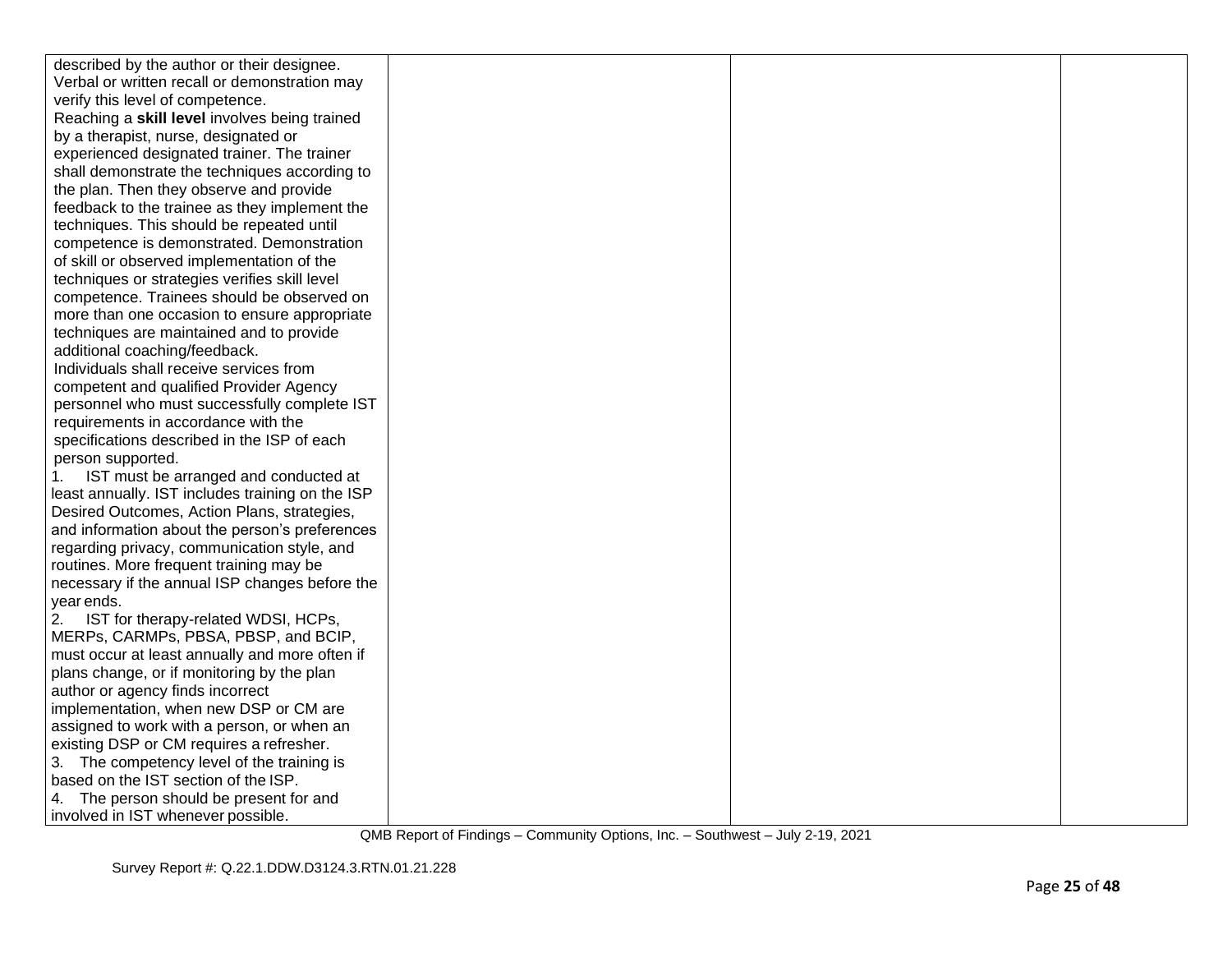| | | | |
|---|---|---|---|
| described by the author or their designee. Verbal or written recall or demonstration may verify this level of competence.<br>Reaching a **skill level** involves being trained by a therapist, nurse, designated or experienced designated trainer. The trainer shall demonstrate the techniques according to the plan. Then they observe and provide feedback to the trainee as they implement the techniques. This should be repeated until competence is demonstrated. Demonstration of skill or observed implementation of the techniques or strategies verifies skill level competence. Trainees should be observed on more than one occasion to ensure appropriate techniques are maintained and to provide additional coaching/feedback.<br>Individuals shall receive services from competent and qualified Provider Agency personnel who must successfully complete IST requirements in accordance with the specifications described in the ISP of each person supported.<br>1. IST must be arranged and conducted at least annually. IST includes training on the ISP Desired Outcomes, Action Plans, strategies, and information about the person's preferences regarding privacy, communication style, and routines. More frequent training may be necessary if the annual ISP changes before the year ends.<br>2. IST for therapy-related WDSI, HCPs, MERPs, CARMPs, PBSA, PBSP, and BCIP, must occur at least annually and more often if plans change, or if monitoring by the plan author or agency finds incorrect implementation, when new DSP or CM are assigned to work with a person, or when an existing DSP or CM requires a refresher.<br>3. The competency level of the training is based on the IST section of the ISP.<br>4. The person should be present for and involved in IST whenever possible. | | | |

QMB Report of Findings – Community Options, Inc. – Southwest – July 2-19, 2021

Survey Report #: Q.22.1.DDW.D3124.3.RTN.01.21.228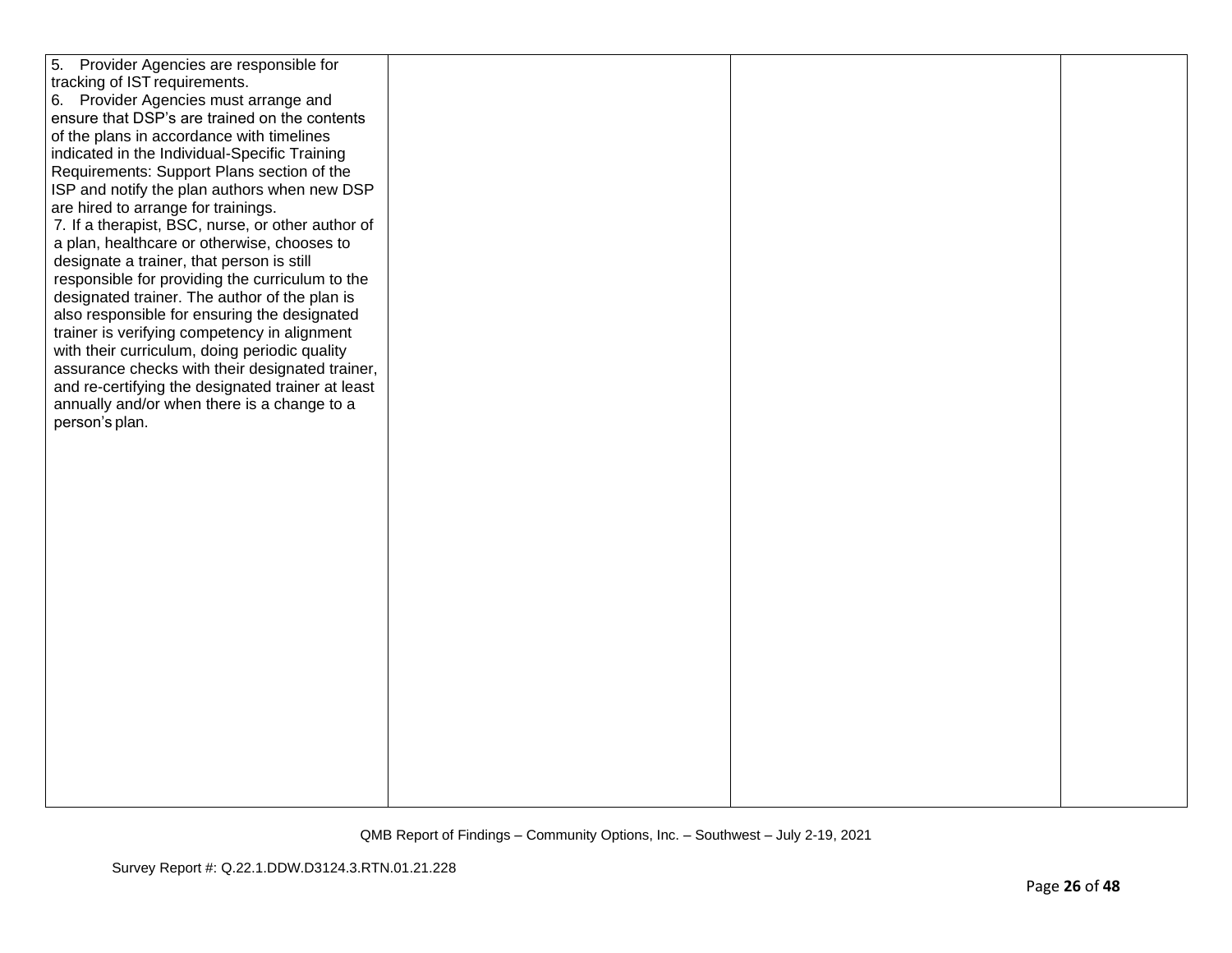| | | | |
|---|---|---|---|
| 5. Provider Agencies are responsible for tracking of IST requirements.<br>6. Provider Agencies must arrange and ensure that DSP's are trained on the contents of the plans in accordance with timelines indicated in the Individual-Specific Training Requirements: Support Plans section of the ISP and notify the plan authors when new DSP are hired to arrange for trainings.<br>7. If a therapist, BSC, nurse, or other author of a plan, healthcare or otherwise, chooses to designate a trainer, that person is still responsible for providing the curriculum to the designated trainer. The author of the plan is also responsible for ensuring the designated trainer is verifying competency in alignment with their curriculum, doing periodic quality assurance checks with their designated trainer, and re-certifying the designated trainer at least annually and/or when there is a change to a person's plan. | | | |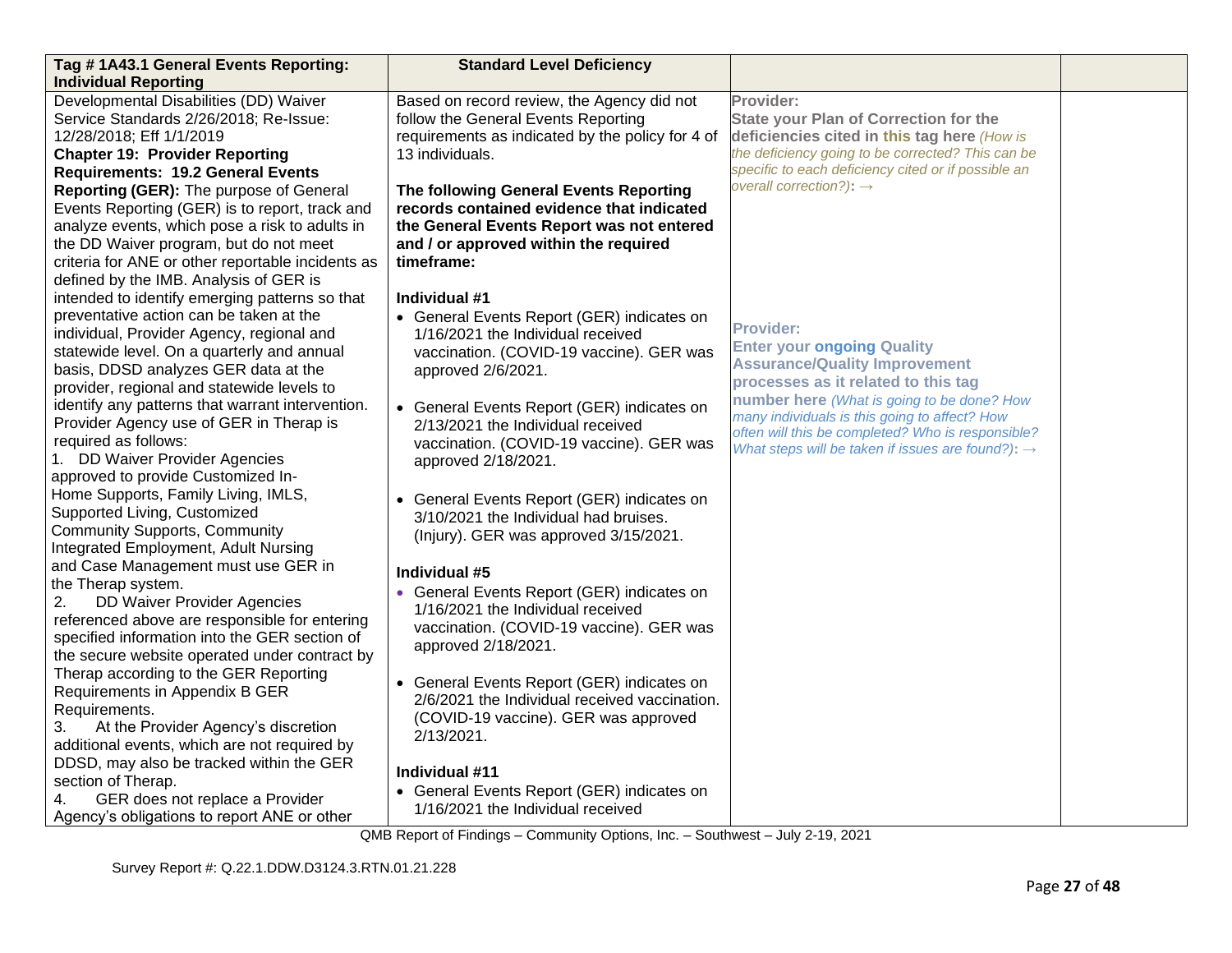| Tag # 1A43.1 General Events Reporting: Individual Reporting | Standard Level Deficiency | | |
|---|---|---|---|
| Developmental Disabilities (DD) Waiver Service Standards 2/26/2018; Re-Issue: 12/28/2018; Eff 1/1/2019<br>**Chapter 19: Provider Reporting Requirements: 19.2 General Events Reporting (GER):** The purpose of General Events Reporting (GER) is to report, track and analyze events, which pose a risk to adults in the DD Waiver program, but do not meet criteria for ANE or other reportable incidents as defined by the IMB. Analysis of GER is intended to identify emerging patterns so that preventative action can be taken at the individual, Provider Agency, regional and statewide level. On a quarterly and annual basis, DDSD analyzes GER data at the provider, regional and statewide levels to identify any patterns that warrant intervention. Provider Agency use of GER in Therap is required as follows:<br>1. DD Waiver Provider Agencies approved to provide Customized In-Home Supports, Family Living, IMLS, Supported Living, Customized Community Supports, Community Integrated Employment, Adult Nursing and Case Management must use GER in the Therap system.<br>2. DD Waiver Provider Agencies referenced above are responsible for entering specified information into the GER section of the secure website operated under contract by Therap according to the GER Reporting Requirements in Appendix B GER Requirements.<br>3. At the Provider Agency's discretion additional events, which are not required by DDSD, may also be tracked within the GER section of Therap.<br>4. GER does not replace a Provider Agency's obligations to report ANE or other | Based on record review, the Agency did not follow the General Events Reporting requirements as indicated by the policy for 4 of 13 individuals.<br><br>**The following General Events Reporting records contained evidence that indicated the General Events Report was not entered and / or approved within the required timeframe:**<br><br>**Individual #1**<br>• General Events Report (GER) indicates on 1/16/2021 the Individual received vaccination. (COVID-19 vaccine). GER was approved 2/6/2021.<br><br>• General Events Report (GER) indicates on 2/13/2021 the Individual received vaccination. (COVID-19 vaccine). GER was approved 2/18/2021.<br><br>• General Events Report (GER) indicates on 3/10/2021 the Individual had bruises. (Injury). GER was approved 3/15/2021.<br><br>**Individual #5**<br>• General Events Report (GER) indicates on 1/16/2021 the Individual received vaccination. (COVID-19 vaccine). GER was approved 2/18/2021.<br><br>• General Events Report (GER) indicates on 2/6/2021 the Individual received vaccination. (COVID-19 vaccine). GER was approved 2/13/2021.<br><br>**Individual #11**<br>• General Events Report (GER) indicates on 1/16/2021 the Individual received | **Provider:**<br>**State your Plan of Correction for the deficiencies cited in this tag here** *(How is the deficiency going to be corrected? This can be specific to each deficiency cited or if possible an overall correction?)*: →<br><br>**Provider:**<br>**Enter your ongoing Quality Assurance/Quality Improvement processes as it related to this tag number here** *(What is going to be done? How many individuals is this going to affect? How often will this be completed? Who is responsible? What steps will be taken if issues are found?)*: → | |

QMB Report of Findings – Community Options, Inc. – Southwest – July 2-19, 2021

Survey Report #: Q.22.1.DDW.D3124.3.RTN.01.21.228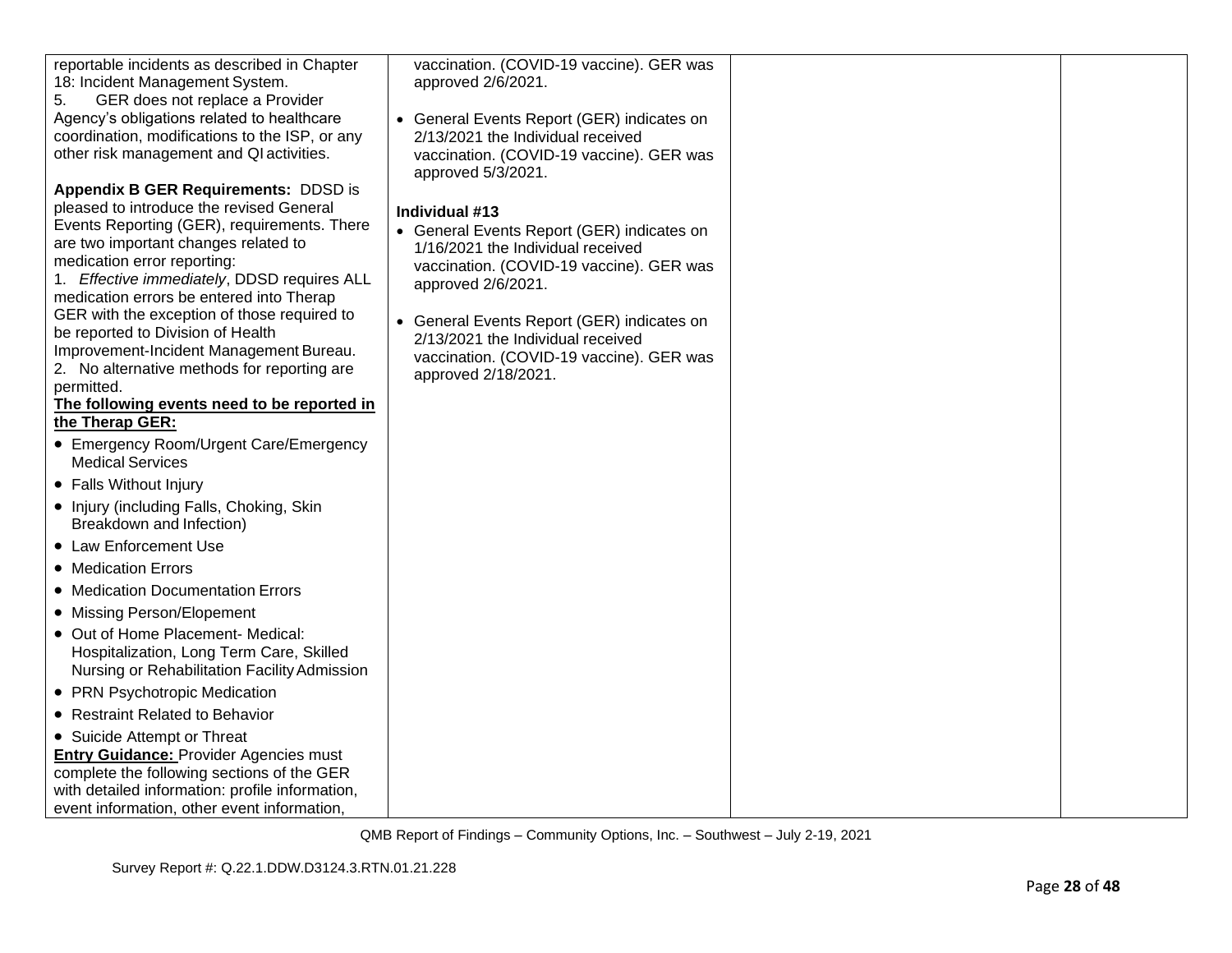| | | | |
|---|---|---|---|
| reportable incidents as described in Chapter 18: Incident Management System.<br>5. GER does not replace a Provider Agency's obligations related to healthcare coordination, modifications to the ISP, or any other risk management and QI activities.<br><br>**Appendix B GER Requirements:** DDSD is pleased to introduce the revised General Events Reporting (GER), requirements. There are two important changes related to medication error reporting:<br>1. *Effective immediately*, DDSD requires ALL medication errors be entered into Therap GER with the exception of those required to be reported to Division of Health Improvement-Incident Management Bureau.<br>2. No alternative methods for reporting are permitted.<br>**The following events need to be reported in the Therap GER:**<br>• Emergency Room/Urgent Care/Emergency Medical Services<br>• Falls Without Injury<br>• Injury (including Falls, Choking, Skin Breakdown and Infection)<br>• Law Enforcement Use<br>• Medication Errors<br>• Medication Documentation Errors<br>• Missing Person/Elopement<br>• Out of Home Placement- Medical: Hospitalization, Long Term Care, Skilled Nursing or Rehabilitation Facility Admission<br>• PRN Psychotropic Medication<br>• Restraint Related to Behavior<br>• Suicide Attempt or Threat<br>**Entry Guidance:** Provider Agencies must complete the following sections of the GER with detailed information: profile information, event information, other event information, | vaccination. (COVID-19 vaccine). GER was approved 2/6/2021.<br><br>• General Events Report (GER) indicates on 2/13/2021 the Individual received vaccination. (COVID-19 vaccine). GER was approved 5/3/2021.<br><br>**Individual #13**<br>• General Events Report (GER) indicates on 1/16/2021 the Individual received vaccination. (COVID-19 vaccine). GER was approved 2/6/2021.<br><br>• General Events Report (GER) indicates on 2/13/2021 the Individual received vaccination. (COVID-19 vaccine). GER was approved 2/18/2021. | | |

QMB Report of Findings – Community Options, Inc. – Southwest – July 2-19, 2021

Survey Report #: Q.22.1.DDW.D3124.3.RTN.01.21.228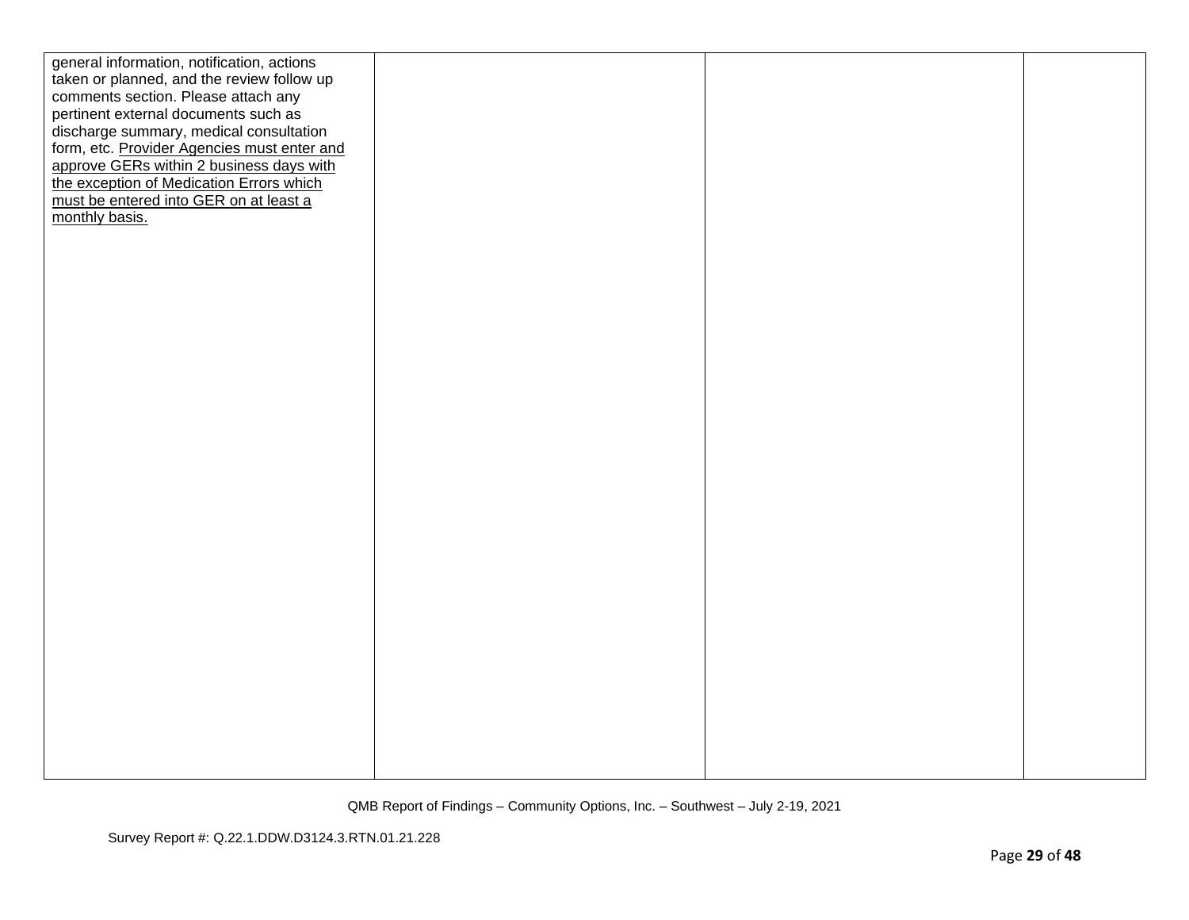| | | | |
|---|---|---|---|
| general information, notification, actions taken or planned, and the review follow up comments section. Please attach any pertinent external documents such as discharge summary, medical consultation form, etc. <u>Provider Agencies must enter and approve GERs within 2 business days with the exception of Medication Errors which must be entered into GER on at least a monthly basis.</u> | | | |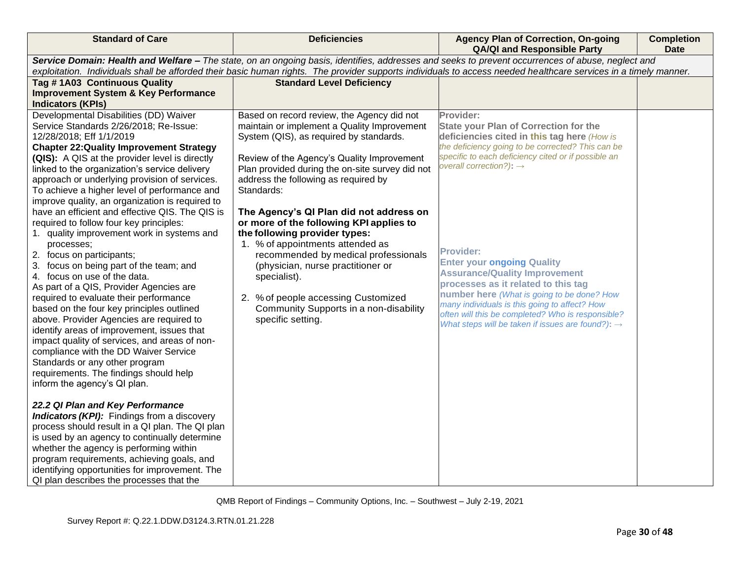| Standard of Care | Deficiencies | Agency Plan of Correction, On-going QA/QI and Responsible Party | Completion Date |
|---|---|---|---|
| ***Service Domain: Health and Welfare –*** *The state, on an ongoing basis, identifies, addresses and seeks to prevent occurrences of abuse, neglect and exploitation. Individuals shall be afforded their basic human rights. The provider supports individuals to access needed healthcare services in a timely manner.* | | | |
| **Tag # 1A03 Continuous Quality Improvement System & Key Performance Indicators (KPIs)** | **Standard Level Deficiency** | | |
| Developmental Disabilities (DD) Waiver Service Standards 2/26/2018; Re-Issue: 12/28/2018; Eff 1/1/2019<br>**Chapter 22:Quality Improvement Strategy (QIS):** A QIS at the provider level is directly linked to the organization's service delivery approach or underlying provision of services. To achieve a higher level of performance and improve quality, an organization is required to have an efficient and effective QIS. The QIS is required to follow four key principles:<br>1. quality improvement work in systems and processes;<br>2. focus on participants;<br>3. focus on being part of the team; and<br>4. focus on use of the data.<br>As part of a QIS, Provider Agencies are required to evaluate their performance based on the four key principles outlined above. Provider Agencies are required to identify areas of improvement, issues that impact quality of services, and areas of non-compliance with the DD Waiver Service Standards or any other program requirements. The findings should help inform the agency's QI plan.<br><br>***22.2 QI Plan and Key Performance Indicators (KPI):*** Findings from a discovery process should result in a QI plan. The QI plan is used by an agency to continually determine whether the agency is performing within program requirements, achieving goals, and identifying opportunities for improvement. The QI plan describes the processes that the | Based on record review, the Agency did not maintain or implement a Quality Improvement System (QIS), as required by standards.<br><br>Review of the Agency's Quality Improvement Plan provided during the on-site survey did not address the following as required by Standards:<br><br>**The Agency's QI Plan did not address on or more of the following KPI applies to the following provider types:**<br>1. % of appointments attended as recommended by medical professionals (physician, nurse practitioner or specialist).<br><br>2. % of people accessing Customized Community Supports in a non-disability specific setting. | **Provider:**<br>**State your Plan of Correction for the deficiencies cited in this tag here** *(How is the deficiency going to be corrected? This can be specific to each deficiency cited or if possible an overall correction?)*: →<br><br><br><br>**Provider:**<br>**Enter your ongoing Quality Assurance/Quality Improvement processes as it related to this tag number here** *(What is going to be done? How many individuals is this going to affect? How often will this be completed? Who is responsible? What steps will be taken if issues are found?)*: → | |

QMB Report of Findings – Community Options, Inc. – Southwest – July 2-19, 2021

Survey Report #: Q.22.1.DDW.D3124.3.RTN.01.21.228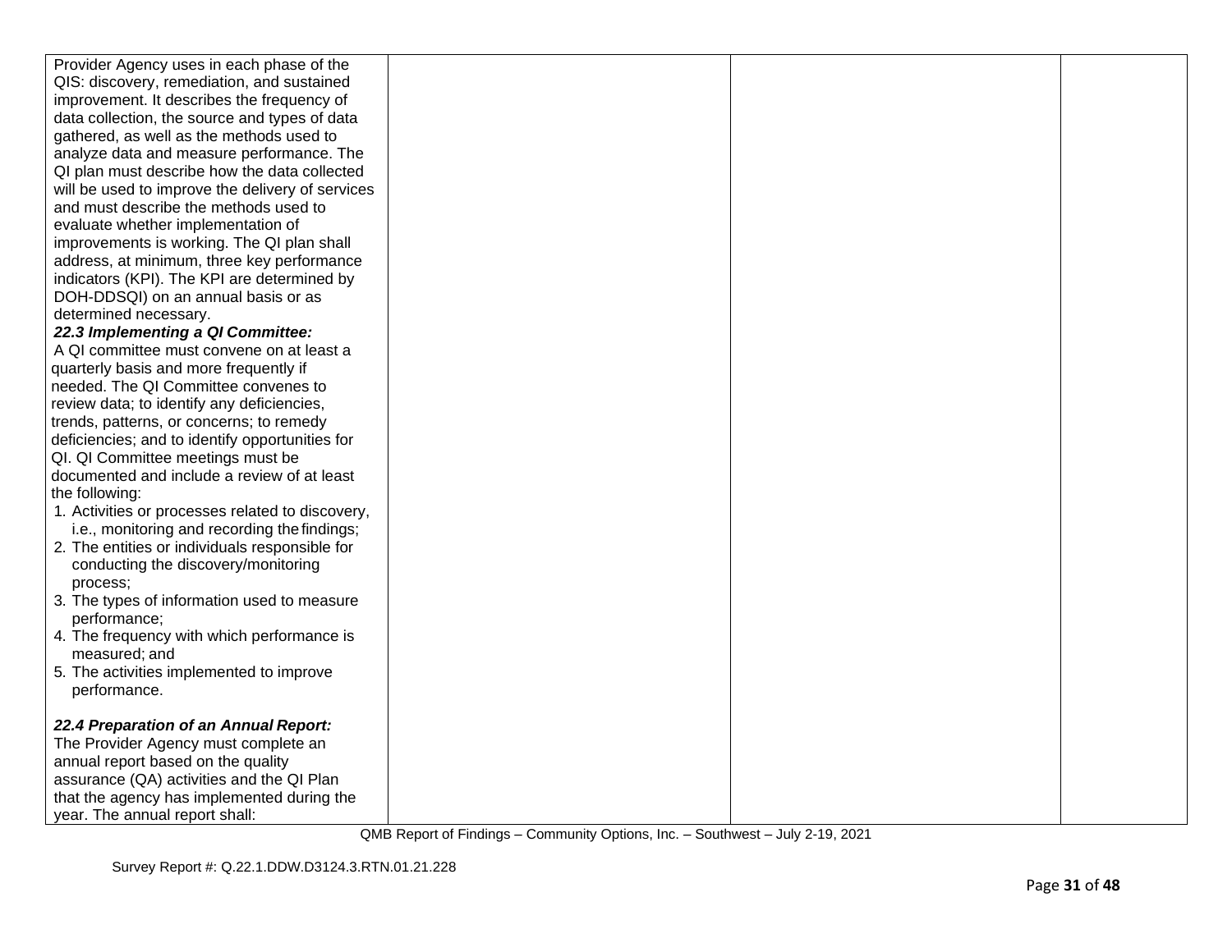| | | | |
|---|---|---|---|
| Provider Agency uses in each phase of the QIS: discovery, remediation, and sustained improvement. It describes the frequency of data collection, the source and types of data gathered, as well as the methods used to analyze data and measure performance. The QI plan must describe how the data collected will be used to improve the delivery of services and must describe the methods used to evaluate whether implementation of improvements is working. The QI plan shall address, at minimum, three key performance indicators (KPI). The KPI are determined by DOH-DDSQI) on an annual basis or as determined necessary.<br>***22.3 Implementing a QI Committee:***<br>A QI committee must convene on at least a quarterly basis and more frequently if needed. The QI Committee convenes to review data; to identify any deficiencies, trends, patterns, or concerns; to remedy deficiencies; and to identify opportunities for QI. QI Committee meetings must be documented and include a review of at least the following:<br>1. Activities or processes related to discovery, i.e., monitoring and recording the findings;<br>2. The entities or individuals responsible for conducting the discovery/monitoring process;<br>3. The types of information used to measure performance;<br>4. The frequency with which performance is measured; and<br>5. The activities implemented to improve performance.<br><br>***22.4 Preparation of an Annual Report:***<br>The Provider Agency must complete an annual report based on the quality assurance (QA) activities and the QI Plan that the agency has implemented during the year. The annual report shall: | | | |

QMB Report of Findings – Community Options, Inc. – Southwest – July 2-19, 2021

Survey Report #: Q.22.1.DDW.D3124.3.RTN.01.21.228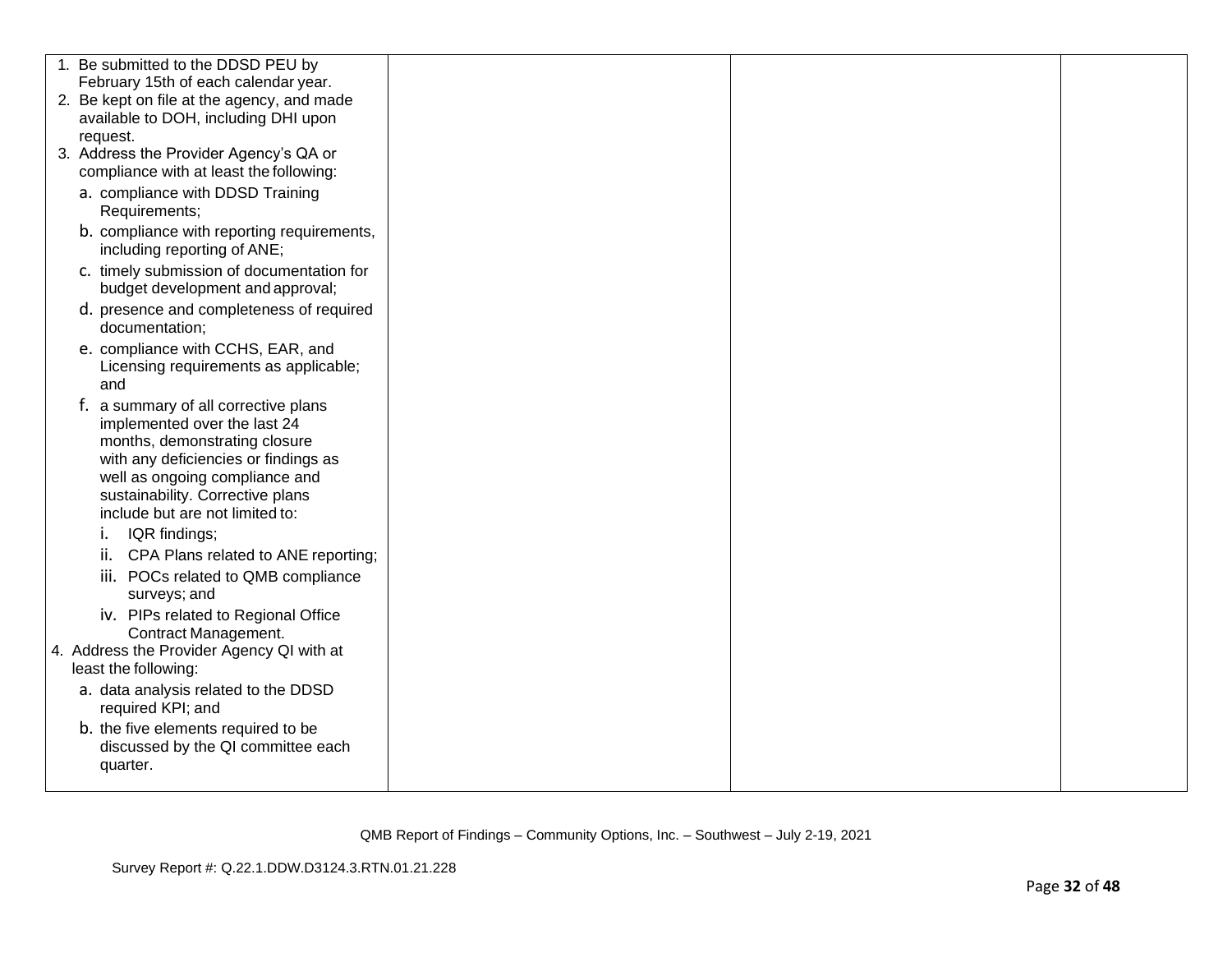| | | | |
|---|---|---|---|
| 1. Be submitted to the DDSD PEU by February 15th of each calendar year.<br>2. Be kept on file at the agency, and made available to DOH, including DHI upon request.<br>3. Address the Provider Agency's QA or compliance with at least the following:<br>a. compliance with DDSD Training Requirements;<br>b. compliance with reporting requirements, including reporting of ANE;<br>c. timely submission of documentation for budget development and approval;<br>d. presence and completeness of required documentation;<br>e. compliance with CCHS, EAR, and Licensing requirements as applicable; and<br>f. a summary of all corrective plans implemented over the last 24 months, demonstrating closure with any deficiencies or findings as well as ongoing compliance and sustainability. Corrective plans include but are not limited to:<br>i. IQR findings;<br>ii. CPA Plans related to ANE reporting;<br>iii. POCs related to QMB compliance surveys; and<br>iv. PIPs related to Regional Office Contract Management.<br>4. Address the Provider Agency QI with at least the following:<br>a. data analysis related to the DDSD required KPI; and<br>b. the five elements required to be discussed by the QI committee each quarter. | | | |

QMB Report of Findings – Community Options, Inc. – Southwest – July 2-19, 2021

Survey Report #: Q.22.1.DDW.D3124.3.RTN.01.21.228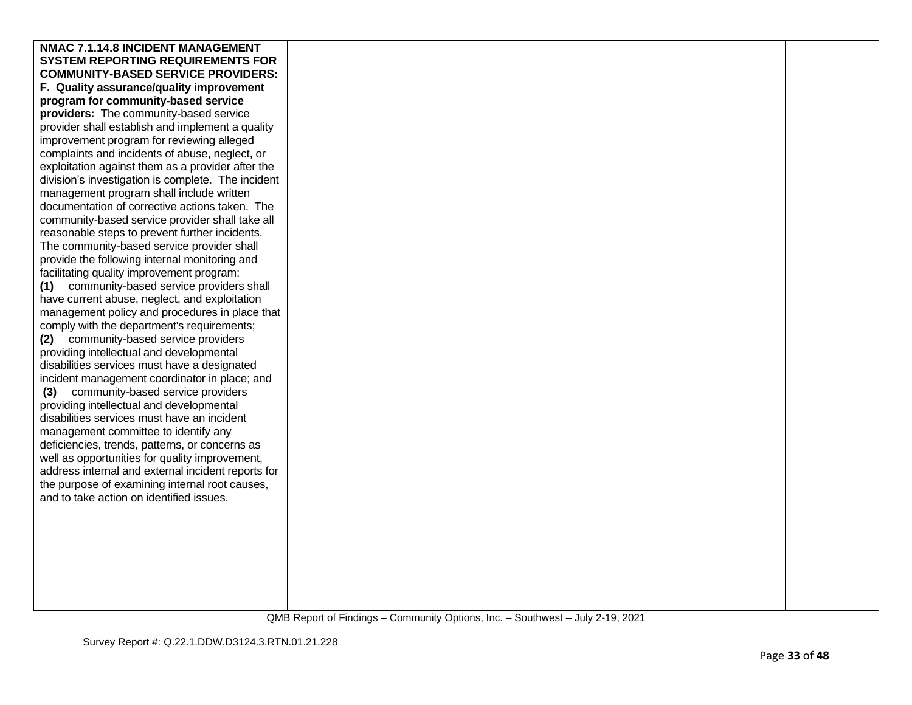| | | | |
|---|---|---|---|
| **NMAC 7.1.14.8 INCIDENT MANAGEMENT SYSTEM REPORTING REQUIREMENTS FOR COMMUNITY-BASED SERVICE PROVIDERS:**<br>**F. Quality assurance/quality improvement program for community-based service providers:** The community-based service provider shall establish and implement a quality improvement program for reviewing alleged complaints and incidents of abuse, neglect, or exploitation against them as a provider after the division's investigation is complete. The incident management program shall include written documentation of corrective actions taken. The community-based service provider shall take all reasonable steps to prevent further incidents. The community-based service provider shall provide the following internal monitoring and facilitating quality improvement program:<br>**(1)** community-based service providers shall have current abuse, neglect, and exploitation management policy and procedures in place that comply with the department's requirements;<br>**(2)** community-based service providers providing intellectual and developmental disabilities services must have a designated incident management coordinator in place; and<br>**(3)** community-based service providers providing intellectual and developmental disabilities services must have an incident management committee to identify any deficiencies, trends, patterns, or concerns as well as opportunities for quality improvement, address internal and external incident reports for the purpose of examining internal root causes, and to take action on identified issues. | | | |

QMB Report of Findings – Community Options, Inc. – Southwest – July 2-19, 2021

Survey Report #: Q.22.1.DDW.D3124.3.RTN.01.21.228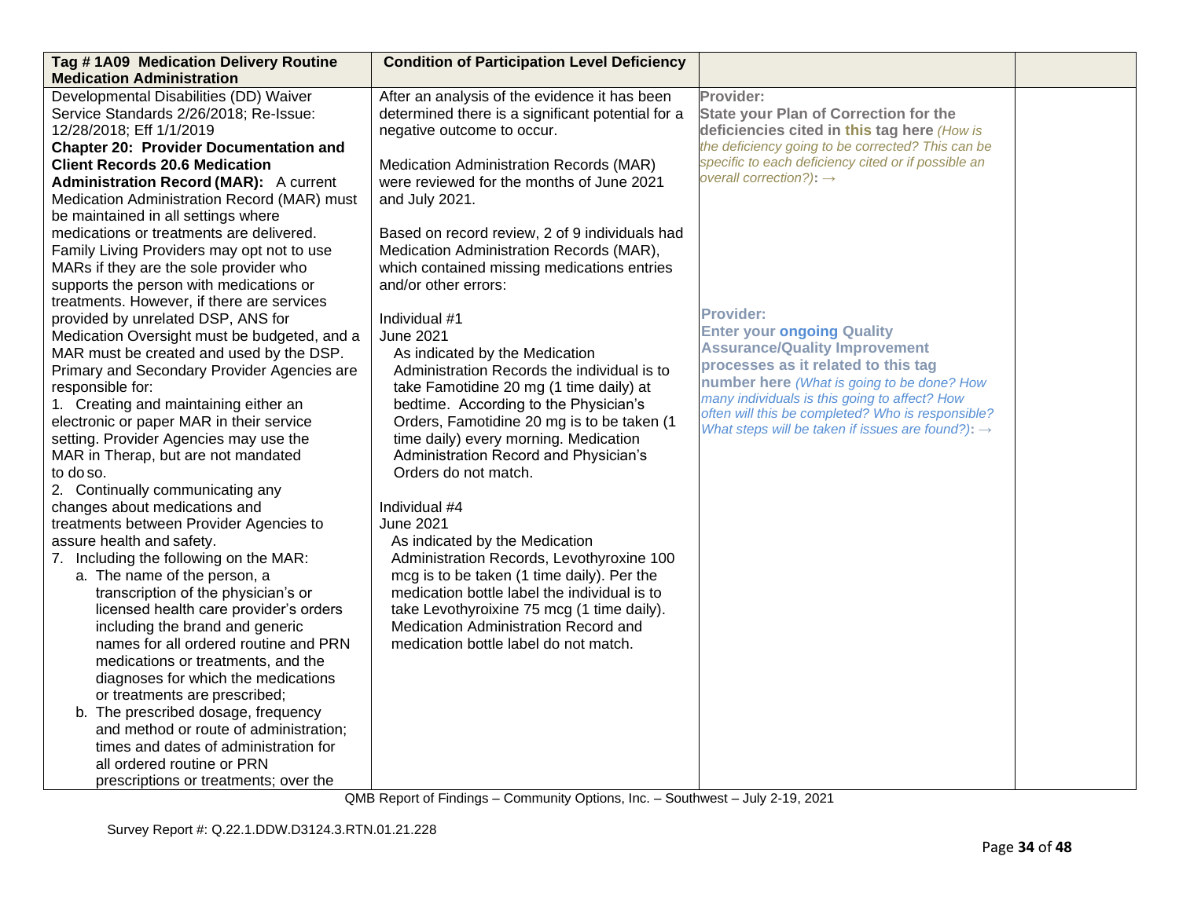| Tag # 1A09 Medication Delivery Routine Medication Administration | Condition of Participation Level Deficiency | | |
|---|---|---|---|
| Developmental Disabilities (DD) Waiver Service Standards 2/26/2018; Re-Issue: 12/28/2018; Eff 1/1/2019<br>**Chapter 20: Provider Documentation and Client Records 20.6 Medication Administration Record (MAR):** A current Medication Administration Record (MAR) must be maintained in all settings where medications or treatments are delivered. Family Living Providers may opt not to use MARs if they are the sole provider who supports the person with medications or treatments. However, if there are services provided by unrelated DSP, ANS for Medication Oversight must be budgeted, and a MAR must be created and used by the DSP. Primary and Secondary Provider Agencies are responsible for:<br>1. Creating and maintaining either an electronic or paper MAR in their service setting. Provider Agencies may use the MAR in Therap, but are not mandated to do so.<br>2. Continually communicating any changes about medications and treatments between Provider Agencies to assure health and safety.<br>7. Including the following on the MAR:<br>a. The name of the person, a transcription of the physician's or licensed health care provider's orders including the brand and generic names for all ordered routine and PRN medications or treatments, and the diagnoses for which the medications or treatments are prescribed;<br>b. The prescribed dosage, frequency and method or route of administration; times and dates of administration for all ordered routine or PRN prescriptions or treatments; over the | After an analysis of the evidence it has been determined there is a significant potential for a negative outcome to occur.<br><br>Medication Administration Records (MAR) were reviewed for the months of June 2021 and July 2021.<br><br>Based on record review, 2 of 9 individuals had Medication Administration Records (MAR), which contained missing medications entries and/or other errors:<br><br>Individual #1<br>June 2021<br>As indicated by the Medication Administration Records the individual is to take Famotidine 20 mg (1 time daily) at bedtime. According to the Physician's Orders, Famotidine 20 mg is to be taken (1 time daily) every morning. Medication Administration Record and Physician's Orders do not match.<br><br>Individual #4<br>June 2021<br>As indicated by the Medication Administration Records, Levothyroxine 100 mcg is to be taken (1 time daily). Per the medication bottle label the individual is to take Levothyroixine 75 mcg (1 time daily). Medication Administration Record and medication bottle label do not match. | **Provider:**<br>**State your Plan of Correction for the deficiencies cited in this tag here** *(How is the deficiency going to be corrected? This can be specific to each deficiency cited or if possible an overall correction?)*: →<br><br>**Provider:**<br>**Enter your ongoing Quality Assurance/Quality Improvement processes as it related to this tag number here** *(What is going to be done? How many individuals is this going to affect? How often will this be completed? Who is responsible? What steps will be taken if issues are found?)*: → | |

QMB Report of Findings – Community Options, Inc. – Southwest – July 2-19, 2021

Survey Report #: Q.22.1.DDW.D3124.3.RTN.01.21.228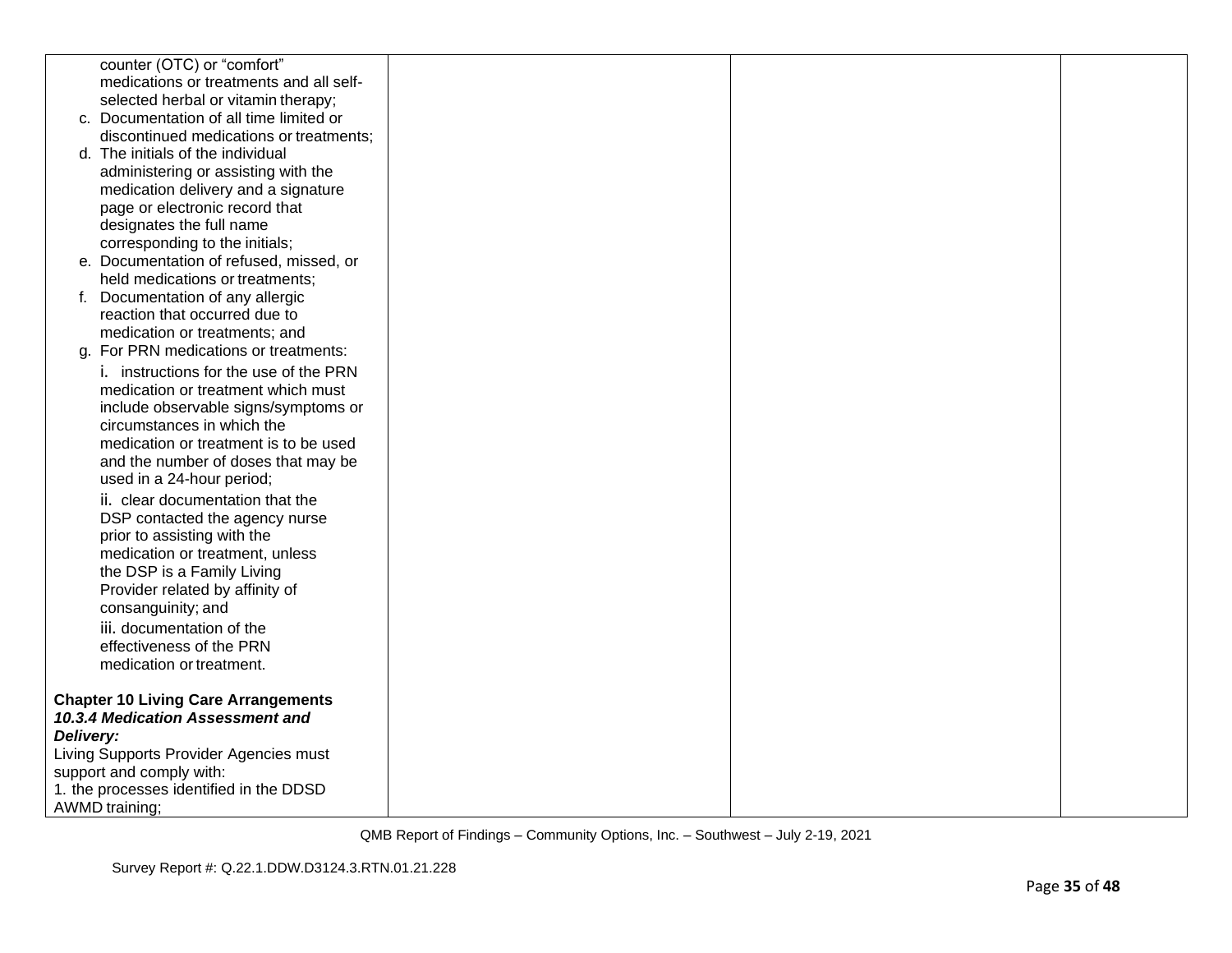| | | | |
|---|---|---|---|
| counter (OTC) or "comfort" medications or treatments and all self-selected herbal or vitamin therapy;<br>c. Documentation of all time limited or discontinued medications or treatments;<br>d. The initials of the individual administering or assisting with the medication delivery and a signature page or electronic record that designates the full name corresponding to the initials;<br>e. Documentation of refused, missed, or held medications or treatments;<br>f. Documentation of any allergic reaction that occurred due to medication or treatments; and<br>g. For PRN medications or treatments:<br>i. instructions for the use of the PRN medication or treatment which must include observable signs/symptoms or circumstances in which the medication or treatment is to be used and the number of doses that may be used in a 24-hour period;<br>ii. clear documentation that the DSP contacted the agency nurse prior to assisting with the medication or treatment, unless the DSP is a Family Living Provider related by affinity of consanguinity; and<br>iii. documentation of the effectiveness of the PRN medication or treatment.<br><br>**Chapter 10 Living Care Arrangements**<br>***10.3.4 Medication Assessment and Delivery:***<br>Living Supports Provider Agencies must support and comply with:<br>1. the processes identified in the DDSD AWMD training; | | | |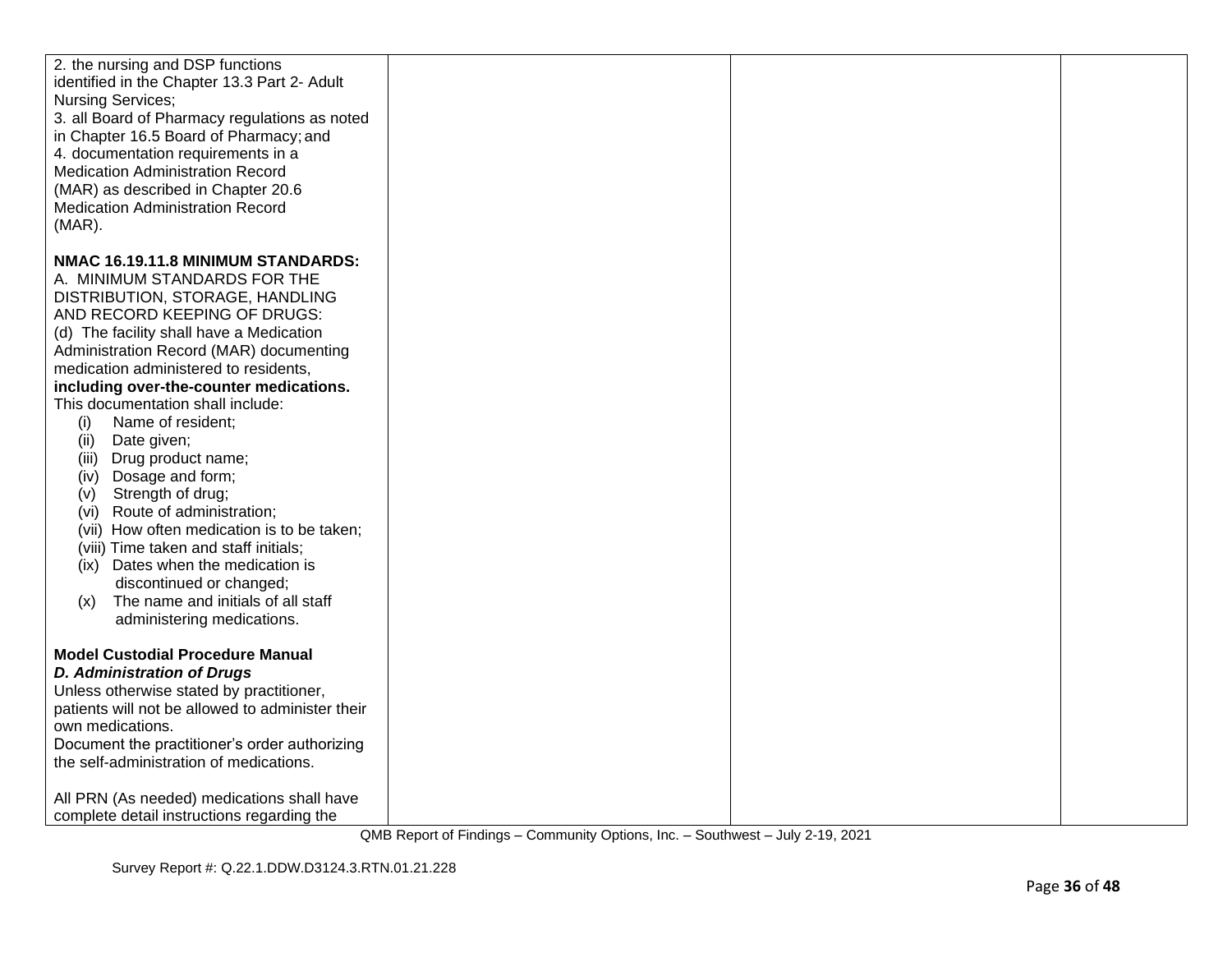| | | | |
|---|---|---|---|
| 2. the nursing and DSP functions identified in the Chapter 13.3 Part 2- Adult Nursing Services;<br>3. all Board of Pharmacy regulations as noted in Chapter 16.5 Board of Pharmacy; and<br>4. documentation requirements in a Medication Administration Record (MAR) as described in Chapter 20.6 Medication Administration Record (MAR).<br><br>**NMAC 16.19.11.8 MINIMUM STANDARDS:**<br>A. MINIMUM STANDARDS FOR THE DISTRIBUTION, STORAGE, HANDLING AND RECORD KEEPING OF DRUGS:<br>(d) The facility shall have a Medication Administration Record (MAR) documenting medication administered to residents, **including over-the-counter medications.** This documentation shall include:<br>(i) Name of resident;<br>(ii) Date given;<br>(iii) Drug product name;<br>(iv) Dosage and form;<br>(v) Strength of drug;<br>(vi) Route of administration;<br>(vii) How often medication is to be taken;<br>(viii) Time taken and staff initials;<br>(ix) Dates when the medication is discontinued or changed;<br>(x) The name and initials of all staff administering medications.<br><br>**Model Custodial Procedure Manual**<br>***D. Administration of Drugs***<br>Unless otherwise stated by practitioner, patients will not be allowed to administer their own medications.<br>Document the practitioner's order authorizing the self-administration of medications.<br><br>All PRN (As needed) medications shall have complete detail instructions regarding the | | | |

QMB Report of Findings – Community Options, Inc. – Southwest – July 2-19, 2021

Survey Report #: Q.22.1.DDW.D3124.3.RTN.01.21.228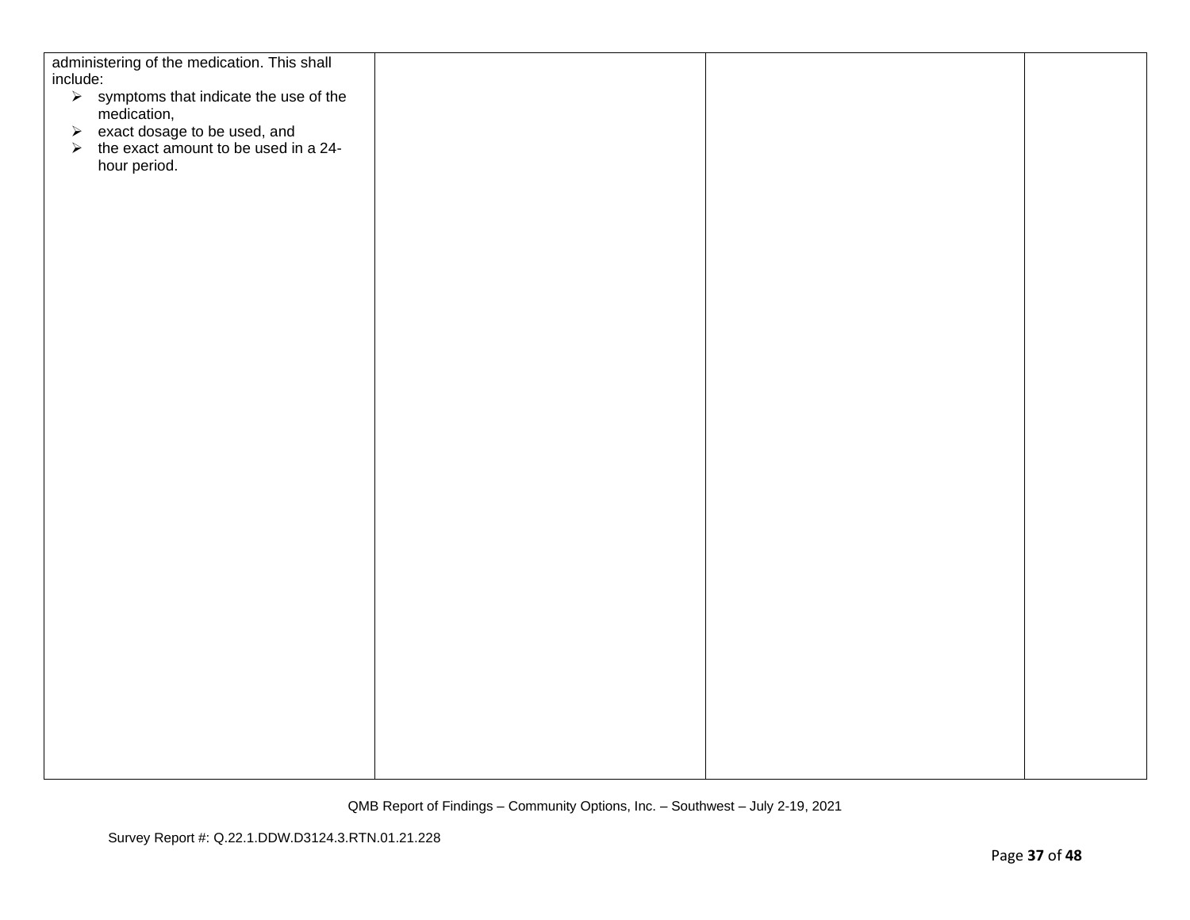| | | | |
|---|---|---|---|
| administering of the medication. This shall include:<br>➢ symptoms that indicate the use of the medication,<br>➢ exact dosage to be used, and<br>➢ the exact amount to be used in a 24-hour period. | | | |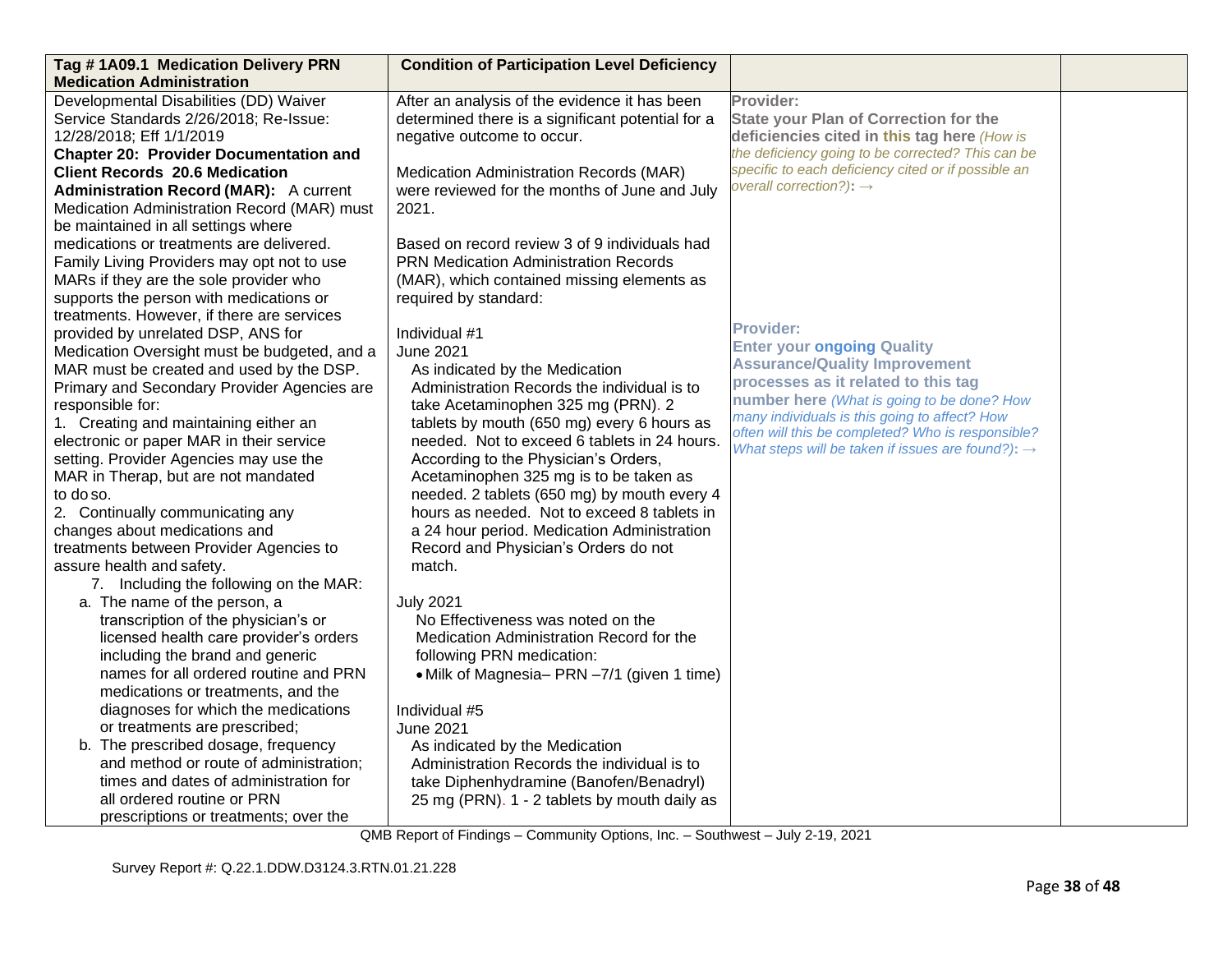| Tag # 1A09.1 Medication Delivery PRN Medication Administration | Condition of Participation Level Deficiency | | |
|---|---|---|---|
| Developmental Disabilities (DD) Waiver Service Standards 2/26/2018; Re-Issue: 12/28/2018; Eff 1/1/2019<br>**Chapter 20: Provider Documentation and Client Records 20.6 Medication Administration Record (MAR):** A current Medication Administration Record (MAR) must be maintained in all settings where medications or treatments are delivered. Family Living Providers may opt not to use MARs if they are the sole provider who supports the person with medications or treatments. However, if there are services provided by unrelated DSP, ANS for Medication Oversight must be budgeted, and a MAR must be created and used by the DSP. Primary and Secondary Provider Agencies are responsible for:<br>1. Creating and maintaining either an electronic or paper MAR in their service setting. Provider Agencies may use the MAR in Therap, but are not mandated to do so.<br>2. Continually communicating any changes about medications and treatments between Provider Agencies to assure health and safety.<br>7. Including the following on the MAR:<br>a. The name of the person, a transcription of the physician's or licensed health care provider's orders including the brand and generic names for all ordered routine and PRN medications or treatments, and the diagnoses for which the medications or treatments are prescribed;<br>b. The prescribed dosage, frequency and method or route of administration; times and dates of administration for all ordered routine or PRN prescriptions or treatments; over the | After an analysis of the evidence it has been determined there is a significant potential for a negative outcome to occur.<br><br>Medication Administration Records (MAR) were reviewed for the months of June and July 2021.<br><br>Based on record review 3 of 9 individuals had PRN Medication Administration Records (MAR), which contained missing elements as required by standard:<br><br>Individual #1<br>June 2021<br>As indicated by the Medication Administration Records the individual is to take Acetaminophen 325 mg (PRN). 2 tablets by mouth (650 mg) every 6 hours as needed. Not to exceed 6 tablets in 24 hours. According to the Physician's Orders, Acetaminophen 325 mg is to be taken as needed. 2 tablets (650 mg) by mouth every 4 hours as needed. Not to exceed 8 tablets in a 24 hour period. Medication Administration Record and Physician's Orders do not match.<br><br>July 2021<br>No Effectiveness was noted on the Medication Administration Record for the following PRN medication:<br>• Milk of Magnesia– PRN –7/1 (given 1 time)<br><br>Individual #5<br>June 2021<br>As indicated by the Medication Administration Records the individual is to take Diphenhydramine (Banofen/Benadryl) 25 mg (PRN). 1 - 2 tablets by mouth daily as | **Provider:**<br>**State your Plan of Correction for the deficiencies cited in this tag here** *(How is the deficiency going to be corrected? This can be specific to each deficiency cited or if possible an overall correction?)*: →<br><br>**Provider:**<br>**Enter your ongoing Quality Assurance/Quality Improvement processes as it related to this tag number here** *(What is going to be done? How many individuals is this going to affect? How often will this be completed? Who is responsible? What steps will be taken if issues are found?)*: → | |

QMB Report of Findings – Community Options, Inc. – Southwest – July 2-19, 2021

Survey Report #: Q.22.1.DDW.D3124.3.RTN.01.21.228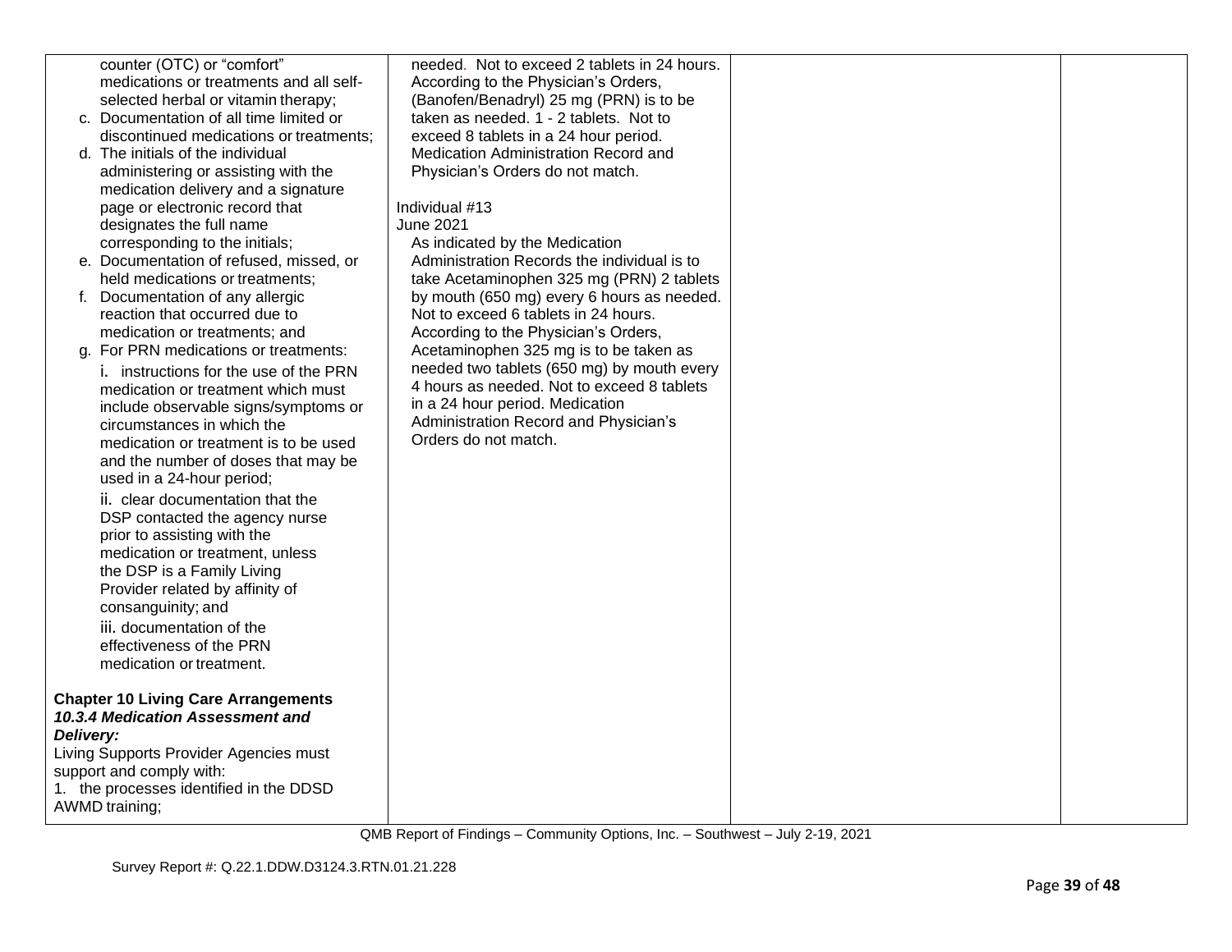| | | | |
|---|---|---|---|
| counter (OTC) or "comfort" medications or treatments and all self-selected herbal or vitamin therapy;<br>c. Documentation of all time limited or discontinued medications or treatments;<br>d. The initials of the individual administering or assisting with the medication delivery and a signature page or electronic record that designates the full name corresponding to the initials;<br>e. Documentation of refused, missed, or held medications or treatments;<br>f. Documentation of any allergic reaction that occurred due to medication or treatments; and<br>g. For PRN medications or treatments:<br>i. instructions for the use of the PRN medication or treatment which must include observable signs/symptoms or circumstances in which the medication or treatment is to be used and the number of doses that may be used in a 24-hour period;<br>ii. clear documentation that the DSP contacted the agency nurse prior to assisting with the medication or treatment, unless the DSP is a Family Living Provider related by affinity of consanguinity; and<br>iii. documentation of the effectiveness of the PRN medication or treatment.<br><br>**Chapter 10 Living Care Arrangements**<br>***10.3.4 Medication Assessment and Delivery:***<br>Living Supports Provider Agencies must support and comply with:<br>1. the processes identified in the DDSD AWMD training; | needed. Not to exceed 2 tablets in 24 hours. According to the Physician's Orders, (Banofen/Benadryl) 25 mg (PRN) is to be taken as needed. 1 - 2 tablets. Not to exceed 8 tablets in a 24 hour period. Medication Administration Record and Physician's Orders do not match.<br><br>Individual #13<br>June 2021<br>As indicated by the Medication Administration Records the individual is to take Acetaminophen 325 mg (PRN) 2 tablets by mouth (650 mg) every 6 hours as needed. Not to exceed 6 tablets in 24 hours. According to the Physician's Orders, Acetaminophen 325 mg is to be taken as needed two tablets (650 mg) by mouth every 4 hours as needed. Not to exceed 8 tablets in a 24 hour period. Medication Administration Record and Physician's Orders do not match. | | |

QMB Report of Findings – Community Options, Inc. – Southwest – July 2-19, 2021

Survey Report #: Q.22.1.DDW.D3124.3.RTN.01.21.228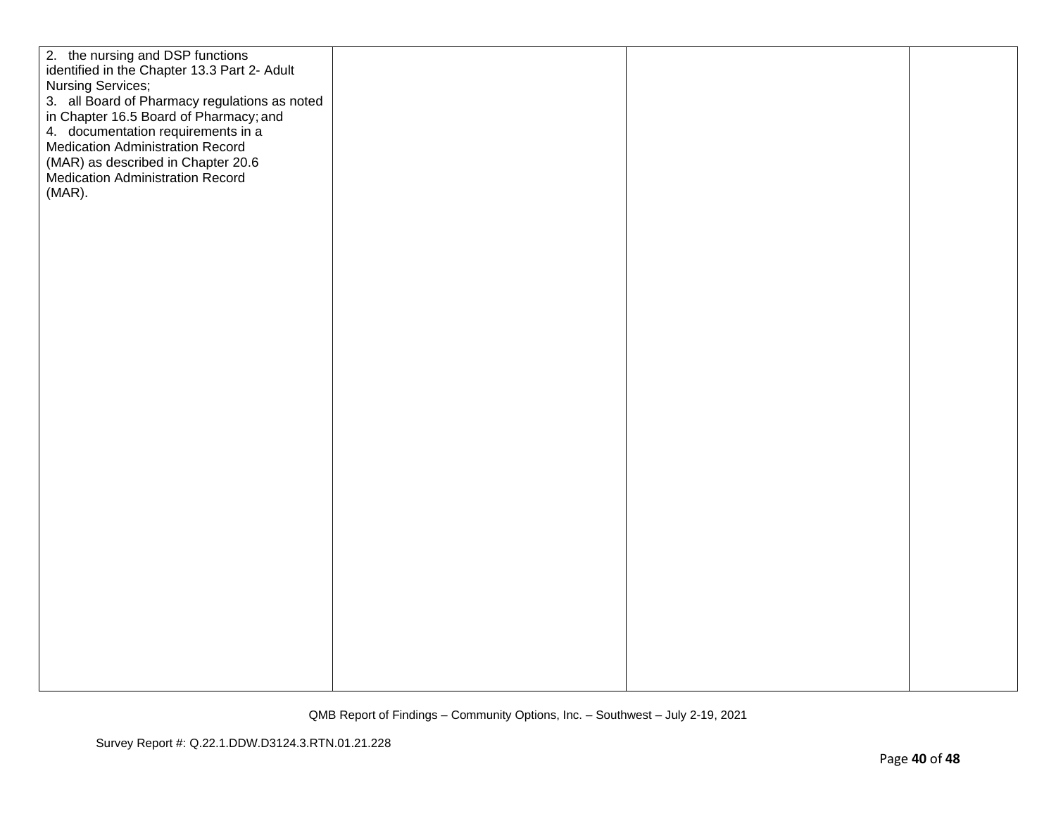| | | | |
|---|---|---|---|
| 2. the nursing and DSP functions identified in the Chapter 13.3 Part 2- Adult Nursing Services;<br>3. all Board of Pharmacy regulations as noted in Chapter 16.5 Board of Pharmacy; and<br>4. documentation requirements in a Medication Administration Record (MAR) as described in Chapter 20.6 Medication Administration Record (MAR). | | | |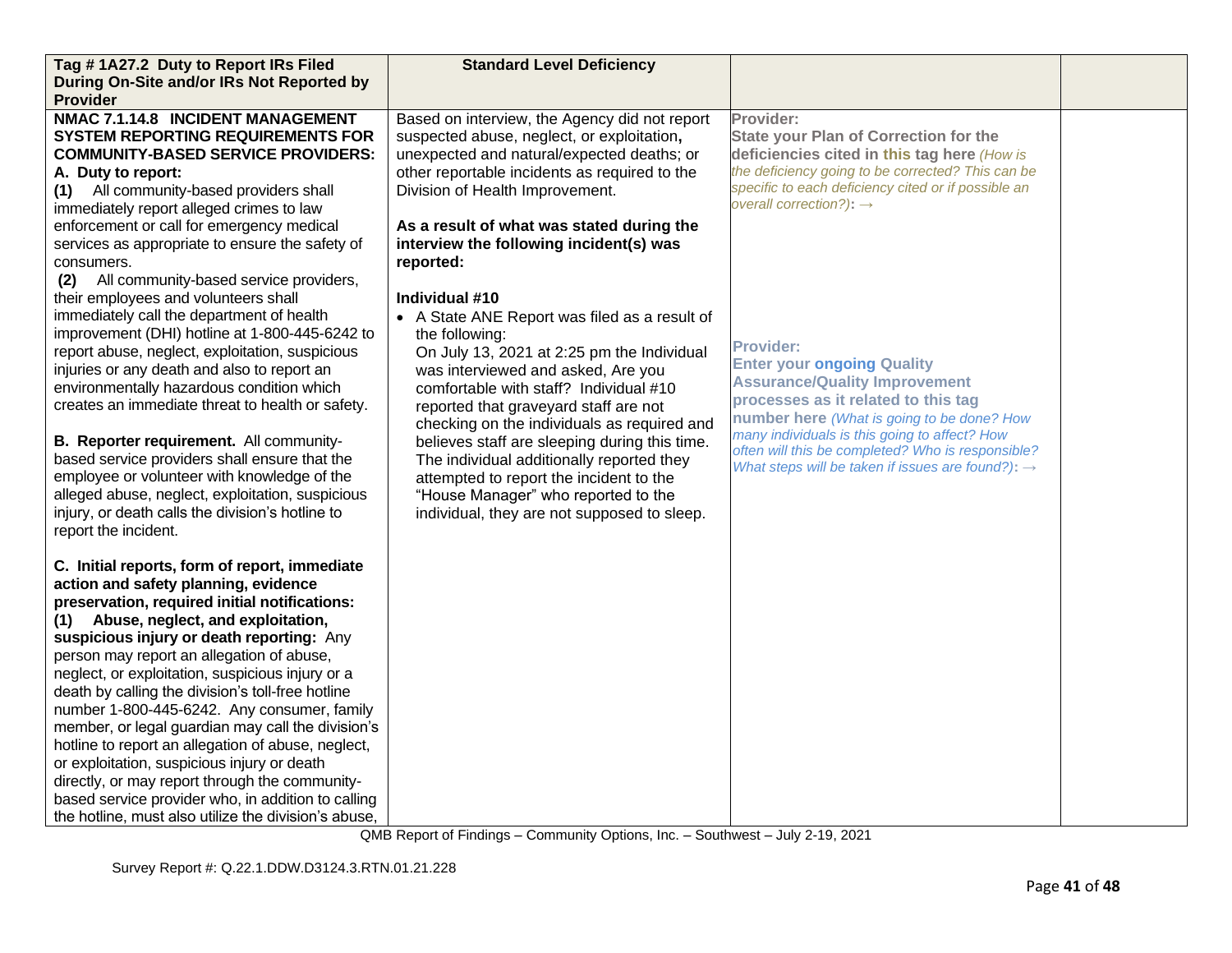| **Tag # 1A27.2 Duty to Report IRs Filed During On-Site and/or IRs Not Reported by Provider** | **Standard Level Deficiency** | | |
|---|---|---|---|
| **NMAC 7.1.14.8 INCIDENT MANAGEMENT SYSTEM REPORTING REQUIREMENTS FOR COMMUNITY-BASED SERVICE PROVIDERS:**<br>**A. Duty to report:**<br>**(1)** All community-based providers shall immediately report alleged crimes to law enforcement or call for emergency medical services as appropriate to ensure the safety of consumers.<br>**(2)** All community-based service providers, their employees and volunteers shall immediately call the department of health improvement (DHI) hotline at 1-800-445-6242 to report abuse, neglect, exploitation, suspicious injuries or any death and also to report an environmentally hazardous condition which creates an immediate threat to health or safety.<br><br>**B. Reporter requirement.** All community-based service providers shall ensure that the employee or volunteer with knowledge of the alleged abuse, neglect, exploitation, suspicious injury, or death calls the division's hotline to report the incident.<br><br>**C. Initial reports, form of report, immediate action and safety planning, evidence preservation, required initial notifications:**<br>**(1) Abuse, neglect, and exploitation, suspicious injury or death reporting:** Any person may report an allegation of abuse, neglect, or exploitation, suspicious injury or a death by calling the division's toll-free hotline number 1-800-445-6242. Any consumer, family member, or legal guardian may call the division's hotline to report an allegation of abuse, neglect, or exploitation, suspicious injury or death directly, or may report through the community-based service provider who, in addition to calling the hotline, must also utilize the division's abuse, | Based on interview, the Agency did not report suspected abuse, neglect, or exploitation**,** unexpected and natural/expected deaths; or other reportable incidents as required to the Division of Health Improvement.<br><br>**As a result of what was stated during the interview the following incident(s) was reported:**<br><br>**Individual #10**<br>• A State ANE Report was filed as a result of the following:<br>On July 13, 2021 at 2:25 pm the Individual was interviewed and asked, Are you comfortable with staff? Individual #10 reported that graveyard staff are not checking on the individuals as required and believes staff are sleeping during this time. The individual additionally reported they attempted to report the incident to the "House Manager" who reported to the individual, they are not supposed to sleep. | **Provider:**<br>**State your Plan of Correction for the deficiencies cited in this tag here** *(How is the deficiency going to be corrected? This can be specific to each deficiency cited or if possible an overall correction?)*: →<br><br><br><br><br>**Provider:**<br>**Enter your ongoing Quality Assurance/Quality Improvement processes as it related to this tag number here** *(What is going to be done? How many individuals is this going to affect? How often will this be completed? Who is responsible? What steps will be taken if issues are found?)*: → | |

QMB Report of Findings – Community Options, Inc. – Southwest – July 2-19, 2021

Survey Report #: Q.22.1.DDW.D3124.3.RTN.01.21.228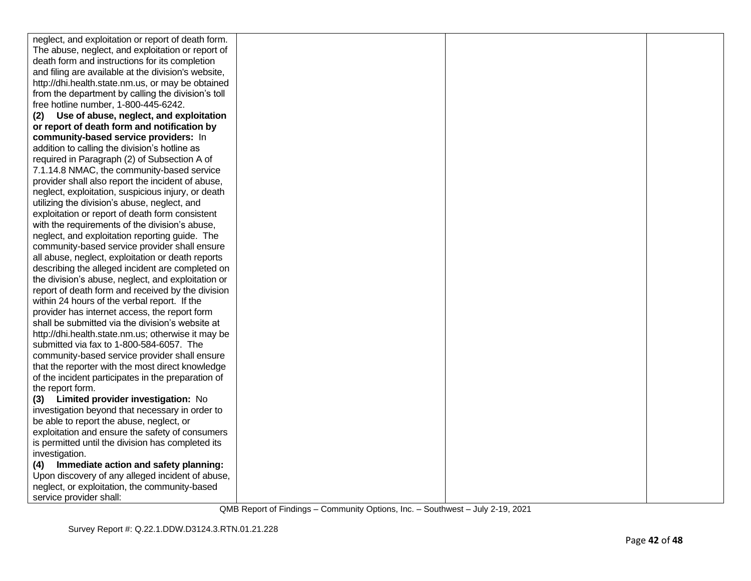| | | | |
|---|---|---|---|
| neglect, and exploitation or report of death form. The abuse, neglect, and exploitation or report of death form and instructions for its completion and filing are available at the division's website, http://dhi.health.state.nm.us, or may be obtained from the department by calling the division's toll free hotline number, 1-800-445-6242.<br>**(2) Use of abuse, neglect, and exploitation or report of death form and notification by community-based service providers:** In addition to calling the division's hotline as required in Paragraph (2) of Subsection A of 7.1.14.8 NMAC, the community-based service provider shall also report the incident of abuse, neglect, exploitation, suspicious injury, or death utilizing the division's abuse, neglect, and exploitation or report of death form consistent with the requirements of the division's abuse, neglect, and exploitation reporting guide. The community-based service provider shall ensure all abuse, neglect, exploitation or death reports describing the alleged incident are completed on the division's abuse, neglect, and exploitation or report of death form and received by the division within 24 hours of the verbal report. If the provider has internet access, the report form shall be submitted via the division's website at http://dhi.health.state.nm.us; otherwise it may be submitted via fax to 1-800-584-6057. The community-based service provider shall ensure that the reporter with the most direct knowledge of the incident participates in the preparation of the report form.<br>**(3) Limited provider investigation:** No investigation beyond that necessary in order to be able to report the abuse, neglect, or exploitation and ensure the safety of consumers is permitted until the division has completed its investigation.<br>**(4) Immediate action and safety planning:** Upon discovery of any alleged incident of abuse, neglect, or exploitation, the community-based service provider shall: | | | |

QMB Report of Findings – Community Options, Inc. – Southwest – July 2-19, 2021

Survey Report #: Q.22.1.DDW.D3124.3.RTN.01.21.228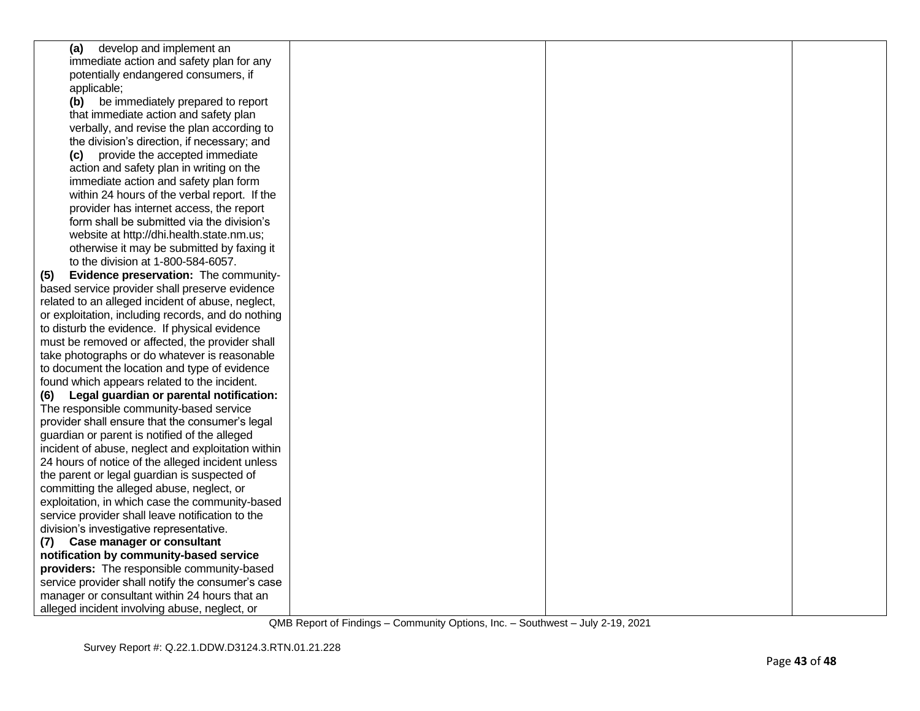| | | | |
|---|---|---|---|
| **(a)** develop and implement an immediate action and safety plan for any potentially endangered consumers, if applicable;<br>**(b)** be immediately prepared to report that immediate action and safety plan verbally, and revise the plan according to the division's direction, if necessary; and<br>**(c)** provide the accepted immediate action and safety plan in writing on the immediate action and safety plan form within 24 hours of the verbal report. If the provider has internet access, the report form shall be submitted via the division's website at http://dhi.health.state.nm.us; otherwise it may be submitted by faxing it to the division at 1-800-584-6057.<br>**(5) Evidence preservation:** The community-based service provider shall preserve evidence related to an alleged incident of abuse, neglect, or exploitation, including records, and do nothing to disturb the evidence. If physical evidence must be removed or affected, the provider shall take photographs or do whatever is reasonable to document the location and type of evidence found which appears related to the incident.<br>**(6) Legal guardian or parental notification:** The responsible community-based service provider shall ensure that the consumer's legal guardian or parent is notified of the alleged incident of abuse, neglect and exploitation within 24 hours of notice of the alleged incident unless the parent or legal guardian is suspected of committing the alleged abuse, neglect, or exploitation, in which case the community-based service provider shall leave notification to the division's investigative representative.<br>**(7) Case manager or consultant notification by community-based service providers:** The responsible community-based service provider shall notify the consumer's case manager or consultant within 24 hours that an alleged incident involving abuse, neglect, or | | | |

QMB Report of Findings – Community Options, Inc. – Southwest – July 2-19, 2021

Survey Report #: Q.22.1.DDW.D3124.3.RTN.01.21.228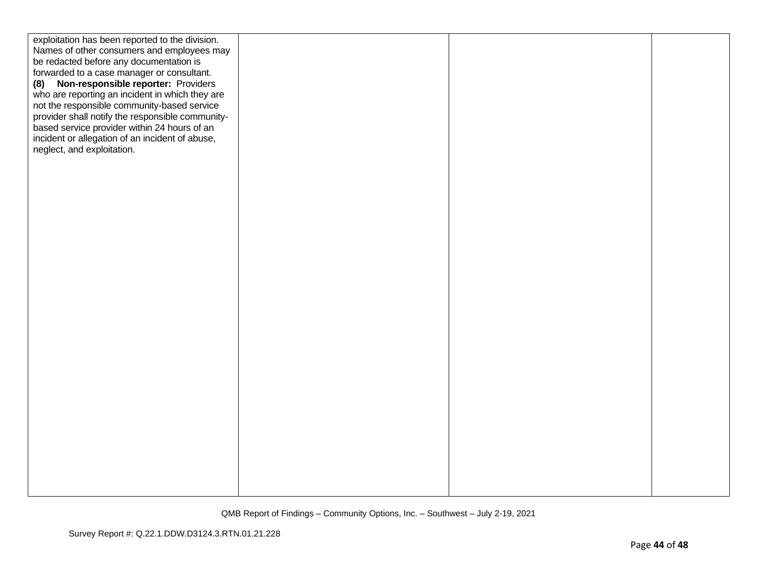| | | | |
|---|---|---|---|
| exploitation has been reported to the division. Names of other consumers and employees may be redacted before any documentation is forwarded to a case manager or consultant.<br>**(8) Non-responsible reporter:** Providers who are reporting an incident in which they are not the responsible community-based service provider shall notify the responsible community-based service provider within 24 hours of an incident or allegation of an incident of abuse, neglect, and exploitation. | | | |

QMB Report of Findings – Community Options, Inc. – Southwest – July 2-19, 2021

Survey Report #: Q.22.1.DDW.D3124.3.RTN.01.21.228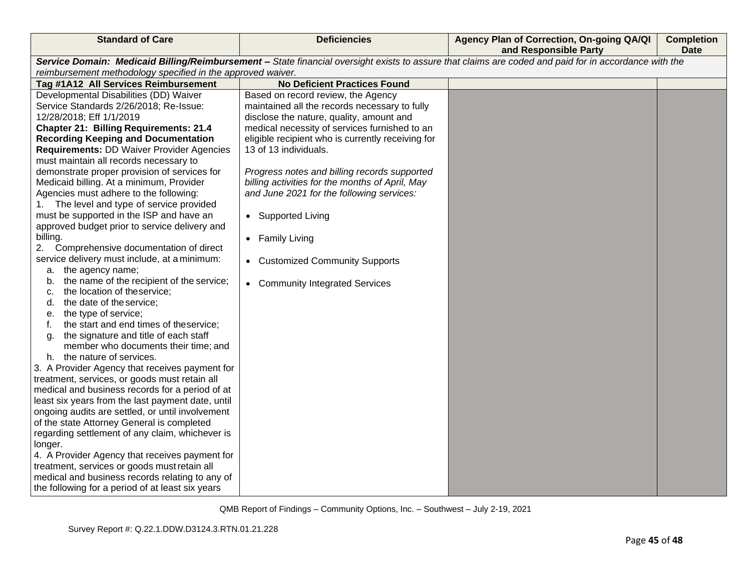| Standard of Care | Deficiencies | Agency Plan of Correction, On-going QA/QI and Responsible Party | Completion Date |
|---|---|---|---|
| ***Service Domain: Medicaid Billing/Reimbursement –*** *State financial oversight exists to assure that claims are coded and paid for in accordance with the reimbursement methodology specified in the approved waiver.* | | | |
| **Tag #1A12 All Services Reimbursement** | **No Deficient Practices Found** | | |
| Developmental Disabilities (DD) Waiver Service Standards 2/26/2018; Re-Issue: 12/28/2018; Eff 1/1/2019<br>**Chapter 21: Billing Requirements: 21.4 Recording Keeping and Documentation Requirements:** DD Waiver Provider Agencies must maintain all records necessary to demonstrate proper provision of services for Medicaid billing. At a minimum, Provider Agencies must adhere to the following:<br>1. The level and type of service provided must be supported in the ISP and have an approved budget prior to service delivery and billing.<br>2. Comprehensive documentation of direct service delivery must include, at a minimum:<br>a. the agency name;<br>b. the name of the recipient of the service;<br>c. the location of the service;<br>d. the date of the service;<br>e. the type of service;<br>f. the start and end times of the service;<br>g. the signature and title of each staff member who documents their time; and<br>h. the nature of services.<br>3. A Provider Agency that receives payment for treatment, services, or goods must retain all medical and business records for a period of at least six years from the last payment date, until ongoing audits are settled, or until involvement of the state Attorney General is completed regarding settlement of any claim, whichever is longer.<br>4. A Provider Agency that receives payment for treatment, services or goods must retain all medical and business records relating to any of the following for a period of at least six years | Based on record review, the Agency maintained all the records necessary to fully disclose the nature, quality, amount and medical necessity of services furnished to an eligible recipient who is currently receiving for 13 of 13 individuals.<br><br>*Progress notes and billing records supported billing activities for the months of April, May and June 2021 for the following services:*<br><br>• Supported Living<br><br>• Family Living<br><br>• Customized Community Supports<br><br>• Community Integrated Services | | |

QMB Report of Findings – Community Options, Inc. – Southwest – July 2-19, 2021

Survey Report #: Q.22.1.DDW.D3124.3.RTN.01.21.228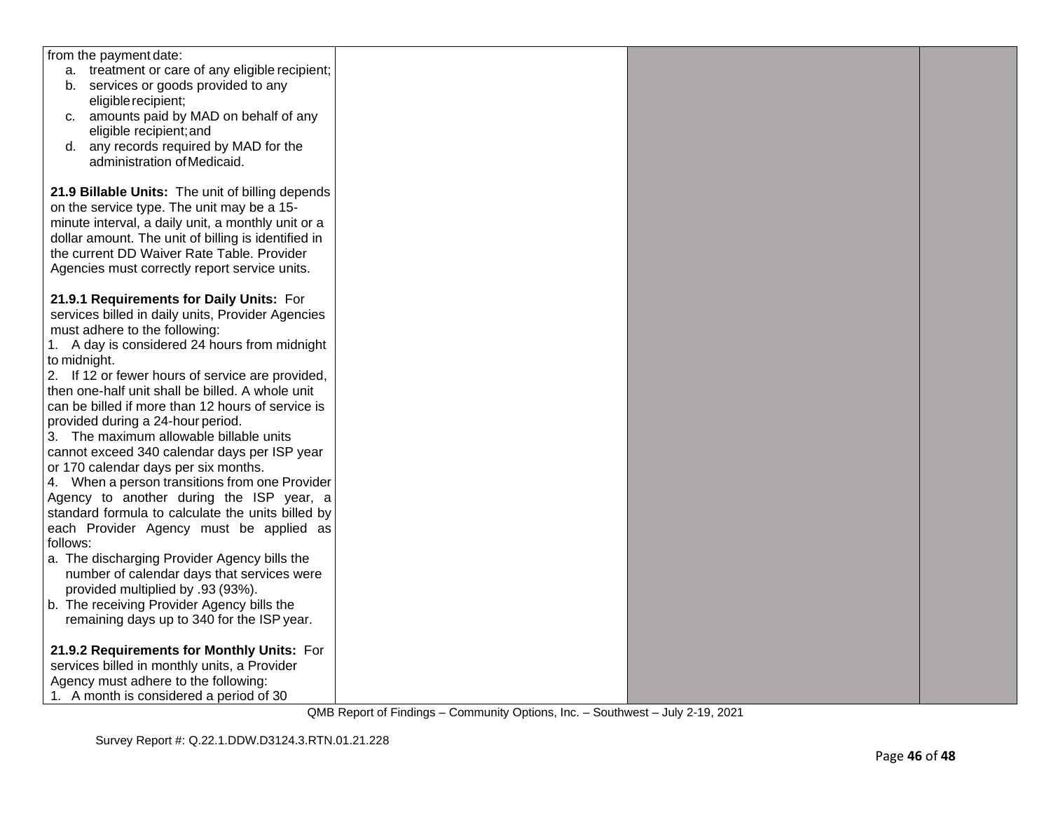| | | | |
|---|---|---|---|
| from the payment date:<br>a. treatment or care of any eligible recipient;<br>b. services or goods provided to any eligible recipient;<br>c. amounts paid by MAD on behalf of any eligible recipient; and<br>d. any records required by MAD for the administration of Medicaid.<br><br>**21.9 Billable Units:** The unit of billing depends on the service type. The unit may be a 15-minute interval, a daily unit, a monthly unit or a dollar amount. The unit of billing is identified in the current DD Waiver Rate Table. Provider Agencies must correctly report service units.<br><br>**21.9.1 Requirements for Daily Units:** For services billed in daily units, Provider Agencies must adhere to the following:<br>1. A day is considered 24 hours from midnight to midnight.<br>2. If 12 or fewer hours of service are provided, then one-half unit shall be billed. A whole unit can be billed if more than 12 hours of service is provided during a 24-hour period.<br>3. The maximum allowable billable units cannot exceed 340 calendar days per ISP year or 170 calendar days per six months.<br>4. When a person transitions from one Provider Agency to another during the ISP year, a standard formula to calculate the units billed by each Provider Agency must be applied as follows:<br>a. The discharging Provider Agency bills the number of calendar days that services were provided multiplied by .93 (93%).<br>b. The receiving Provider Agency bills the remaining days up to 340 for the ISP year.<br><br>**21.9.2 Requirements for Monthly Units:** For services billed in monthly units, a Provider Agency must adhere to the following:<br>1. A month is considered a period of 30 | | | |

QMB Report of Findings – Community Options, Inc. – Southwest – July 2-19, 2021

Survey Report #: Q.22.1.DDW.D3124.3.RTN.01.21.228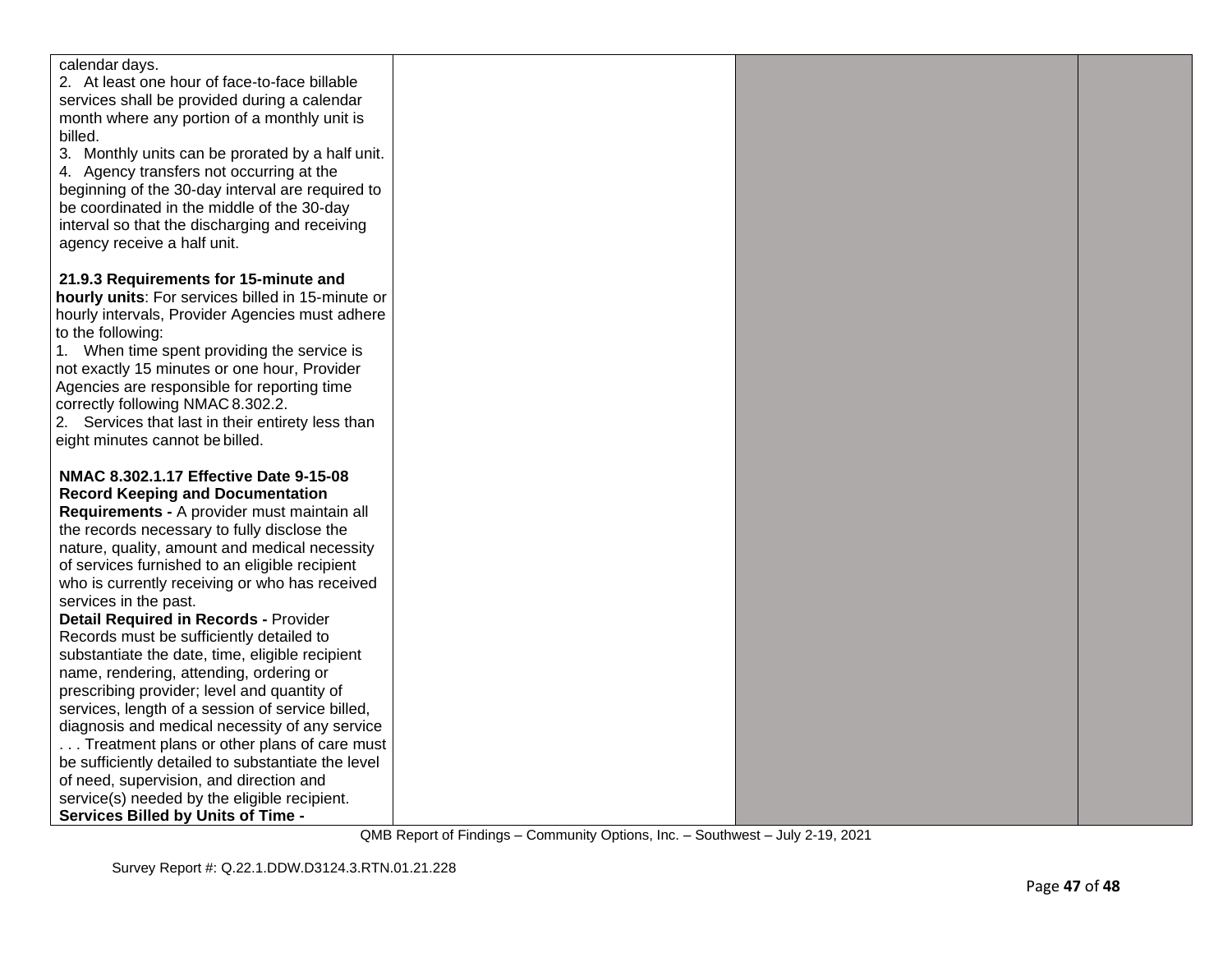| | | | |
|---|---|---|---|
| calendar days.<br>2. At least one hour of face-to-face billable services shall be provided during a calendar month where any portion of a monthly unit is billed.<br>3. Monthly units can be prorated by a half unit.<br>4. Agency transfers not occurring at the beginning of the 30-day interval are required to be coordinated in the middle of the 30-day interval so that the discharging and receiving agency receive a half unit.<br><br>**21.9.3 Requirements for 15-minute and hourly units**: For services billed in 15-minute or hourly intervals, Provider Agencies must adhere to the following:<br>1. When time spent providing the service is not exactly 15 minutes or one hour, Provider Agencies are responsible for reporting time correctly following NMAC 8.302.2.<br>2. Services that last in their entirety less than eight minutes cannot be billed.<br><br>**NMAC 8.302.1.17 Effective Date 9-15-08 Record Keeping and Documentation Requirements -** A provider must maintain all the records necessary to fully disclose the nature, quality, amount and medical necessity of services furnished to an eligible recipient who is currently receiving or who has received services in the past.<br>**Detail Required in Records -** Provider Records must be sufficiently detailed to substantiate the date, time, eligible recipient name, rendering, attending, ordering or prescribing provider; level and quantity of services, length of a session of service billed, diagnosis and medical necessity of any service . . . Treatment plans or other plans of care must be sufficiently detailed to substantiate the level of need, supervision, and direction and service(s) needed by the eligible recipient.<br>**Services Billed by Units of Time -** | | | |

QMB Report of Findings – Community Options, Inc. – Southwest – July 2-19, 2021

Survey Report #: Q.22.1.DDW.D3124.3.RTN.01.21.228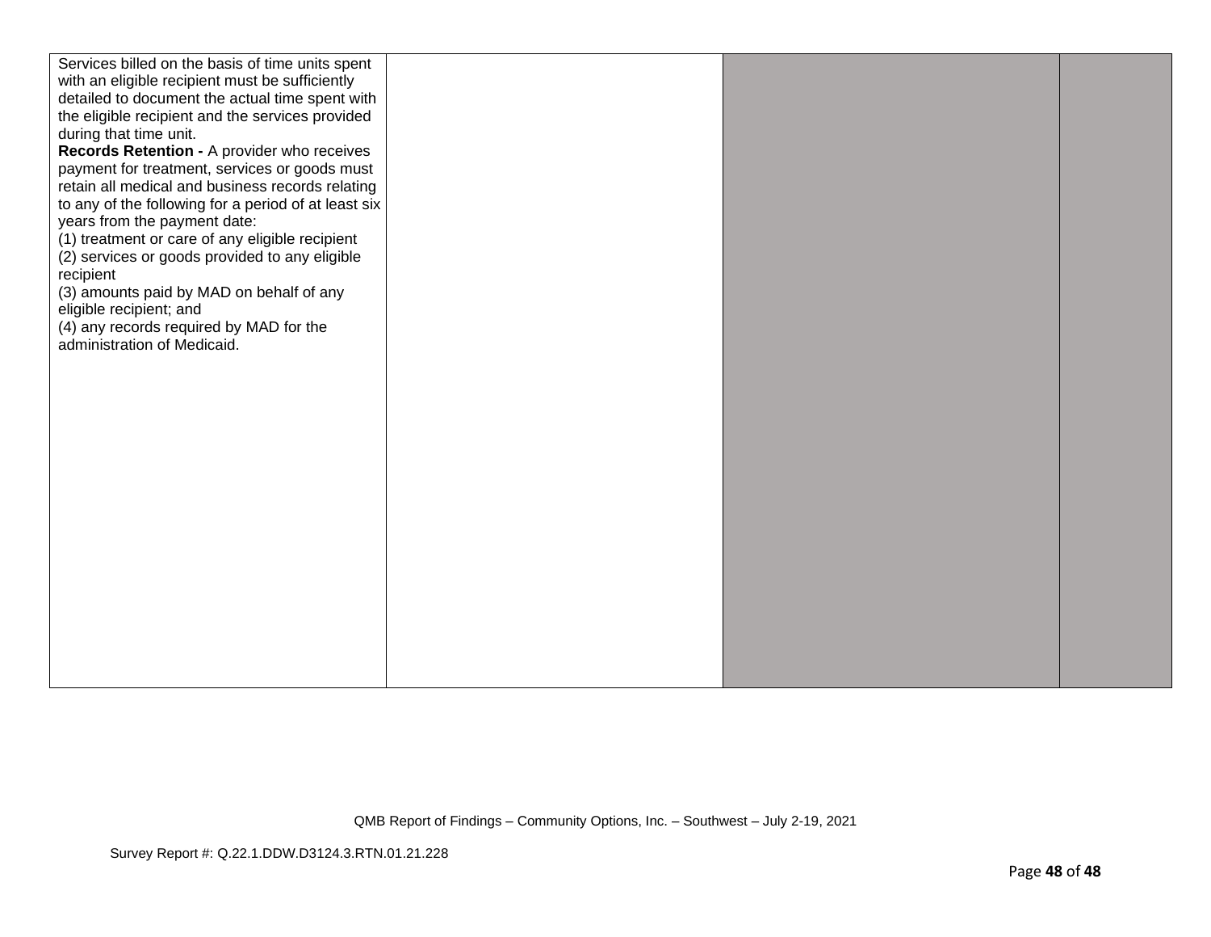| | | | |
|---|---|---|---|
| Services billed on the basis of time units spent with an eligible recipient must be sufficiently detailed to document the actual time spent with the eligible recipient and the services provided during that time unit.<br>**Records Retention -** A provider who receives payment for treatment, services or goods must retain all medical and business records relating to any of the following for a period of at least six years from the payment date:<br>(1) treatment or care of any eligible recipient<br>(2) services or goods provided to any eligible recipient<br>(3) amounts paid by MAD on behalf of any eligible recipient; and<br>(4) any records required by MAD for the administration of Medicaid. | | | |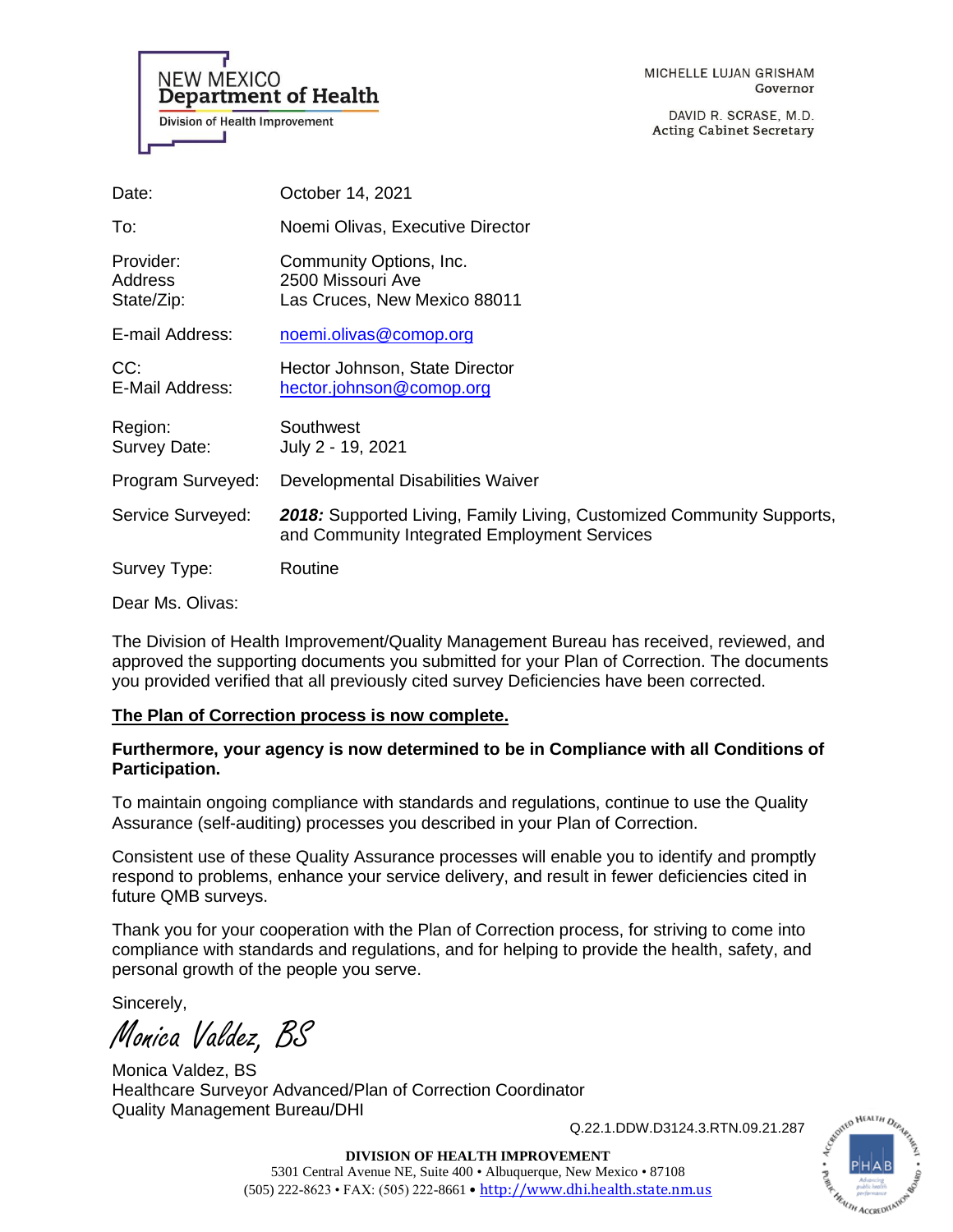NEW MEXICO
**Department of Health**
Division of Health Improvement

MICHELLE LUJAN GRISHAM
Governor

DAVID R. SCRASE, M.D.
Acting Cabinet Secretary

| | |
|---|---|
| Date: | October 14, 2021 |
| To: | Noemi Olivas, Executive Director |
| Provider: Address State/Zip: | Community Options, Inc. 2500 Missouri Ave Las Cruces, New Mexico 88011 |
| E-mail Address: | noemi.olivas@comop.org |
| CC: E-Mail Address: | Hector Johnson, State Director hector.johnson@comop.org |
| Region: Survey Date: | Southwest July 2 - 19, 2021 |
| Program Surveyed: | Developmental Disabilities Waiver |
| Service Surveyed: | ***2018:*** Supported Living, Family Living, Customized Community Supports, and Community Integrated Employment Services |
| Survey Type: | Routine |

Dear Ms. Olivas:

The Division of Health Improvement/Quality Management Bureau has received, reviewed, and approved the supporting documents you submitted for your Plan of Correction. The documents you provided verified that all previously cited survey Deficiencies have been corrected.

**The Plan of Correction process is now complete.**

**Furthermore, your agency is now determined to be in Compliance with all Conditions of Participation.**

To maintain ongoing compliance with standards and regulations, continue to use the Quality Assurance (self-auditing) processes you described in your Plan of Correction.

Consistent use of these Quality Assurance processes will enable you to identify and promptly respond to problems, enhance your service delivery, and result in fewer deficiencies cited in future QMB surveys.

Thank you for your cooperation with the Plan of Correction process, for striving to come into compliance with standards and regulations, and for helping to provide the health, safety, and personal growth of the people you serve.

Sincerely,

*Monica Valdez, BS*

Monica Valdez, BS
Healthcare Surveyor Advanced/Plan of Correction Coordinator
Quality Management Bureau/DHI

Q.22.1.DDW.D3124.3.RTN.09.21.287

**DIVISION OF HEALTH IMPROVEMENT**
5301 Central Avenue NE, Suite 400 • Albuquerque, New Mexico • 87108
(505) 222-8623 • FAX: (505) 222-8661 • http://www.dhi.health.state.nm.us